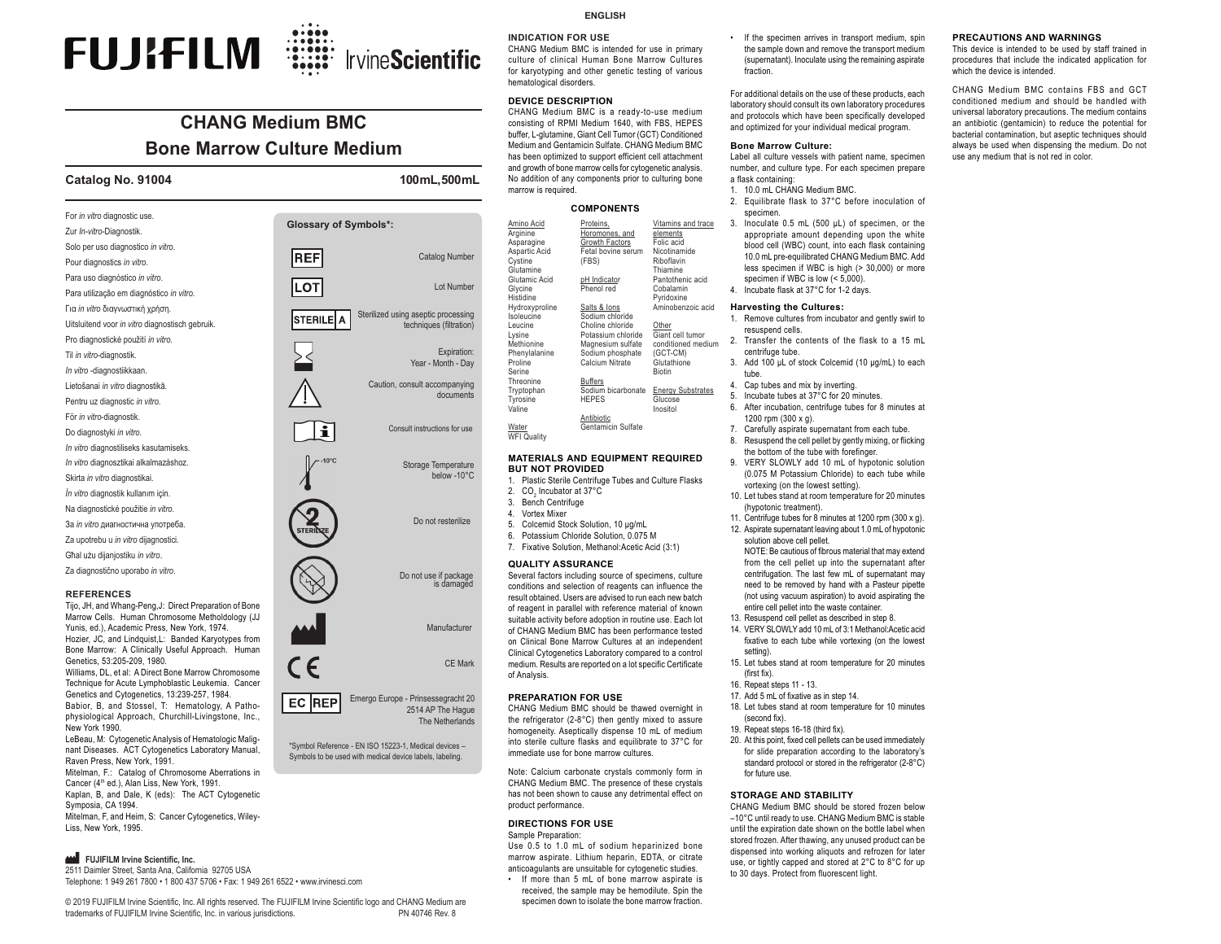# FUJIFILM IrvineScientific

## CHANG Medium BMC
## Bone Marrow Culture Medium

**Catalog No. 91004** **100mL, 500mL**

For *in vitro* diagnostic use.
Zur *In-vitro*-Diagnostik.
Solo per uso diagnostico *in vitro*.
Pour diagnostics *in vitro*.
Para uso diagnóstico *in vitro*.
Para utilização em diagnóstico *in vitro*.
Για *in vitro* διαγνωστική χρήση.
Uitsluitend voor *in vitro* diagnostisch gebruik.
Pro diagnostické použití *in vitro*.
Til *in vitro*-diagnostik.
*In vitro* -diagnostiikkaan.
Lietošanai *in vitro* diagnostikā.
Pentru uz diagnostic *in vitro*.
För *in vitro*-diagnostik.
Do diagnostyki *in vitro*.
*In vitro* diagnostiliseks kasutamiseks.
*In vitro* diagnosztikai alkalmazáshoz.
Skirta *in vitro* diagnostikai.
*İn vitro* diagnostik kullanım için.
Na diagnostické použitie *in vitro*.
За *in vitro* диагностична употреба.
Za upotrebu u *in vitro* dijagnostici.
Għal użu dijanjostiku *in vitro*.
Za diagnostično uporabo *in vitro*.

**Glossary of Symbols*:**

| Symbol | Meaning |
|---|---|
| REF | Catalog Number |
| LOT | Lot Number |
| STERILE A | Sterilized using aseptic processing techniques (filtration) |
| | Expiration: Year - Month - Day |
| | Caution, consult accompanying documents |
| | Consult instructions for use |
| -10°C | Storage Temperature below -10°C |
| STERILIZE | Do not resterilize |
| | Do not use if package is damaged |
| | Manufacturer |
| CE | CE Mark |
| EC REP | Emergo Europe - Prinsessegracht 20 2514 AP The Hague The Netherlands |

*Symbol Reference - EN ISO 15223-1, Medical devices – Symbols to be used with medical device labels, labeling.

### REFERENCES

Tijo, JH, and Whang-Peng,J: Direct Preparation of Bone Marrow Cells. Human Chromosome Metholdology (JJ Yunis, ed.), Academic Press, New York, 1974.
Hozier, JC, and Lindquist,L: Banded Karyotypes from Bone Marrow: A Clinically Useful Approach. Human Genetics, 53:205-209, 1980.
Williams, DL, et al: A Direct Bone Marrow Chromosome Technique for Acute Lymphoblastic Leukemia. Cancer Genetics and Cytogenetics, 13:239-257, 1984.
Babior, B, and Stossel, T: Hematology, A Pathophysiological Approach, Churchill-Livingstone, Inc., New York 1990.
LeBeau, M: Cytogenetic Analysis of Hematologic Malignant Diseases. ACT Cytogenetics Laboratory Manual, Raven Press, New York, 1991.
Mitelman, F.: Catalog of Chromosome Aberrations in Cancer (4th ed.), Alan Liss, New York, 1991.
Kaplan, B, and Dale, K (eds): The ACT Cytogenetic Symposia, CA 1994.
Mitelman, F, and Heim, S: Cancer Cytogenetics, Wiley-Liss, New York, 1995.

**FUJIFILM Irvine Scientific, Inc.**
2511 Daimler Street, Santa Ana, California 92705 USA
Telephone: 1 949 261 7800 • 1 800 437 5706 • Fax: 1 949 261 6522 • www.irvinesci.com

© 2019 FUJIFILM Irvine Scientific, Inc. All rights reserved. The FUJIFILM Irvine Scientific logo and CHANG Medium are trademarks of FUJIFILM Irvine Scientific, Inc. in various jurisdictions. PN 40746 Rev. 8

**ENGLISH**

### INDICATION FOR USE

CHANG Medium BMC is intended for use in primary culture of clinical Human Bone Marrow Cultures for karyotyping and other genetic testing of various hematological disorders.

### DEVICE DESCRIPTION

CHANG Medium BMC is a ready-to-use medium consisting of RPMI Medium 1640, with FBS, HEPES buffer, L-glutamine, Giant Cell Tumor (GCT) Conditioned Medium and Gentamicin Sulfate. CHANG Medium BMC has been optimized to support efficient cell attachment and growth of bone marrow cells for cytogenetic analysis. No addition of any components prior to culturing bone marrow is required.

### COMPONENTS

| Amino Acid | Proteins, Horomones, and Growth Factors | Vitamins and trace elements |
|---|---|---|
| Arginine | Fetal bovine serum (FBS) | Folic acid |
| Asparagine | | Nicotinamide |
| Aspartic Acid | | Riboflavin |
| Cystine | | Thiamine |
| Glutamine | | |
| Glutamic Acid | **pH Indicator** | Pantothenic acid |
| Glycine | Phenol red | Cobalamin |
| Histidine | | Pyridoxine |
| Hydroxyproline | **Salts & Ions** | Aminobenzoic acid |
| Isoleucine | Sodium chloride | |
| Leucine | Choline chloride | **Other** |
| Lysine | Potassium chloride | Giant cell tumor conditioned medium (GCT-CM) |
| Methionine | Magnesium sulfate | |
| Phenylalanine | Sodium phosphate | |
| Proline | Calcium Nitrate | Glutathione |
| Serine | | Biotin |
| Threonine | **Buffers** | |
| Tryptophan | Sodium bicarbonate | **Energy Substrates** |
| Tyrosine | HEPES | Glucose |
| Valine | | Inositol |
| | **Antibiotic** | |
| **Water** | Gentamicin Sulfate | |
| WFI Quality | | |

### MATERIALS AND EQUIPMENT REQUIRED BUT NOT PROVIDED

1. Plastic Sterile Centrifuge Tubes and Culture Flasks
2. $CO_2$ Incubator at 37°C
3. Bench Centrifuge
4. Vortex Mixer
5. Colcemid Stock Solution, 10 µg/mL
6. Potassium Chloride Solution, 0.075 M
7. Fixative Solution, Methanol:Acetic Acid (3:1)

### QUALITY ASSURANCE

Several factors including source of specimens, culture conditions and selection of reagents can influence the result obtained. Users are advised to run each new batch of reagent in parallel with reference material of known suitable activity before adoption in routine use. Each lot of CHANG Medium BMC has been performance tested on Clinical Bone Marrow Cultures at an independent Clinical Cytogenetics Laboratory compared to a control medium. Results are reported on a lot specific Certificate of Analysis.

### PREPARATION FOR USE

CHANG Medium BMC should be thawed overnight in the refrigerator (2-8°C) then gently mixed to assure homogeneity. Aseptically dispense 10 mL of medium into sterile culture flasks and equilibrate to 37°C for immediate use for bone marrow cultures.

Note: Calcium carbonate crystals commonly form in CHANG Medium BMC. The presence of these crystals has not been shown to cause any detrimental effect on product performance.

### DIRECTIONS FOR USE

Sample Preparation:

Use 0.5 to 1.0 mL of sodium heparinized bone marrow aspirate. Lithium heparin, EDTA, or citrate anticoagulants are unsuitable for cytogenetic studies.

- If more than 5 mL of bone marrow aspirate is received, the sample may be hemodilute. Spin the specimen down to isolate the bone marrow fraction.
- If the specimen arrives in transport medium, spin the sample down and remove the transport medium (supernatant). Inoculate using the remaining aspirate fraction.

For additional details on the use of these products, each laboratory should consult its own laboratory procedures and protocols which have been specifically developed and optimized for your individual medical program.

#### Bone Marrow Culture:

Label all culture vessels with patient name, specimen number, and culture type. For each specimen prepare a flask containing:

1. 10.0 mL CHANG Medium BMC.
2. Equilibrate flask to 37°C before inoculation of specimen.
3. Inoculate 0.5 mL (500 µL) of specimen, or the appropriate amount depending upon the white blood cell (WBC) count, into each flask containing 10.0 mL pre-equilibrated CHANG Medium BMC. Add less specimen if WBC is high (> 30,000) or more specimen if WBC is low (< 5,000).
4. Incubate flask at 37°C for 1-2 days.

#### Harvesting the Cultures:

1. Remove cultures from incubator and gently swirl to resuspend cells.
2. Transfer the contents of the flask to a 15 mL centrifuge tube.
3. Add 100 µL of stock Colcemid (10 µg/mL) to each tube.
4. Cap tubes and mix by inverting.
5. Incubate tubes at 37°C for 20 minutes.
6. After incubation, centrifuge tubes for 8 minutes at 1200 rpm (300 x g).
7. Carefully aspirate supernatant from each tube.
8. Resuspend the cell pellet by gently mixing, or flicking the bottom of the tube with forefinger.
9. VERY SLOWLY add 10 mL of hypotonic solution (0.075 M Potassium Chloride) to each tube while vortexing (on the lowest setting).
10. Let tubes stand at room temperature for 20 minutes (hypotonic treatment).
11. Centrifuge tubes for 8 minutes at 1200 rpm (300 x g).
12. Aspirate supernatant leaving about 1.0 mL of hypotonic solution above cell pellet.
    NOTE: Be cautious of fibrous material that may extend from the cell pellet up into the supernatant after centrifugation. The last few mL of supernatant may need to be removed by hand with a Pasteur pipette (not using vacuum aspiration) to avoid aspirating the entire cell pellet into the waste container.
13. Resuspend cell pellet as described in step 8.
14. VERY SLOWLY add 10 mL of 3:1 Methanol:Acetic acid fixative to each tube while vortexing (on the lowest setting).
15. Let tubes stand at room temperature for 20 minutes (first fix).
16. Repeat steps 11 - 13.
17. Add 5 mL of fixative as in step 14.
18. Let tubes stand at room temperature for 10 minutes (second fix).
19. Repeat steps 16-18 (third fix).
20. At this point, fixed cell pellets can be used immediately for slide preparation according to the laboratory's standard protocol or stored in the refrigerator (2-8°C) for future use.

### STORAGE AND STABILITY

CHANG Medium BMC should be stored frozen below –10°C until ready to use. CHANG Medium BMC is stable until the expiration date shown on the bottle label when stored frozen. After thawing, any unused product can be dispensed into working aliquots and refrozen for later use, or tightly capped and stored at 2°C to 8°C for up to 30 days. Protect from fluorescent light.

### PRECAUTIONS AND WARNINGS

This device is intended to be used by staff trained in procedures that include the indicated application for which the device is intended.

CHANG Medium BMC contains FBS and GCT conditioned medium and should be handled with universal laboratory precautions. The medium contains an antibiotic (gentamicin) to reduce the potential for bacterial contamination, but aseptic techniques should always be used when dispensing the medium. Do not use any medium that is not red in color.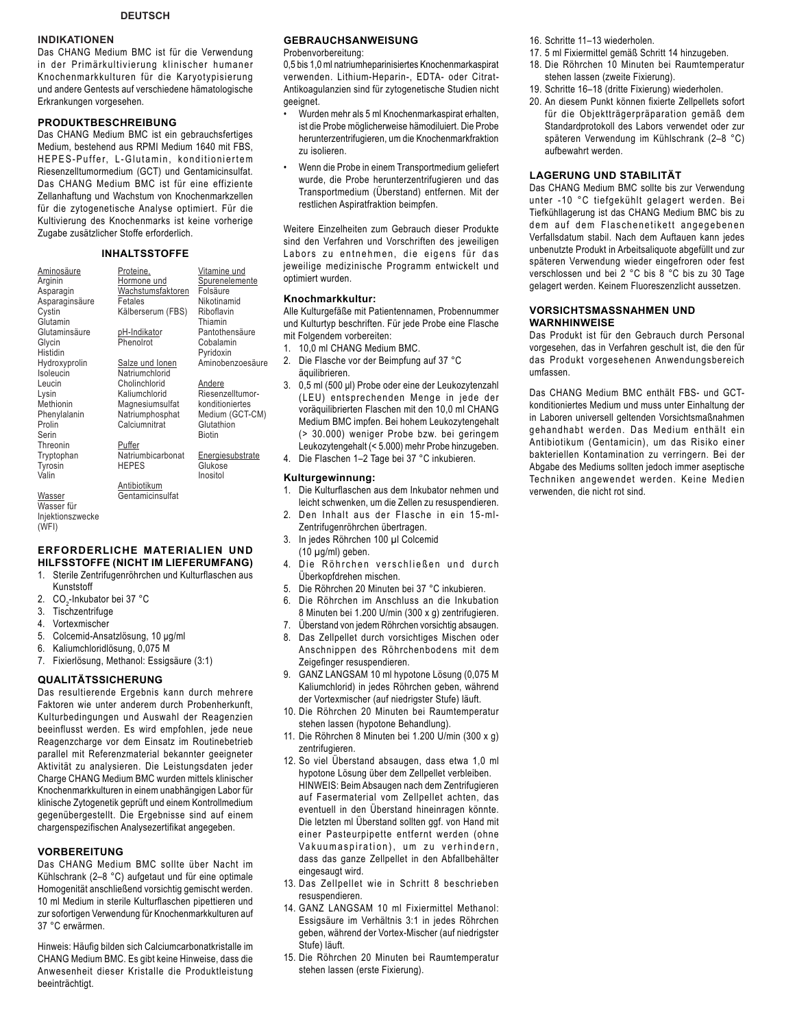**DEUTSCH**

## INDIKATIONEN

Das CHANG Medium BMC ist für die Verwendung in der Primärkultivierung klinischer humaner Knochenmarkkulturen für die Karyotypisierung und andere Gentests auf verschiedene hämatologische Erkrankungen vorgesehen.

## PRODUKTBESCHREIBUNG

Das CHANG Medium BMC ist ein gebrauchsfertiges Medium, bestehend aus RPMI Medium 1640 mit FBS, HEPES-Puffer, L-Glutamin, konditioniertem Riesenzelltumormedium (GCT) und Gentamicinsulfat. Das CHANG Medium BMC ist für eine effiziente Zellanhaftung und Wachstum von Knochenmarkzellen für die zytogenetische Analyse optimiert. Für die Kultivierung des Knochenmarks ist keine vorherige Zugabe zusätzlicher Stoffe erforderlich.

### INHALTSSTOFFE

| Aminosäure | Proteine, Hormone und Wachstumsfaktoren | Vitamine und Spurenelemente |
|---|---|---|
| Arginin | Fetales Kälberserum (FBS) | Folsäure |
| Asparagin | | Nikotinamid |
| Asparaginsäure | pH-Indikator | Riboflavin |
| Cystin | Phenolrot | Thiamin |
| Glutamin | | Pantothensäure |
| Glutaminsäure | Salze und Ionen | Cobalamin |
| Glycin | Natriumchlorid | Pyridoxin |
| Histidin | Cholinchlorid | Aminobenzoesäure |
| Hydroxyprolin | Kaliumchlorid | |
| Isoleucin | Magnesiumsulfat | Andere |
| Leucin | Natriumphosphat | Riesenzelltumor-konditioniertes Medium (GCT-CM) |
| Lysin | Calciumnitrat | Glutathion |
| Methionin | | Biotin |
| Phenylalanin | Puffer | |
| Prolin | Natriumbicarbonat | Energiesubstrate |
| Serin | HEPES | Glukose |
| Threonin | | Inositol |
| Tryptophan | Antibiotikum | |
| Tyrosin | Gentamicinsulfat | |
| Valin | | |
| | | |
| Wasser | | |
| Wasser für Injektionszwecke (WFI) | | |

## ERFORDERLICHE MATERIALIEN UND HILFSSTOFFE (NICHT IM LIEFERUMFANG)

1. Sterile Zentrifugenröhrchen und Kulturflaschen aus Kunststoff
2. $CO_2$-Inkubator bei 37 °C
3. Tischzentrifuge
4. Vortexmischer
5. Colcemid-Ansatzlösung, 10 µg/ml
6. Kaliumchloridlösung, 0,075 M
7. Fixierlösung, Methanol: Essigsäure (3:1)

## QUALITÄTSSICHERUNG

Das resultierende Ergebnis kann durch mehrere Faktoren wie unter anderem durch Probenherkunft, Kulturbedingungen und Auswahl der Reagenzien beeinflusst werden. Es wird empfohlen, jede neue Reagenzcharge vor dem Einsatz im Routinebetrieb parallel mit Referenzmaterial bekannter geeigneter Aktivität zu analysieren. Die Leistungsdaten jeder Charge CHANG Medium BMC wurden mittels klinischer Knochenmarkkulturen in einem unabhängigen Labor für klinische Zytogenetik geprüft und einem Kontrollmedium gegenübergestellt. Die Ergebnisse sind auf einem chargenspezifischen Analysezertifikat angegeben.

## VORBEREITUNG

Das CHANG Medium BMC sollte über Nacht im Kühlschrank (2–8 °C) aufgetaut und für eine optimale Homogenität anschließend vorsichtig gemischt werden. 10 ml Medium in sterile Kulturflaschen pipettieren und zur sofortigen Verwendung für Knochenmarkkulturen auf 37 °C erwärmen.

Hinweis: Häufig bilden sich Calciumcarbonatkristalle im CHANG Medium BMC. Es gibt keine Hinweise, dass die Anwesenheit dieser Kristalle die Produktleistung beeinträchtigt.

## GEBRAUCHSANWEISUNG

Probenvorbereitung:

0,5 bis 1,0 ml natriumheparinisiertes Knochenmarkaspirat verwenden. Lithium-Heparin-, EDTA- oder Citrat-Antikoagulanzien sind für zytogenetische Studien nicht geeignet.

- Wurden mehr als 5 ml Knochenmarkaspirat erhalten, ist die Probe möglicherweise hämodiluiert. Die Probe herunterzentrifugieren, um die Knochenmarkfraktion zu isolieren.
- Wenn die Probe in einem Transportmedium geliefert wurde, die Probe herunterzentrifugieren und das Transportmedium (Überstand) entfernen. Mit der restlichen Aspiratfraktion beimpfen.

Weitere Einzelheiten zum Gebrauch dieser Produkte sind den Verfahren und Vorschriften des jeweiligen Labors zu entnehmen, die eigens für das jeweilige medizinische Programm entwickelt und optimiert wurden.

### Knochmarkkultur:

Alle Kulturgefäße mit Patientennamen, Probennummer und Kulturtyp beschriften. Für jede Probe eine Flasche mit Folgendem vorbereiten:

1. 10,0 ml CHANG Medium BMC.
2. Die Flasche vor der Beimpfung auf 37 °C äquilibrieren.
3. 0,5 ml (500 µl) Probe oder eine der Leukozytenzahl (LEU) entsprechenden Menge in jede der voräquilibrierten Flaschen mit den 10,0 ml CHANG Medium BMC impfen. Bei hohem Leukozytengehalt (> 30.000) weniger Probe bzw. bei geringem Leukozytengehalt (< 5.000) mehr Probe hinzugeben.
4. Die Flaschen 1–2 Tage bei 37 °C inkubieren.

### Kulturgewinnung:

1. Die Kulturflaschen aus dem Inkubator nehmen und leicht schwenken, um die Zellen zu resuspendieren.
2. Den Inhalt aus der Flasche in ein 15-ml-Zentrifugenröhrchen übertragen.
3. In jedes Röhrchen 100 µl Colcemid (10 µg/ml) geben.
4. Die Röhrchen verschließen und durch Überkopfdrehen mischen.
5. Die Röhrchen 20 Minuten bei 37 °C inkubieren.
6. Die Röhrchen im Anschluss an die Inkubation 8 Minuten bei 1.200 U/min (300 x g) zentrifugieren.
7. Überstand von jedem Röhrchen vorsichtig absaugen.
8. Das Zellpellet durch vorsichtiges Mischen oder Anschnippen des Röhrchenbodens mit dem Zeigefinger resuspendieren.
9. GANZ LANGSAM 10 ml hypotone Lösung (0,075 M Kaliumchlorid) in jedes Röhrchen geben, während der Vortexmischer (auf niedrigster Stufe) läuft.
10. Die Röhrchen 20 Minuten bei Raumtemperatur stehen lassen (hypotone Behandlung).
11. Die Röhrchen 8 Minuten bei 1.200 U/min (300 x g) zentrifugieren.
12. So viel Überstand absaugen, dass etwa 1,0 ml hypotone Lösung über dem Zellpellet verbleiben.
    HINWEIS: Beim Absaugen nach dem Zentrifugieren auf Fasermaterial vom Zellpellet achten, das eventuell in den Überstand hineinragen könnte. Die letzten ml Überstand sollten ggf. von Hand mit einer Pasteurpipette entfernt werden (ohne Vakuumaspiration), um zu verhindern, dass das ganze Zellpellet in den Abfallbehälter eingesaugt wird.
13. Das Zellpellet wie in Schritt 8 beschrieben resuspendieren.
14. GANZ LANGSAM 10 ml Fixiermittel Methanol: Essigsäure im Verhältnis 3:1 in jedes Röhrchen geben, während der Vortex-Mischer (auf niedrigster Stufe) läuft.
15. Die Röhrchen 20 Minuten bei Raumtemperatur stehen lassen (erste Fixierung).
16. Schritte 11–13 wiederholen.
17. 5 ml Fixiermittel gemäß Schritt 14 hinzugeben.
18. Die Röhrchen 10 Minuten bei Raumtemperatur stehen lassen (zweite Fixierung).
19. Schritte 16–18 (dritte Fixierung) wiederholen.
20. An diesem Punkt können fixierte Zellpellets sofort für die Objektträgerpräparation gemäß dem Standardprotokoll des Labors verwendet oder zur späteren Verwendung im Kühlschrank (2–8 °C) aufbewahrt werden.

## LAGERUNG UND STABILITÄT

Das CHANG Medium BMC sollte bis zur Verwendung unter -10 °C tiefgekühlt gelagert werden. Bei Tiefkühllagerung ist das CHANG Medium BMC bis zu dem auf dem Flaschenetikett angegebenen Verfallsdatum stabil. Nach dem Auftauen kann jedes unbenutzte Produkt in Arbeitsaliquote abgefüllt und zur späteren Verwendung wieder eingefroren oder fest verschlossen und bei 2 °C bis 8 °C bis zu 30 Tage gelagert werden. Keinem Fluoreszenzlicht aussetzen.

## VORSICHTSMASSNAHMEN UND WARNHINWEISE

Das Produkt ist für den Gebrauch durch Personal vorgesehen, das in Verfahren geschult ist, die den für das Produkt vorgesehenen Anwendungsbereich umfassen.

Das CHANG Medium BMC enthält FBS- und GCT-konditioniertes Medium und muss unter Einhaltung der in Laboren universell geltenden Vorsichtsmaßnahmen gehandhabt werden. Das Medium enthält ein Antibiotikum (Gentamicin), um das Risiko einer bakteriellen Kontamination zu verringern. Bei der Abgabe des Mediums sollten jedoch immer aseptische Techniken angewendet werden. Keine Medien verwenden, die nicht rot sind.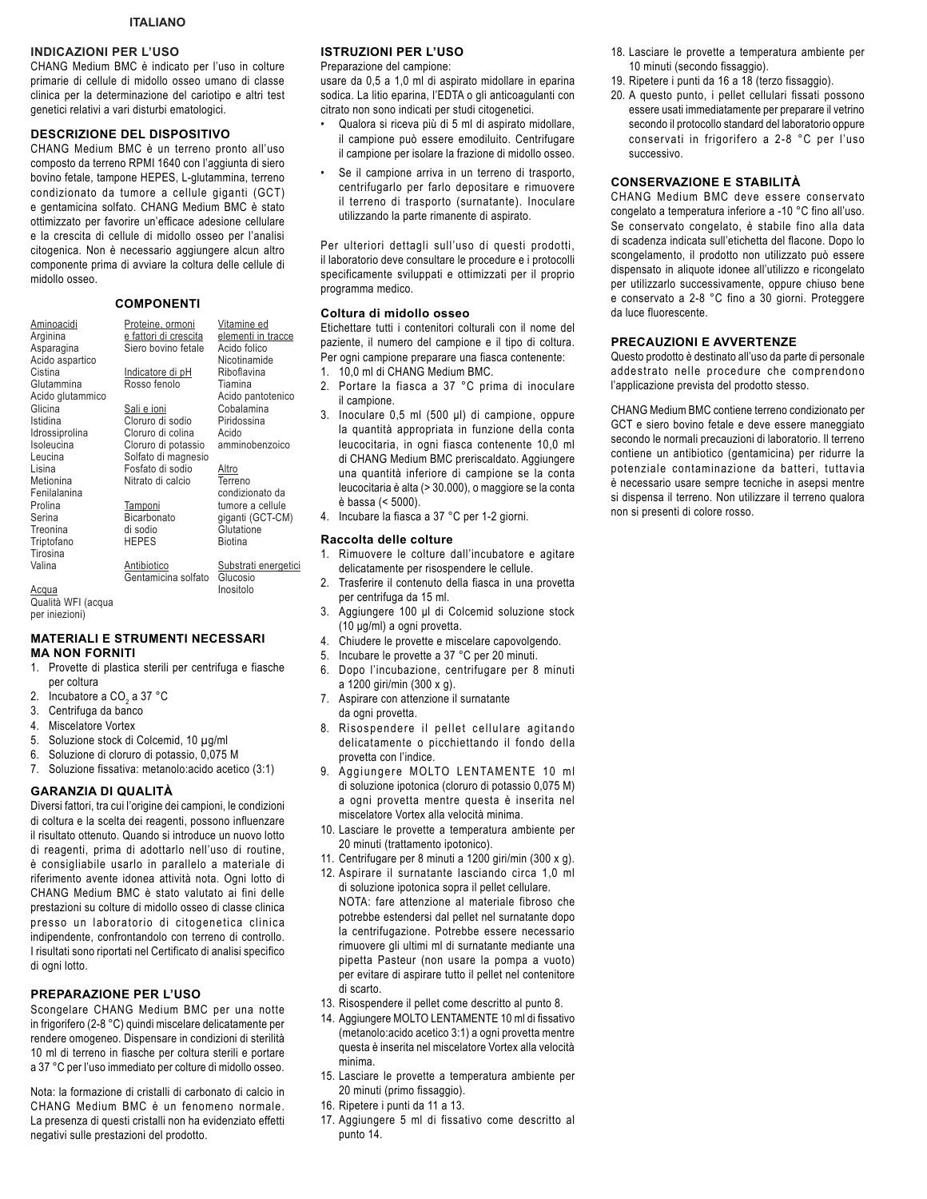**ITALIANO**

## INDICAZIONI PER L'USO

CHANG Medium BMC è indicato per l'uso in colture primarie di cellule di midollo osseo umano di classe clinica per la determinazione del cariotipo e altri test genetici relativi a vari disturbi ematologici.

## DESCRIZIONE DEL DISPOSITIVO

CHANG Medium BMC è un terreno pronto all'uso composto da terreno RPMI 1640 con l'aggiunta di siero bovino fetale, tampone HEPES, L-glutammina, terreno condizionato da tumore a cellule giganti (GCT) e gentamicina solfato. CHANG Medium BMC è stato ottimizzato per favorire un'efficace adesione cellulare e la crescita di cellule di midollo osseo per l'analisi citogenica. Non è necessario aggiungere alcun altro componente prima di avviare la coltura delle cellule di midollo osseo.

### COMPONENTI

| Aminoacidi | Proteine, ormoni e fattori di crescita | Vitamine ed elementi in tracce |
|---|---|---|
| Arginina | Siero bovino fetale | Acido folico |
| Asparagina | | Nicotinamide |
| Acido aspartico | **Indicatore di pH** | Riboflavina |
| Cistina | Rosso fenolo | Tiamina |
| Glutammina | | Acido pantotenico |
| Acido glutammico | **Sali e ioni** | Cobalamina |
| Glicina | Cloruro di sodio | Piridossina |
| Istidina | Cloruro di colina | Acido amminobenzoico |
| Idrossiprolina | Cloruro di potassio | |
| Isoleucina | Solfato di magnesio | **Altro** |
| Leucina | Fosfato di sodio | Terreno condizionato da tumore a cellule giganti (GCT-CM) |
| Lisina | Nitrato di calcio | Glutatione |
| Metionina | | Biotina |
| Fenilalanina | **Tamponi** | |
| Prolina | Bicarbonato di sodio | **Substrati energetici** |
| Serina | HEPES | Glucosio |
| Treonina | | Inositolo |
| Triptofano | **Antibiotico** | |
| Tirosina | Gentamicina solfato | |
| Valina | | |
| **Acqua** | | |
| Qualità WFI (acqua per iniezioni) | | |

## MATERIALI E STRUMENTI NECESSARI MA NON FORNITI

1. Provette di plastica sterili per centrifuga e fiasche per coltura
2. Incubatore a $CO_2$ a 37 °C
3. Centrifuga da banco
4. Miscelatore Vortex
5. Soluzione stock di Colcemid, 10 µg/ml
6. Soluzione di cloruro di potassio, 0,075 M
7. Soluzione fissativa: metanolo:acido acetico (3:1)

## GARANZIA DI QUALITÀ

Diversi fattori, tra cui l'origine dei campioni, le condizioni di coltura e la scelta dei reagenti, possono influenzare il risultato ottenuto. Quando si introduce un nuovo lotto di reagenti, prima di adottarlo nell'uso di routine, è consigliabile usarlo in parallelo a materiale di riferimento avente idonea attività nota. Ogni lotto di CHANG Medium BMC è stato valutato ai fini delle prestazioni su colture di midollo osseo di classe clinica presso un laboratorio di citogenetica clinica indipendente, confrontandolo con terreno di controllo. I risultati sono riportati nel Certificato di analisi specifico di ogni lotto.

## PREPARAZIONE PER L'USO

Scongelare CHANG Medium BMC per una notte in frigorifero (2-8 °C) quindi miscelare delicatamente per rendere omogeneo. Dispensare in condizioni di sterilità 10 ml di terreno in fiasche per coltura sterili e portare a 37 °C per l'uso immediato per colture di midollo osseo.

Nota: la formazione di cristalli di carbonato di calcio in CHANG Medium BMC è un fenomeno normale. La presenza di questi cristalli non ha evidenziato effetti negativi sulle prestazioni del prodotto.

## ISTRUZIONI PER L'USO

Preparazione del campione:
usare da 0,5 a 1,0 ml di aspirato midollare in eparina sodica. La litio eparina, l'EDTA o gli anticoagulanti con citrato non sono indicati per studi citogenetici.

- Qualora si riceva più di 5 ml di aspirato midollare, il campione può essere emodiluito. Centrifugare il campione per isolare la frazione di midollo osseo.
- Se il campione arriva in un terreno di trasporto, centrifugarlo per farlo depositare e rimuovere il terreno di trasporto (surnatante). Inoculare utilizzando la parte rimanente di aspirato.

Per ulteriori dettagli sull'uso di questi prodotti, il laboratorio deve consultare le procedure e i protocolli specificamente sviluppati e ottimizzati per il proprio programma medico.

### Coltura di midollo osseo

Etichettare tutti i contenitori colturali con il nome del paziente, il numero del campione e il tipo di coltura. Per ogni campione preparare una fiasca contenente:

1. 10,0 ml di CHANG Medium BMC.
2. Portare la fiasca a 37 °C prima di inoculare il campione.
3. Inoculare 0,5 ml (500 µl) di campione, oppure la quantità appropriata in funzione della conta leucocitaria, in ogni fiasca contenente 10,0 ml di CHANG Medium BMC preriscaldato. Aggiungere una quantità inferiore di campione se la conta leucocitaria è alta (> 30.000), o maggiore se la conta è bassa (< 5000).
4. Incubare la fiasca a 37 °C per 1-2 giorni.

### Raccolta delle colture

1. Rimuovere le colture dall'incubatore e agitare delicatamente per risospendere le cellule.
2. Trasferire il contenuto della fiasca in una provetta per centrifuga da 15 ml.
3. Aggiungere 100 µl di Colcemid soluzione stock (10 µg/ml) a ogni provetta.
4. Chiudere le provette e miscelare capovolgendo.
5. Incubare le provette a 37 °C per 20 minuti.
6. Dopo l'incubazione, centrifugare per 8 minuti a 1200 giri/min (300 x g).
7. Aspirare con attenzione il surnatante da ogni provetta.
8. Risospendere il pellet cellulare agitando delicatamente o picchiettando il fondo della provetta con l'indice.
9. Aggiungere MOLTO LENTAMENTE 10 ml di soluzione ipotonica (cloruro di potassio 0,075 M) a ogni provetta mentre questa è inserita nel miscelatore Vortex alla velocità minima.
10. Lasciare le provette a temperatura ambiente per 20 minuti (trattamento ipotonico).
11. Centrifugare per 8 minuti a 1200 giri/min (300 x g).
12. Aspirare il surnatante lasciando circa 1,0 ml di soluzione ipotonica sopra il pellet cellulare.
    NOTA: fare attenzione al materiale fibroso che potrebbe estendersi dal pellet nel surnatante dopo la centrifugazione. Potrebbe essere necessario rimuovere gli ultimi ml di surnatante mediante una pipetta Pasteur (non usare la pompa a vuoto) per evitare di aspirare tutto il pellet nel contenitore di scarto.
13. Risospendere il pellet come descritto al punto 8.
14. Aggiungere MOLTO LENTAMENTE 10 ml di fissativo (metanolo:acido acetico 3:1) a ogni provetta mentre questa è inserita nel miscelatore Vortex alla velocità minima.
15. Lasciare le provette a temperatura ambiente per 20 minuti (primo fissaggio).
16. Ripetere i punti da 11 a 13.
17. Aggiungere 5 ml di fissativo come descritto al punto 14.
18. Lasciare le provette a temperatura ambiente per 10 minuti (secondo fissaggio).
19. Ripetere i punti da 16 a 18 (terzo fissaggio).
20. A questo punto, i pellet cellulari fissati possono essere usati immediatamente per preparare il vetrino secondo il protocollo standard del laboratorio oppure conservati in frigorifero a 2-8 °C per l'uso successivo.

## CONSERVAZIONE E STABILITÀ

CHANG Medium BMC deve essere conservato congelato a temperatura inferiore a -10 °C fino all'uso. Se conservato congelato, è stabile fino alla data di scadenza indicata sull'etichetta del flacone. Dopo lo scongelamento, il prodotto non utilizzato può essere dispensato in aliquote idonee all'utilizzo e ricongelato per utilizzarlo successivamente, oppure chiuso bene e conservato a 2-8 °C fino a 30 giorni. Proteggere da luce fluorescente.

## PRECAUZIONI E AVVERTENZE

Questo prodotto è destinato all'uso da parte di personale addestrato nelle procedure che comprendono l'applicazione prevista del prodotto stesso.

CHANG Medium BMC contiene terreno condizionato per GCT e siero bovino fetale e deve essere maneggiato secondo le normali precauzioni di laboratorio. Il terreno contiene un antibiotico (gentamicina) per ridurre la potenziale contaminazione da batteri, tuttavia è necessario usare sempre tecniche in asepsi mentre si dispensa il terreno. Non utilizzare il terreno qualora non si presenti di colore rosso.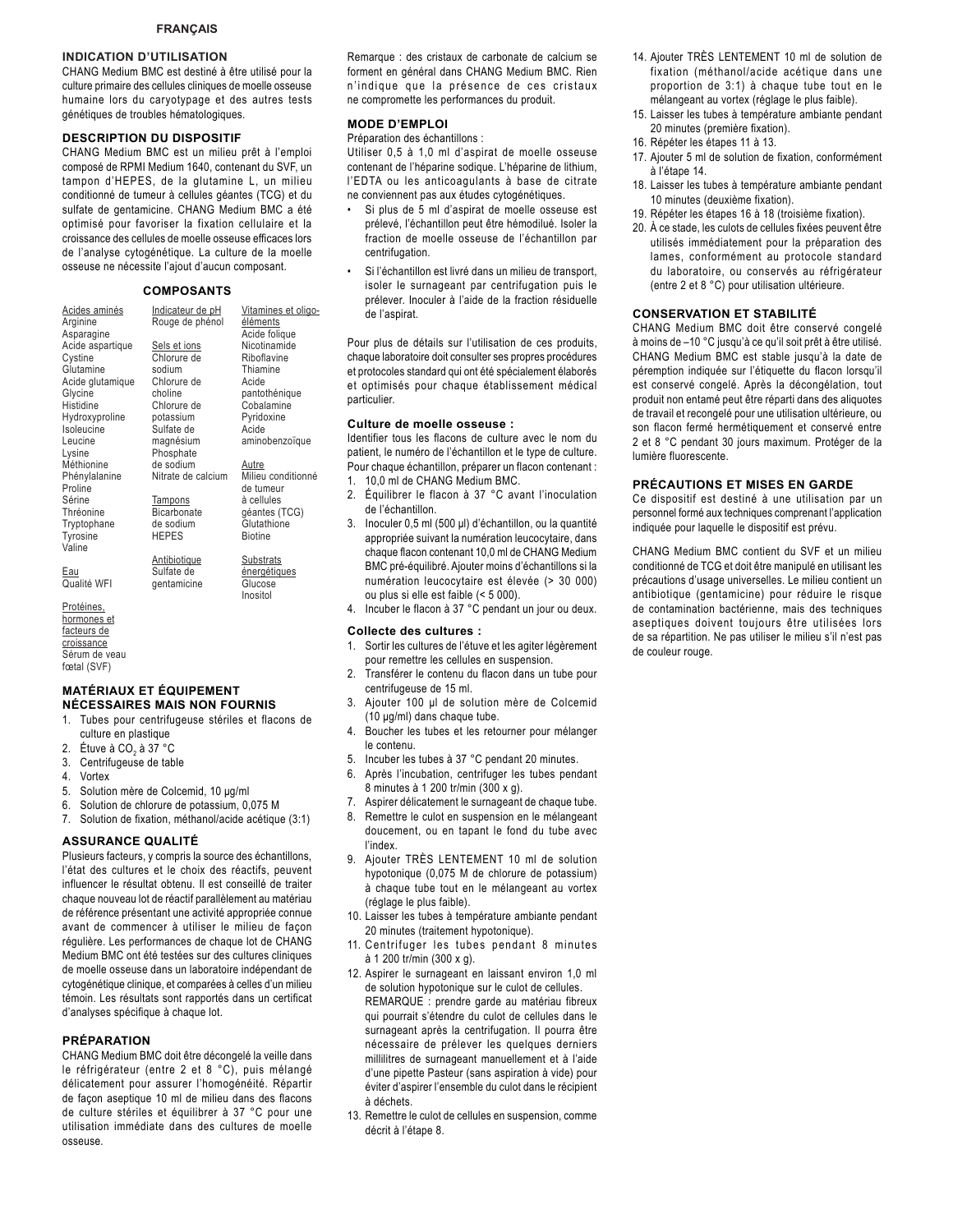## FRANÇAIS

### INDICATION D'UTILISATION

CHANG Medium BMC est destiné à être utilisé pour la culture primaire des cellules cliniques de moelle osseuse humaine lors du caryotypage et des autres tests génétiques de troubles hématologiques.

### DESCRIPTION DU DISPOSITIF

CHANG Medium BMC est un milieu prêt à l'emploi composé de RPMI Medium 1640, contenant du SVF, un tampon d'HEPES, de la glutamine L, un milieu conditionné de tumeur à cellules géantes (TCG) et du sulfate de gentamicine. CHANG Medium BMC a été optimisé pour favoriser la fixation cellulaire et la croissance des cellules de moelle osseuse efficaces lors de l'analyse cytogénétique. La culture de la moelle osseuse ne nécessite l'ajout d'aucun composant.

### COMPOSANTS

| Acides aminés | Indicateur de pH | Vitamines et oligo-éléments |
|---|---|---|
| Arginine | Rouge de phénol | Acide folique |
| Asparagine | | Nicotinamide |
| Acide aspartique | **Sels et ions** | Riboflavine |
| Cystine | Chlorure de sodium | Thiamine |
| Glutamine | Chlorure de choline | Acide pantothénique |
| Acide glutamique | Chlorure de potassium | Cobalamine |
| Glycine | Sulfate de magnésium | Pyridoxine |
| Histidine | Phosphate de sodium | Acide aminobenzoïque |
| Hydroxyproline | Nitrate de calcium | |
| Isoleucine | | **Autre** |
| Leucine | **Tampons** | Milieu conditionné de tumeur à cellules géantes (TCG) |
| Lysine | Bicarbonate de sodium | Glutathione |
| Méthionine | HEPES | Biotine |
| Phénylalanine | | |
| Proline | **Antibiotique** | **Substrats énergétiques** |
| Sérine | Sulfate de gentamicine | Glucose |
| Thréonine | | Inositol |
| Tryptophane | | |
| Tyrosine | | |
| Valine | | |
| **Eau** | | |
| Qualité WFI | | |
| **Protéines, hormones et facteurs de croissance** | | |
| Sérum de veau fœtal (SVF) | | |

### MATÉRIAUX ET ÉQUIPEMENT NÉCESSAIRES MAIS NON FOURNIS

1. Tubes pour centrifugeuse stériles et flacons de culture en plastique
2. Étuve à $CO_2$ à 37 °C
3. Centrifugeuse de table
4. Vortex
5. Solution mère de Colcemid, 10 µg/ml
6. Solution de chlorure de potassium, 0,075 M
7. Solution de fixation, méthanol/acide acétique (3:1)

### ASSURANCE QUALITÉ

Plusieurs facteurs, y compris la source des échantillons, l'état des cultures et le choix des réactifs, peuvent influencer le résultat obtenu. Il est conseillé de traiter chaque nouveau lot de réactif parallèlement au matériau de référence présentant une activité appropriée connue avant de commencer à utiliser le milieu de façon régulière. Les performances de chaque lot de CHANG Medium BMC ont été testées sur des cultures cliniques de moelle osseuse dans un laboratoire indépendant de cytogénétique clinique, et comparées à celles d'un milieu témoin. Les résultats sont rapportés dans un certificat d'analyses spécifique à chaque lot.

### PRÉPARATION

CHANG Medium BMC doit être décongelé la veille dans le réfrigérateur (entre 2 et 8 °C), puis mélangé délicatement pour assurer l'homogénéité. Répartir de façon aseptique 10 ml de milieu dans des flacons de culture stériles et équilibrer à 37 °C pour une utilisation immédiate dans des cultures de moelle osseuse.

Remarque : des cristaux de carbonate de calcium se forment en général dans CHANG Medium BMC. Rien n'indique que la présence de ces cristaux ne compromette les performances du produit.

### MODE D'EMPLOI

Préparation des échantillons :

Utiliser 0,5 à 1,0 ml d'aspirat de moelle osseuse contenant de l'héparine sodique. L'héparine de lithium, l'EDTA ou les anticoagulants à base de citrate ne conviennent pas aux études cytogénétiques.

- Si plus de 5 ml d'aspirat de moelle osseuse est prélevé, l'échantillon peut être hémodilué. Isoler la fraction de moelle osseuse de l'échantillon par centrifugation.
- Si l'échantillon est livré dans un milieu de transport, isoler le surnageant par centrifugation puis le prélever. Inoculer à l'aide de la fraction résiduelle de l'aspirat.

Pour plus de détails sur l'utilisation de ces produits, chaque laboratoire doit consulter ses propres procédures et protocoles standard qui ont été spécialement élaborés et optimisés pour chaque établissement médical particulier.

#### Culture de moelle osseuse :

Identifier tous les flacons de culture avec le nom du patient, le numéro de l'échantillon et le type de culture. Pour chaque échantillon, préparer un flacon contenant :

1. 10,0 ml de CHANG Medium BMC.
2. Équilibrer le flacon à 37 °C avant l'inoculation de l'échantillon.
3. Inoculer 0,5 ml (500 µl) d'échantillon, ou la quantité appropriée suivant la numération leucocytaire, dans chaque flacon contenant 10,0 ml de CHANG Medium BMC pré-équilibré. Ajouter moins d'échantillons si la numération leucocytaire est élevée (> 30 000) ou plus si elle est faible (< 5 000).
4. Incuber le flacon à 37 °C pendant un jour ou deux.

#### Collecte des cultures :

1. Sortir les cultures de l'étuve et les agiter légèrement pour remettre les cellules en suspension.
2. Transférer le contenu du flacon dans un tube pour centrifugeuse de 15 ml.
3. Ajouter 100 µl de solution mère de Colcemid (10 µg/ml) dans chaque tube.
4. Boucher les tubes et les retourner pour mélanger le contenu.
5. Incuber les tubes à 37 °C pendant 20 minutes.
6. Après l'incubation, centrifuger les tubes pendant 8 minutes à 1 200 tr/min (300 x g).
7. Aspirer délicatement le surnageant de chaque tube.
8. Remettre le culot en suspension en le mélangeant doucement, ou en tapant le fond du tube avec l'index.
9. Ajouter TRÈS LENTEMENT 10 ml de solution hypotonique (0,075 M de chlorure de potassium) à chaque tube tout en le mélangeant au vortex (réglage le plus faible).
10. Laisser les tubes à température ambiante pendant 20 minutes (traitement hypotonique).
11. Centrifuger les tubes pendant 8 minutes à 1 200 tr/min (300 x g).
12. Aspirer le surnageant en laissant environ 1,0 ml de solution hypotonique sur le culot de cellules.
    REMARQUE : prendre garde au matériau fibreux qui pourrait s'étendre du culot de cellules dans le surnageant après la centrifugation. Il pourra être nécessaire de prélever les quelques derniers millilitres de surnageant manuellement et à l'aide d'une pipette Pasteur (sans aspiration à vide) pour éviter d'aspirer l'ensemble du culot dans le récipient à déchets.
13. Remettre le culot de cellules en suspension, comme décrit à l'étape 8.
14. Ajouter TRÈS LENTEMENT 10 ml de solution de fixation (méthanol/acide acétique dans une proportion de 3:1) à chaque tube tout en le mélangeant au vortex (réglage le plus faible).
15. Laisser les tubes à température ambiante pendant 20 minutes (première fixation).
16. Répéter les étapes 11 à 13.
17. Ajouter 5 ml de solution de fixation, conformément à l'étape 14.
18. Laisser les tubes à température ambiante pendant 10 minutes (deuxième fixation).
19. Répéter les étapes 16 à 18 (troisième fixation).
20. À ce stade, les culots de cellules fixées peuvent être utilisés immédiatement pour la préparation des lames, conformément au protocole standard du laboratoire, ou conservés au réfrigérateur (entre 2 et 8 °C) pour utilisation ultérieure.

### CONSERVATION ET STABILITÉ

CHANG Medium BMC doit être conservé congelé à moins de –10 °C jusqu'à ce qu'il soit prêt à être utilisé. CHANG Medium BMC est stable jusqu'à la date de péremption indiquée sur l'étiquette du flacon lorsqu'il est conservé congelé. Après la décongélation, tout produit non entamé peut être réparti dans des aliquotes de travail et recongelé pour une utilisation ultérieure, ou son flacon fermé hermétiquement et conservé entre 2 et 8 °C pendant 30 jours maximum. Protéger de la lumière fluorescente.

### PRÉCAUTIONS ET MISES EN GARDE

Ce dispositif est destiné à une utilisation par un personnel formé aux techniques comprenant l'application indiquée pour laquelle le dispositif est prévu.

CHANG Medium BMC contient du SVF et un milieu conditionné de TCG et doit être manipulé en utilisant les précautions d'usage universelles. Le milieu contient un antibiotique (gentamicine) pour réduire le risque de contamination bactérienne, mais des techniques aseptiques doivent toujours être utilisées lors de sa répartition. Ne pas utiliser le milieu s'il n'est pas de couleur rouge.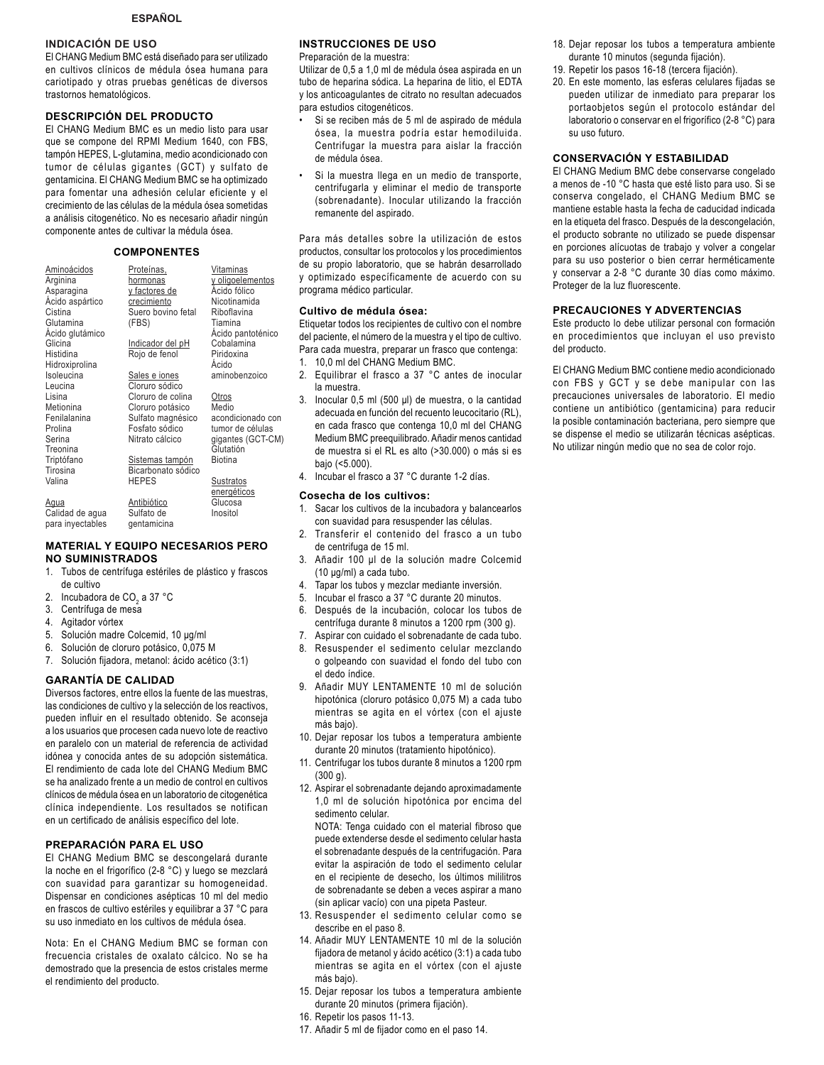**ESPAÑOL**

## INDICACIÓN DE USO

El CHANG Medium BMC está diseñado para ser utilizado en cultivos clínicos de médula ósea humana para cariotipado y otras pruebas genéticas de diversos trastornos hematológicos.

## DESCRIPCIÓN DEL PRODUCTO

El CHANG Medium BMC es un medio listo para usar que se compone del RPMI Medium 1640, con FBS, tampón HEPES, L-glutamina, medio acondicionado con tumor de células gigantes (GCT) y sulfato de gentamicina. El CHANG Medium BMC se ha optimizado para fomentar una adhesión celular eficiente y el crecimiento de las células de la médula ósea sometidas a análisis citogenético. No es necesario añadir ningún componente antes de cultivar la médula ósea.

### COMPONENTES

| Aminoácidos | Proteínas, hormonas y factores de crecimiento | Vitaminas y oligoelementos |
|---|---|---|
| Arginina | Suero bovino fetal (FBS) | Ácido fólico |
| Asparagina | | Nicotinamida |
| Ácido aspártico | | Riboflavina |
| Cistina | | Tiamina |
| Glutamina | | Ácido pantoténico |
| Ácido glutámico | **Indicador del pH** | Cobalamina |
| Glicina | Rojo de fenol | Piridoxina |
| Histidina | | Ácido aminobenzoico |
| Hidroxiprolina | **Sales e iones** | |
| Isoleucina | Cloruro sódico | **Otros** |
| Leucina | Cloruro de colina | Medio acondicionado con tumor de células gigantes (GCT-CM) |
| Lisina | Cloruro potásico | Glutatión |
| Metionina | Sulfato magnésico | Biotina |
| Fenilalanina | Fosfato sódico | |
| Prolina | Nitrato cálcico | **Sustratos energéticos** |
| Serina | | Glucosa |
| Treonina | **Sistemas tampón** | Inositol |
| Triptófano | Bicarbonato sódico | |
| Tirosina | HEPES | |
| Valina | | |
| **Agua** | **Antibiótico** | |
| Calidad de agua para inyectables | Sulfato de gentamicina | |

## MATERIAL Y EQUIPO NECESARIOS PERO NO SUMINISTRADOS

1. Tubos de centrífuga estériles de plástico y frascos de cultivo
2. Incubadora de $CO_2$ a 37 °C
3. Centrífuga de mesa
4. Agitador vórtex
5. Solución madre Colcemid, 10 µg/ml
6. Solución de cloruro potásico, 0,075 M
7. Solución fijadora, metanol: ácido acético (3:1)

## GARANTÍA DE CALIDAD

Diversos factores, entre ellos la fuente de las muestras, las condiciones de cultivo y la selección de los reactivos, pueden influir en el resultado obtenido. Se aconseja a los usuarios que procesen cada nuevo lote de reactivo en paralelo con un material de referencia de actividad idónea y conocida antes de su adopción sistemática. El rendimiento de cada lote del CHANG Medium BMC se ha analizado frente a un medio de control en cultivos clínicos de médula ósea en un laboratorio de citogenética clínica independiente. Los resultados se notifican en un certificado de análisis específico del lote.

## PREPARACIÓN PARA EL USO

El CHANG Medium BMC se descongelará durante la noche en el frigorífico (2-8 °C) y luego se mezclará con suavidad para garantizar su homogeneidad. Dispensar en condiciones asépticas 10 ml del medio en frascos de cultivo estériles y equilibrar a 37 °C para su uso inmediato en los cultivos de médula ósea.

Nota: En el CHANG Medium BMC se forman con frecuencia cristales de oxalato cálcico. No se ha demostrado que la presencia de estos cristales merme el rendimiento del producto.

## INSTRUCCIONES DE USO

Preparación de la muestra:

Utilizar de 0,5 a 1,0 ml de médula ósea aspirada en un tubo de heparina sódica. La heparina de litio, el EDTA y los anticoagulantes de citrato no resultan adecuados para estudios citogenéticos.

- Si se reciben más de 5 ml de aspirado de médula ósea, la muestra podría estar hemodiluida. Centrifugar la muestra para aislar la fracción de médula ósea.
- Si la muestra llega en un medio de transporte, centrifugarla y eliminar el medio de transporte (sobrenadante). Inocular utilizando la fracción remanente del aspirado.

Para más detalles sobre la utilización de estos productos, consultar los protocolos y los procedimientos de su propio laboratorio, que se habrán desarrollado y optimizado específicamente de acuerdo con su programa médico particular.

### Cultivo de médula ósea:

Etiquetar todos los recipientes de cultivo con el nombre del paciente, el número de la muestra y el tipo de cultivo. Para cada muestra, preparar un frasco que contenga:

1. 10,0 ml del CHANG Medium BMC.
2. Equilibrar el frasco a 37 °C antes de inocular la muestra.
3. Inocular 0,5 ml (500 µl) de muestra, o la cantidad adecuada en función del recuento leucocitario (RL), en cada frasco que contenga 10,0 ml del CHANG Medium BMC preequilibrado. Añadir menos cantidad de muestra si el RL es alto (>30.000) o más si es bajo (<5.000).
4. Incubar el frasco a 37 °C durante 1-2 días.

### Cosecha de los cultivos:

1. Sacar los cultivos de la incubadora y balancearlos con suavidad para resuspender las células.
2. Transferir el contenido del frasco a un tubo de centrífuga de 15 ml.
3. Añadir 100 µl de la solución madre Colcemid (10 µg/ml) a cada tubo.
4. Tapar los tubos y mezclar mediante inversión.
5. Incubar el frasco a 37 °C durante 20 minutos.
6. Después de la incubación, colocar los tubos de centrífuga durante 8 minutos a 1200 rpm (300 g).
7. Aspirar con cuidado el sobrenadante de cada tubo.
8. Resuspender el sedimento celular mezclando o golpeando con suavidad el fondo del tubo con el dedo índice.
9. Añadir MUY LENTAMENTE 10 ml de solución hipotónica (cloruro potásico 0,075 M) a cada tubo mientras se agita en el vórtex (con el ajuste más bajo).
10. Dejar reposar los tubos a temperatura ambiente durante 20 minutos (tratamiento hipotónico).
11. Centrifugar los tubos durante 8 minutos a 1200 rpm (300 g).
12. Aspirar el sobrenadante dejando aproximadamente 1,0 ml de solución hipotónica por encima del sedimento celular.
    NOTA: Tenga cuidado con el material fibroso que puede extenderse desde el sedimento celular hasta el sobrenadante después de la centrifugación. Para evitar la aspiración de todo el sedimento celular en el recipiente de desecho, los últimos mililitros de sobrenadante se deben a veces aspirar a mano (sin aplicar vacío) con una pipeta Pasteur.
13. Resuspender el sedimento celular como se describe en el paso 8.
14. Añadir MUY LENTAMENTE 10 ml de la solución fijadora de metanol y ácido acético (3:1) a cada tubo mientras se agita en el vórtex (con el ajuste más bajo).
15. Dejar reposar los tubos a temperatura ambiente durante 20 minutos (primera fijación).
16. Repetir los pasos 11-13.
17. Añadir 5 ml de fijador como en el paso 14.
18. Dejar reposar los tubos a temperatura ambiente durante 10 minutos (segunda fijación).
19. Repetir los pasos 16-18 (tercera fijación).
20. En este momento, las esferas celulares fijadas se pueden utilizar de inmediato para preparar los portaobjetos según el protocolo estándar del laboratorio o conservar en el frigorífico (2-8 °C) para su uso futuro.

## CONSERVACIÓN Y ESTABILIDAD

El CHANG Medium BMC debe conservarse congelado a menos de -10 °C hasta que esté listo para uso. Si se conserva congelado, el CHANG Medium BMC se mantiene estable hasta la fecha de caducidad indicada en la etiqueta del frasco. Después de la descongelación, el producto sobrante no utilizado se puede dispensar en porciones alícuotas de trabajo y volver a congelar para su uso posterior o bien cerrar herméticamente y conservar a 2-8 °C durante 30 días como máximo. Proteger de la luz fluorescente.

## PRECAUCIONES Y ADVERTENCIAS

Este producto lo debe utilizar personal con formación en procedimientos que incluyan el uso previsto del producto.

El CHANG Medium BMC contiene medio acondicionado con FBS y GCT y se debe manipular con las precauciones universales de laboratorio. El medio contiene un antibiótico (gentamicina) para reducir la posible contaminación bacteriana, pero siempre que se dispense el medio se utilizarán técnicas asépticas. No utilizar ningún medio que no sea de color rojo.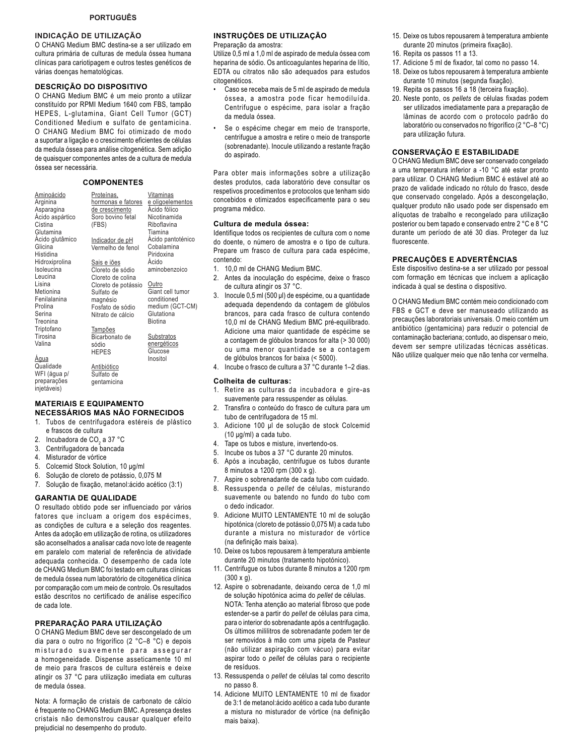**PORTUGUÊS**

## INDICAÇÃO DE UTILIZAÇÃO

O CHANG Medium BMC destina-se a ser utilizado em cultura primária de culturas de medula óssea humana clínicas para cariotipagem e outros testes genéticos de várias doenças hematológicas.

## DESCRIÇÃO DO DISPOSITIVO

O CHANG Medium BMC é um meio pronto a utilizar constituído por RPMI Medium 1640 com FBS, tampão HEPES, L-glutamina, Giant Cell Tumor (GCT) Conditioned Medium e sulfato de gentamicina. O CHANG Medium BMC foi otimizado de modo a suportar a ligação e o crescimento eficientes de células da medula óssea para análise citogenética. Sem adição de quaisquer componentes antes de a cultura de medula óssea ser necessária.

## COMPONENTES

| Aminoácido | Proteínas, hormonas e fatores de crescimento | Vitaminas e oligoelementos |
|---|---|---|
| Arginina | Soro bovino fetal (FBS) | Ácido fólico |
| Asparagina | | Nicotinamida |
| Ácido aspártico | **Indicador de pH** | Riboflavina |
| Cistina | Vermelho de fenol | Tiamina |
| Glutamina | | Ácido pantoténico |
| Ácido glutâmico | **Sais e iões** | Cobalamina |
| Glicina | Cloreto de sódio | Piridoxina |
| Histidina | Cloreto de colina | Ácido aminobenzoico |
| Hidroxiprolina | Cloreto de potássio | |
| Isoleucina | Sulfato de magnésio | **Outro** |
| Leucina | Fosfato de sódio | Giant cell tumor conditioned medium (GCT-CM) |
| Lisina | Nitrato de cálcio | Glutationa |
| Metionina | | Biotina |
| Fenilalanina | **Tampões** | |
| Prolina | Bicarbonato de sódio | **Substratos energéticos** |
| Serina | HEPES | Glucose |
| Treonina | | Inositol |
| Triptofano | **Antibiótico** | |
| Tirosina | Sulfato de gentamicina | |
| Valina | | |
| **Água** | | |
| Qualidade WFI (água p/ preparações injetáveis) | | |

## MATERIAIS E EQUIPAMENTO NECESSÁRIOS MAS NÃO FORNECIDOS

1. Tubos de centrifugadora estéreis de plástico e frascos de cultura
2. Incubadora de $CO_2$ a 37 °C
3. Centrifugadora de bancada
4. Misturador de vórtice
5. Colcemid Stock Solution, 10 µg/ml
6. Solução de cloreto de potássio, 0,075 M
7. Solução de fixação, metanol:ácido acético (3:1)

## GARANTIA DE QUALIDADE

O resultado obtido pode ser influenciado por vários fatores que incluam a origem dos espécimes, as condições de cultura e a seleção dos reagentes. Antes da adoção em utilização de rotina, os utilizadores são aconselhados a analisar cada novo lote de reagente em paralelo com material de referência de atividade adequada conhecida. O desempenho de cada lote de CHANG Medium BMC foi testado em culturas clínicas de medula óssea num laboratório de citogenética clínica por comparação com um meio de controlo. Os resultados estão descritos no certificado de análise específico de cada lote.

## PREPARAÇÃO PARA UTILIZAÇÃO

O CHANG Medium BMC deve ser descongelado de um dia para o outro no frigorífico (2 °C–8 °C) e depois misturado suavemente para assegurar a homogeneidade. Dispense asseticamente 10 ml de meio para frascos de cultura estéreis e deixe atingir os 37 °C para utilização imediata em culturas de medula óssea.

Nota: A formação de cristais de carbonato de cálcio é frequente no CHANG Medium BMC. A presença destes cristais não demonstrou causar qualquer efeito prejudicial no desempenho do produto.

## INSTRUÇÕES DE UTILIZAÇÃO

Preparação da amostra:

Utilize 0,5 ml a 1,0 ml de aspirado de medula óssea com heparina de sódio. Os anticoagulantes heparina de lítio, EDTA ou citratos não são adequados para estudos citogenéticos.

- Caso se receba mais de 5 ml de aspirado de medula óssea, a amostra pode ficar hemodiluída. Centrifugue o espécime, para isolar a fração da medula óssea.
- Se o espécime chegar em meio de transporte, centrifugue a amostra e retire o meio de transporte (sobrenadante). Inocule utilizando a restante fração do aspirado.

Para obter mais informações sobre a utilização destes produtos, cada laboratório deve consultar os respetivos procedimentos e protocolos que tenham sido concebidos e otimizados especificamente para o seu programa médico.

### Cultura de medula óssea:

Identifique todos os recipientes de cultura com o nome do doente, o número de amostra e o tipo de cultura. Prepare um frasco de cultura para cada espécime, contendo:

1. 10,0 ml de CHANG Medium BMC.
2. Antes da inoculação do espécime, deixe o frasco de cultura atingir os 37 °C.
3. Inocule 0,5 ml (500 µl) de espécime, ou a quantidade adequada dependendo da contagem de glóbulos brancos, para cada frasco de cultura contendo 10,0 ml de CHANG Medium BMC pré-equilibrado. Adicione uma maior quantidade de espécime se a contagem de glóbulos brancos for alta (> 30 000) ou uma menor quantidade se a contagem de glóbulos brancos for baixa (< 5000).
4. Incube o frasco de cultura a 37 °C durante 1–2 dias.

### Colheita de culturas:

1. Retire as culturas da incubadora e gire-as suavemente para ressuspender as células.
2. Transfira o conteúdo do frasco de cultura para um tubo de centrifugadora de 15 ml.
3. Adicione 100 µl de solução de stock Colcemid (10 µg/ml) a cada tubo.
4. Tape os tubos e misture, invertendo-os.
5. Incube os tubos a 37 °C durante 20 minutos.
6. Após a incubação, centrifugue os tubos durante 8 minutos a 1200 rpm (300 x g).
7. Aspire o sobrenadante de cada tubo com cuidado.
8. Ressuspenda o *pellet* de células, misturando suavemente ou batendo no fundo do tubo com o dedo indicador.
9. Adicione MUITO LENTAMENTE 10 ml de solução hipotónica (cloreto de potássio 0,075 M) a cada tubo durante a mistura no misturador de vórtice (na definição mais baixa).
10. Deixe os tubos repousarem à temperatura ambiente durante 20 minutos (tratamento hipotónico).
11. Centrifugue os tubos durante 8 minutos a 1200 rpm (300 x g).
12. Aspire o sobrenadante, deixando cerca de 1,0 ml de solução hipotónica acima do *pellet* de células. NOTA: Tenha atenção ao material fibroso que pode estender-se a partir do *pellet* de células para cima, para o interior do sobrenadante após a centrifugação. Os últimos mililitros de sobrenadante podem ter de ser removidos à mão com uma pipeta de Pasteur (não utilizar aspiração com vácuo) para evitar aspirar todo o *pellet* de células para o recipiente de resíduos.
13. Ressuspenda o *pellet* de células tal como descrito no passo 8.
14. Adicione MUITO LENTAMENTE 10 ml de fixador de 3:1 de metanol:ácido acético a cada tubo durante a mistura no misturador de vórtice (na definição mais baixa).
15. Deixe os tubos repousarem à temperatura ambiente durante 20 minutos (primeira fixação).
16. Repita os passos 11 a 13.
17. Adicione 5 ml de fixador, tal como no passo 14.
18. Deixe os tubos repousarem à temperatura ambiente durante 10 minutos (segunda fixação).
19. Repita os passos 16 a 18 (terceira fixação).
20. Neste ponto, os *pellets* de células fixadas podem ser utilizados imediatamente para a preparação de lâminas de acordo com o protocolo padrão do laboratório ou conservados no frigorífico (2 °C–8 °C) para utilização futura.

## CONSERVAÇÃO E ESTABILIDADE

O CHANG Medium BMC deve ser conservado congelado a uma temperatura inferior a -10 °C até estar pronto para utilizar. O CHANG Medium BMC é estável até ao prazo de validade indicado no rótulo do frasco, desde que conservado congelado. Após a descongelação, qualquer produto não usado pode ser dispensado em alíquotas de trabalho e recongelado para utilização posterior ou bem tapado e conservado entre 2 °C e 8 °C durante um período de até 30 dias. Proteger da luz fluorescente.

## PRECAUÇÕES E ADVERTÊNCIAS

Este dispositivo destina-se a ser utilizado por pessoal com formação em técnicas que incluem a aplicação indicada à qual se destina o dispositivo.

O CHANG Medium BMC contém meio condicionado com FBS e GCT e deve ser manuseado utilizando as precauções laboratoriais universais. O meio contém um antibiótico (gentamicina) para reduzir o potencial de contaminação bacteriana; contudo, ao dispensar o meio, devem ser sempre utilizadas técnicas asséticas. Não utilize qualquer meio que não tenha cor vermelha.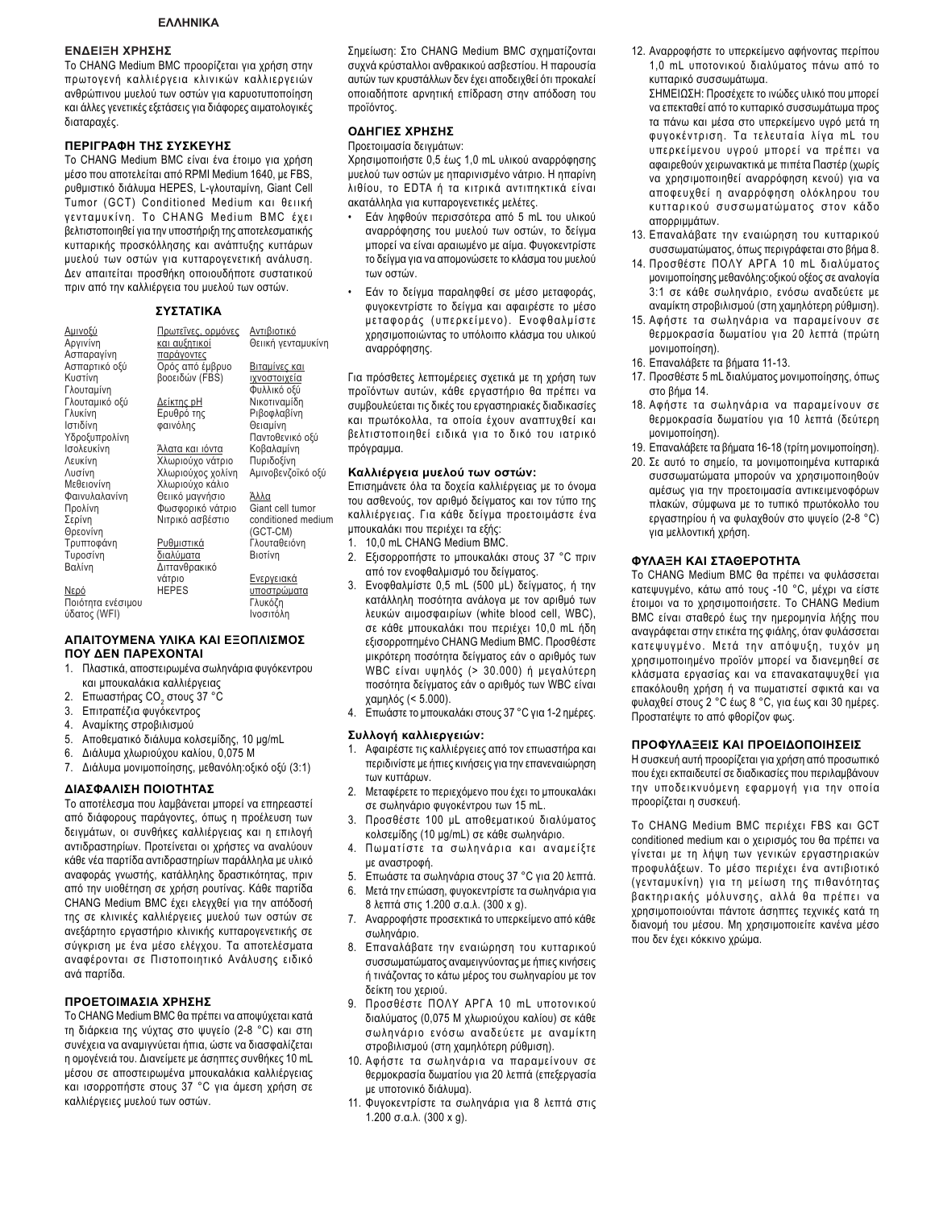ΕΛΛΗΝΙΚΑ

### ΕΝΔΕΙΞΗ ΧΡΗΣΗΣ

Το CHANG Medium BMC προορίζεται για χρήση στην πρωτογενή καλλιέργεια κλινικών καλλιεργειών ανθρώπινου μυελού των οστών για καρυοτυποποίηση και άλλες γενετικές εξετάσεις για διάφορες αιματολογικές διαταραχές.

### ΠΕΡΙΓΡΑΦΗ ΤΗΣ ΣΥΣΚΕΥΗΣ

Το CHANG Medium BMC είναι ένα έτοιμο για χρήση μέσο που αποτελείται από RPMI Medium 1640, με FBS, ρυθμιστικό διάλυμα HEPES, L-γλουταμίνη, Giant Cell Tumor (GCT) Conditioned Medium και θειική γενταμυκίνη. Το CHANG Medium BMC έχει βελτιστοποιηθεί για την υποστήριξη της αποτελεσματικής κυτταρικής προσκόλλησης και ανάπτυξης κυττάρων μυελού των οστών για κυτταρογενετική ανάλυση. Δεν απαιτείται προσθήκη οποιουδήποτε συστατικού πριν από την καλλιέργεια του μυελού των οστών.

### ΣΥΣΤΑΤΙΚΑ

| Αμινοξύ | Πρωτεΐνες, ορμόνες και αυξητικοί παράγοντες | Αντιβιοτικό |
|---|---|---|
| Αργινίνη | Ορός από έμβρυο βοοειδών (FBS) | Θειική γενταμυκίνη |
| Ασπαραγίνη | | |
| Ασπαρτικό οξύ | | Βιταμίνες και ιχνοστοιχεία |
| Κυστίνη | | Φυλλικό οξύ |
| Γλουταμίνη | Δείκτης pH | Νικοτιναμίδη |
| Γλουταμικό οξύ | Ερυθρό της φαινόλης | Ριβοφλαβίνη |
| Γλυκίνη | | Θειαμίνη |
| Ιστιδίνη | | Παντοθενικό οξύ |
| Υδροξυπρολίνη | Άλατα και ιόντα | Κοβαλαμίνη |
| Ισολευκίνη | Χλωριούχο νάτριο | Πυριδοξίνη |
| Λευκίνη | Χλωριούχος χολίνη | Αμινοβενζοϊκό οξύ |
| Λυσίνη | Χλωριούχο κάλιο | |
| Μεθειονίνη | Θειικό μαγνήσιο | Άλλα |
| Φαινυλαλανίνη | Φωσφορικό νάτριο | Giant cell tumor conditioned medium (GCT-CM) |
| Προλίνη | Νιτρικό ασβέστιο | Γλουταθειόνη |
| Σερίνη | | Βιοτίνη |
| Θρεονίνη | Ρυθμιστικά διαλύματα | |
| Τρυπτοφάνη | Διττανθρακικό νάτριο | Ενεργειακά υποστρώματα |
| Τυροσίνη | HEPES | Γλυκόζη |
| Βαλίνη | | Ινοσιτόλη |
| Νερό | | |
| Ποιότητα ενέσιμου ύδατος (WFI) | | |

### ΑΠΑΙΤΟΥΜΕΝΑ ΥΛΙΚΑ ΚΑΙ ΕΞΟΠΛΙΣΜΟΣ ΠΟΥ ΔΕΝ ΠΑΡΕΧΟΝΤΑΙ

1. Πλαστικά, αποστειρωμένα σωληνάρια φυγόκεντρου και μπουκαλάκια καλλιέργειας
2. Επωαστήρας $CO_2$ στους 37 °C
3. Επιτραπέζια φυγόκεντρος
4. Αναμίκτης στροβιλισμού
5. Αποθεματικό διάλυμα κολσεμίδης, 10 µg/mL
6. Διάλυμα χλωριούχου καλίου, 0,075 M
7. Διάλυμα μονιμοποίησης, μεθανόλη:οξικό οξύ (3:1)

### ΔΙΑΣΦΑΛΙΣΗ ΠΟΙΟΤΗΤΑΣ

Το αποτέλεσμα που λαμβάνεται μπορεί να επηρεαστεί από διάφορους παράγοντες, όπως η προέλευση των δειγμάτων, οι συνθήκες καλλιέργειας και η επιλογή αντιδραστηρίων. Προτείνεται οι χρήστες να αναλύουν κάθε νέα παρτίδα αντιδραστηρίων παράλληλα με υλικό αναφοράς γνωστής, κατάλληλης δραστικότητας, πριν από την υιοθέτηση σε χρήση ρουτίνας. Κάθε παρτίδα CHANG Medium BMC έχει ελεγχθεί για την απόδοσή της σε κλινικές καλλιέργειες μυελού των οστών σε ανεξάρτητο εργαστήριο κλινικής κυτταρογενετικής σε σύγκριση με ένα μέσο ελέγχου. Τα αποτελέσματα αναφέρονται σε Πιστοποιητικό Ανάλυσης ειδικό ανά παρτίδα.

### ΠΡΟΕΤΟΙΜΑΣΙΑ ΧΡΗΣΗΣ

Το CHANG Medium BMC θα πρέπει να αποψύχεται κατά τη διάρκεια της νύχτας στο ψυγείο (2-8 °C) και στη συνέχεια να αναμιγνύεται ήπια, ώστε να διασφαλίζεται η ομογένειά του. Διανείμετε με άσηπτες συνθήκες 10 mL μέσου σε αποστειρωμένα μπουκαλάκια καλλιέργειας και ισορροπήστε στους 37 °C για άμεση χρήση σε καλλιέργειες μυελού των οστών.

Σημείωση: Στο CHANG Medium BMC σχηματίζονται συχνά κρύσταλλοι ανθρακικού ασβεστίου. Η παρουσία αυτών των κρυστάλλων δεν έχει αποδειχθεί ότι προκαλεί οποιαδήποτε αρνητική επίδραση στην απόδοση του προϊόντος.

### ΟΔΗΓΙΕΣ ΧΡΗΣΗΣ

Προετοιμασία δειγμάτων:

Χρησιμοποιήστε 0,5 έως 1,0 mL υλικού αναρρόφησης μυελού των οστών με ηπαρινισμένο νάτριο. Η ηπαρίνη λιθίου, το EDTA ή τα κιτρικά αντιπηκτικά είναι ακατάλληλα για κυτταρογενετικές μελέτες.

- Εάν ληφθούν περισσότερα από 5 mL του υλικού αναρρόφησης του μυελού των οστών, το δείγμα μπορεί να είναι αραιωμένο με αίμα. Φυγοκεντρίστε το δείγμα για να απομονώσετε το κλάσμα του μυελού των οστών.
- Εάν το δείγμα παραληφθεί σε μέσο μεταφοράς, φυγοκεντρίστε το δείγμα και αφαιρέστε το μέσο μεταφοράς (υπερκείμενο). Ενοφθαλμίστε χρησιμοποιώντας το υπόλοιπο κλάσμα του υλικού αναρρόφησης.

Για πρόσθετες λεπτομέρειες σχετικά με τη χρήση των προϊόντων αυτών, κάθε εργαστήριο θα πρέπει να συμβουλεύεται τις δικές του εργαστηριακές διαδικασίες και πρωτόκολλα, τα οποία έχουν αναπτυχθεί και βελτιστοποιηθεί ειδικά για το δικό του ιατρικό πρόγραμμα.

#### Καλλιέργεια μυελού των οστών:

Επισημάνετε όλα τα δοχεία καλλιέργειας με το όνομα του ασθενούς, τον αριθμό δείγματος και τον τύπο της καλλιέργειας. Για κάθε δείγμα προετοιμάστε ένα μπουκαλάκι που περιέχει τα εξής:

1. 10,0 mL CHANG Medium BMC.
2. Εξισορροπήστε το μπουκαλάκι στους 37 °C πριν από τον ενοφθαλμισμό του δείγματος.
3. Ενοφθαλμίστε 0,5 mL (500 µL) δείγματος, ή την κατάλληλη ποσότητα ανάλογα με τον αριθμό των λευκών αιμοσφαιρίων (white blood cell, WBC), σε κάθε μπουκαλάκι που περιέχει 10,0 mL ήδη εξισορροπημένο CHANG Medium BMC. Προσθέστε μικρότερη ποσότητα δείγματος εάν ο αριθμός των WBC είναι υψηλός (> 30.000) ή μεγαλύτερη ποσότητα δείγματος εάν ο αριθμός των WBC είναι χαμηλός (< 5.000).
4. Επωάστε το μπουκαλάκι στους 37 °C για 1-2 ημέρες.

#### Συλλογή καλλιεργειών:

1. Αφαιρέστε τις καλλιέργειες από τον επωαστήρα και περιδινίστε με ήπιες κινήσεις για την επαναιώρηση των κυττάρων.
2. Μεταφέρετε το περιεχόμενο που έχει το μπουκαλάκι σε σωληνάριο φυγοκέντρου των 15 mL.
3. Προσθέστε 100 µL αποθεματικού διαλύματος κολσεμίδης (10 µg/mL) σε κάθε σωληνάριο.
4. Πωματίστε τα σωληνάρια και αναμείξτε με αναστροφή.
5. Επωάστε τα σωληνάρια στους 37 °C για 20 λεπτά.
6. Μετά την επώαση, φυγοκεντρίστε τα σωληνάρια για 8 λεπτά στις 1.200 σ.α.λ. (300 x g).
7. Αναρροφήστε προσεκτικά το υπερκείμενο από κάθε σωληνάριο.
8. Επαναλάβατε την εναιώρηση του κυτταρικού συσσωματώματος αναμειγνύοντας με ήπιες κινήσεις ή τινάζοντας το κάτω μέρος του σωληναρίου με τον δείκτη του χεριού.
9. Προσθέστε ΠΟΛΥ ΑΡΓΑ 10 mL υποτονικού διαλύματος (0,075 M χλωριούχου καλίου) σε κάθε σωληνάριο ενόσω αναδεύετε με αναμίκτη στροβιλισμού (στη χαμηλότερη ρύθμιση).
10. Αφήστε τα σωληνάρια να παραμείνουν σε θερμοκρασία δωματίου για 20 λεπτά (επεξεργασία με υποτονικό διάλυμα).
11. Φυγοκεντρίστε τα σωληνάρια για 8 λεπτά στις 1.200 σ.α.λ. (300 x g).
12. Αναρροφήστε το υπερκείμενο αφήνοντας περίπου 1,0 mL υποτονικού διαλύματος πάνω από το κυτταρικό συσσωμάτωμα.
    ΣΗΜΕΙΩΣΗ: Προσέχετε το ινώδες υλικό που μπορεί να επεκταθεί από το κυτταρικό συσσωμάτωμα προς τα πάνω και μέσα στο υπερκείμενο υγρό μετά τη φυγοκέντριση. Τα τελευταία λίγα mL του υπερκείμενου υγρού μπορεί να πρέπει να αφαιρεθούν χειρωνακτικά με πιπέτα Παστέρ (χωρίς να χρησιμοποιηθεί αναρρόφηση κενού) για να αποφευχθεί η αναρρόφηση ολόκληρου του κυτταρικού συσσωματώματος στον κάδο απορριμμάτων.
13. Επαναλάβατε την εναιώρηση του κυτταρικού συσσωματώματος, όπως περιγράφεται στο βήμα 8.
14. Προσθέστε ΠΟΛΥ ΑΡΓΑ 10 mL διαλύματος μονιμοποίησης μεθανόλης:οξικού οξέος σε αναλογία 3:1 σε κάθε σωληνάριο, ενόσω αναδεύετε με αναμίκτη στροβιλισμού (στη χαμηλότερη ρύθμιση).
15. Αφήστε τα σωληνάρια να παραμείνουν σε θερμοκρασία δωματίου για 20 λεπτά (πρώτη μονιμοποίηση).
16. Επαναλάβετε τα βήματα 11-13.
17. Προσθέστε 5 mL διαλύματος μονιμοποίησης, όπως στο βήμα 14.
18. Αφήστε τα σωληνάρια να παραμείνουν σε θερμοκρασία δωματίου για 10 λεπτά (δεύτερη μονιμοποίηση).
19. Επαναλάβετε τα βήματα 16-18 (τρίτη μονιμοποίηση).
20. Σε αυτό το σημείο, τα μονιμοποιημένα κυτταρικά συσσωματώματα μπορούν να χρησιμοποιηθούν αμέσως για την προετοιμασία αντικειμενοφόρων πλακών, σύμφωνα με το τυπικό πρωτόκολλο του εργαστηρίου ή να φυλαχθούν στο ψυγείο (2-8 °C) για μελλοντική χρήση.

### ΦΥΛΑΞΗ ΚΑΙ ΣΤΑΘΕΡΟΤΗΤΑ

Το CHANG Medium BMC θα πρέπει να φυλάσσεται κατεψυγμένο, κάτω από τους -10 °C, μέχρι να είστε έτοιμοι να το χρησιμοποιήσετε. Το CHANG Medium BMC είναι σταθερό έως την ημερομηνία λήξης που αναγράφεται στην ετικέτα της φιάλης, όταν φυλάσσεται κατεψυγμένο. Μετά την απόψυξη, τυχόν μη χρησιμοποιημένο προϊόν μπορεί να διανεμηθεί σε κλάσματα εργασίας και να επανακαταψυχθεί για επακόλουθη χρήση ή να πωματιστεί σφικτά και να φυλαχθεί στους 2 °C έως 8 °C, για έως και 30 ημέρες. Προστατέψτε το από φθορίζον φως.

### ΠΡΟΦΥΛΑΞΕΙΣ ΚΑΙ ΠΡΟΕΙΔΟΠΟΙΗΣΕΙΣ

Η συσκευή αυτή προορίζεται για χρήση από προσωπικό που έχει εκπαιδευτεί σε διαδικασίες που περιλαμβάνουν την υποδεικνυόμενη εφαρμογή για την οποία προορίζεται η συσκευή.

Το CHANG Medium BMC περιέχει FBS και GCT conditioned medium και ο χειρισμός του θα πρέπει να γίνεται με τη λήψη των γενικών εργαστηριακών προφυλάξεων. Το μέσο περιέχει ένα αντιβιοτικό (γενταμυκίνη) για τη μείωση της πιθανότητας βακτηριακής μόλυνσης, αλλά θα πρέπει να χρησιμοποιούνται πάντοτε άσηπτες τεχνικές κατά τη διανομή του μέσου. Μη χρησιμοποιείτε κανένα μέσο που δεν έχει κόκκινο χρώμα.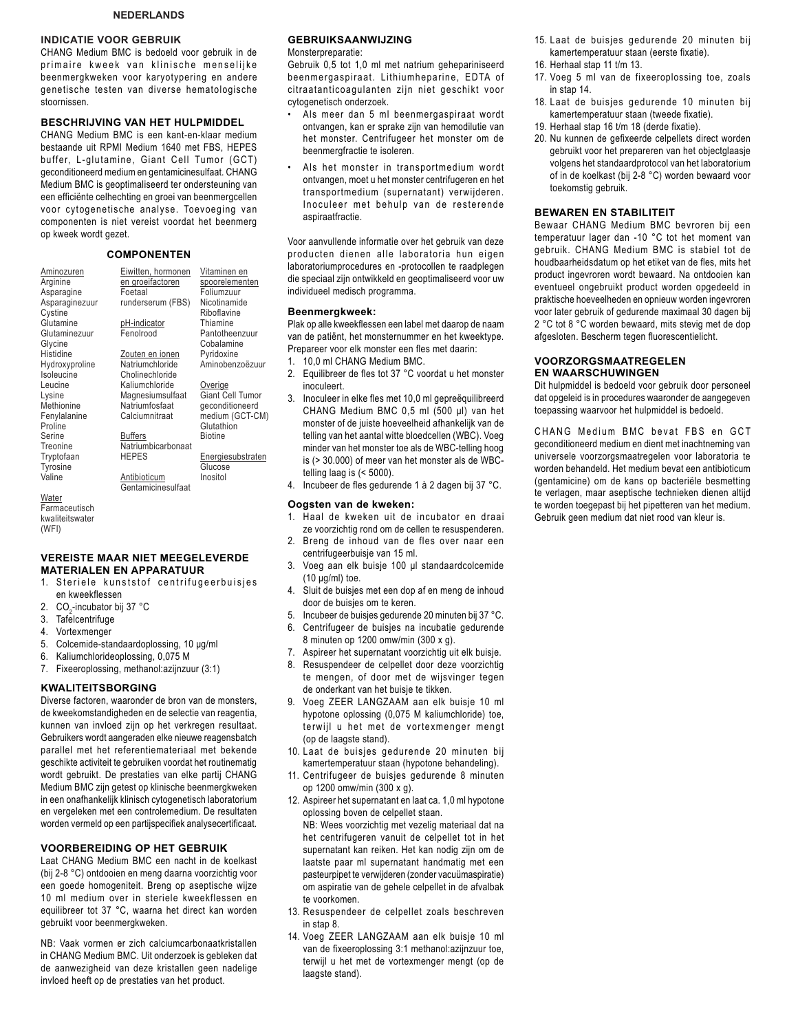## NEDERLANDS

### INDICATIE VOOR GEBRUIK

CHANG Medium BMC is bedoeld voor gebruik in de primaire kweek van klinische menselijke beenmergkweken voor karyotypering en andere genetische testen van diverse hematologische stoornissen.

### BESCHRIJVING VAN HET HULPMIDDEL

CHANG Medium BMC is een kant-en-klaar medium bestaande uit RPMI Medium 1640 met FBS, HEPES buffer, L-glutamine, Giant Cell Tumor (GCT) geconditioneerd medium en gentamicinesulfaat. CHANG Medium BMC is geoptimaliseerd ter ondersteuning van een efficiënte celhechting en groei van beenmergcellen voor cytogenetische analyse. Toevoeging van componenten is niet vereist voordat het beenmerg op kweek wordt gezet.

### COMPONENTEN

| Aminozuren | Eiwitten, hormonen en groeifactoren | Vitaminen en spoorelementen |
|---|---|---|
| Arginine | Foetaal runderserum (FBS) | Foliumzuur |
| Asparagine | | Nicotinamide |
| Asparaginezuur | | Riboflavine |
| Cystine | **pH-indicator** | Thiamine |
| Glutamine | Fenolrood | Pantotheenzuur |
| Glutaminezuur | | Cobalamine |
| Glycine | **Zouten en ionen** | Pyridoxine |
| Histidine | Natriumchloride | Aminobenzoëzuur |
| Hydroxyproline | Cholinechloride | |
| Isoleucine | Kaliumchloride | **Overige** |
| Leucine | Magnesiumsulfaat | Giant Cell Tumor geconditioneerd medium (GCT-CM) |
| Lysine | Natriumfosfaat | Glutathion |
| Methionine | Calciumnitraat | Biotine |
| Fenylalanine | | |
| Proline | **Buffers** | **Energiesubstraten** |
| Serine | Natriumbicarbonaat | Glucose |
| Treonine | HEPES | Inositol |
| Tryptofaan | | |
| Tyrosine | **Antibioticum** | |
| Valine | Gentamicinesulfaat | |
| **Water** | | |
| Farmaceutisch kwaliteitswater (WFI) | | |

### VEREISTE MAAR NIET MEEGELEVERDE MATERIALEN EN APPARATUUR

1. Steriele kunststof centrifugeerbuisjes en kweekflessen
2. $CO_2$-incubator bij 37 °C
3. Tafelcentrifuge
4. Vortexmenger
5. Colcemide-standaardoplossing, 10 µg/ml
6. Kaliumchlorideoplossing, 0,075 M
7. Fixeeroplossing, methanol:azijnzuur (3:1)

### KWALITEITSBORGING

Diverse factoren, waaronder de bron van de monsters, de kweekomstandigheden en de selectie van reagentia, kunnen van invloed zijn op het verkregen resultaat. Gebruikers wordt aangeraden elke nieuwe reagensbatch parallel met het referentiemateriaal met bekende geschikte activiteit te gebruiken voordat het routinematig wordt gebruikt. De prestaties van elke partij CHANG Medium BMC zijn getest op klinische beenmergkweken in een onafhankelijk klinisch cytogenetisch laboratorium en vergeleken met een controlemedium. De resultaten worden vermeld op een partijspecifiek analysecertificaat.

### VOORBEREIDING OP HET GEBRUIK

Laat CHANG Medium BMC een nacht in de koelkast (bij 2-8 °C) ontdooien en meng daarna voorzichtig voor een goede homogeniteit. Breng op aseptische wijze 10 ml medium over in steriele kweekflessen en equilibreer tot 37 °C, waarna het direct kan worden gebruikt voor beenmergkweken.

NB: Vaak vormen er zich calciumcarbonaatkristallen in CHANG Medium BMC. Uit onderzoek is gebleken dat de aanwezigheid van deze kristallen geen nadelige invloed heeft op de prestaties van het product.

### GEBRUIKSAANWIJZING

Monsterpreparatie:

Gebruik 0,5 tot 1,0 ml met natrium gehepariniseerd beenmergaspiraat. Lithiumheparine, EDTA of citraatanticoagulanten zijn niet geschikt voor cytogenetisch onderzoek.

- Als meer dan 5 ml beenmergaspiraat wordt ontvangen, kan er sprake zijn van hemodilutie van het monster. Centrifugeer het monster om de beenmergfractie te isoleren.
- Als het monster in transportmedium wordt ontvangen, moet u het monster centrifugeren en het transportmedium (supernatant) verwijderen. Inoculeer met behulp van de resterende aspiraatfractie.

Voor aanvullende informatie over het gebruik van deze producten dienen alle laboratoria hun eigen laboratoriumprocedures en -protocollen te raadplegen die speciaal zijn ontwikkeld en geoptimaliseerd voor uw individueel medisch programma.

#### Beenmergkweek:

Plak op alle kweekflessen een label met daarop de naam van de patiënt, het monsternummer en het kweektype. Prepareer voor elk monster een fles met daarin:

1. 10,0 ml CHANG Medium BMC.
2. Equilibreer de fles tot 37 °C voordat u het monster inoculeert.
3. Inoculeer in elke fles met 10,0 ml gepreëquilibreerd CHANG Medium BMC 0,5 ml (500 µl) van het monster of de juiste hoeveelheid afhankelijk van de telling van het aantal witte bloedcellen (WBC). Voeg minder van het monster toe als de WBC-telling hoog is (> 30.000) of meer van het monster als de WBC-telling laag is (< 5000).
4. Incubeer de fles gedurende 1 à 2 dagen bij 37 °C.

#### Oogsten van de kweken:

1. Haal de kweken uit de incubator en draai ze voorzichtig rond om de cellen te resuspenderen.
2. Breng de inhoud van de fles over naar een centrifugeerbuisje van 15 ml.
3. Voeg aan elk buisje 100 µl standaardcolcemide (10 µg/ml) toe.
4. Sluit de buisjes met een dop af en meng de inhoud door de buisjes om te keren.
5. Incubeer de buisjes gedurende 20 minuten bij 37 °C.
6. Centrifugeer de buisjes na incubatie gedurende 8 minuten op 1200 omw/min (300 x g).
7. Aspireer het supernatant voorzichtig uit elk buisje.
8. Resuspendeer de celpellet door deze voorzichtig te mengen, of door met de wijsvinger tegen de onderkant van het buisje te tikken.
9. Voeg ZEER LANGZAAM aan elk buisje 10 ml hypotone oplossing (0,075 M kaliumchloride) toe, terwijl u het met de vortexmenger mengt (op de laagste stand).
10. Laat de buisjes gedurende 20 minuten bij kamertemperatuur staan (hypotone behandeling).
11. Centrifugeer de buisjes gedurende 8 minuten op 1200 omw/min (300 x g).
12. Aspireer het supernatant en laat ca. 1,0 ml hypotone oplossing boven de celpellet staan.
    NB: Wees voorzichtig met vezelig materiaal dat na het centrifugeren vanuit de celpellet tot in het supernatant kan reiken. Het kan nodig zijn om de laatste paar ml supernatant handmatig met een pasteurpipet te verwijderen (zonder vacuümaspiratie) om aspiratie van de gehele celpellet in de afvalbak te voorkomen.
13. Resuspendeer de celpellet zoals beschreven in stap 8.
14. Voeg ZEER LANGZAAM aan elk buisje 10 ml van de fixeeroplossing 3:1 methanol:azijnzuur toe, terwijl u het met de vortexmenger mengt (op de laagste stand).
15. Laat de buisjes gedurende 20 minuten bij kamertemperatuur staan (eerste fixatie).
16. Herhaal stap 11 t/m 13.
17. Voeg 5 ml van de fixeeroplossing toe, zoals in stap 14.
18. Laat de buisjes gedurende 10 minuten bij kamertemperatuur staan (tweede fixatie).
19. Herhaal stap 16 t/m 18 (derde fixatie).
20. Nu kunnen de gefixeerde celpellets direct worden gebruikt voor het prepareren van het objectglaasje volgens het standaardprotocol van het laboratorium of in de koelkast (bij 2-8 °C) worden bewaard voor toekomstig gebruik.

### BEWAREN EN STABILITEIT

Bewaar CHANG Medium BMC bevroren bij een temperatuur lager dan -10 °C tot het moment van gebruik. CHANG Medium BMC is stabiel tot de houdbaarheidsdatum op het etiket van de fles, mits het product ingevroren wordt bewaard. Na ontdooien kan eventueel ongebruikt product worden opgedeeld in praktische hoeveelheden en opnieuw worden ingevroren voor later gebruik of gedurende maximaal 30 dagen bij 2 °C tot 8 °C worden bewaard, mits stevig met de dop afgesloten. Bescherm tegen fluorescentielicht.

### VOORZORGSMAATREGELEN EN WAARSCHUWINGEN

Dit hulpmiddel is bedoeld voor gebruik door personeel dat opgeleid is in procedures waaronder de aangegeven toepassing waarvoor het hulpmiddel is bedoeld.

CHANG Medium BMC bevat FBS en GCT geconditioneerd medium en dient met inachtneming van universele voorzorgsmaatregelen voor laboratoria te worden behandeld. Het medium bevat een antibioticum (gentamicine) om de kans op bacteriële besmetting te verlagen, maar aseptische technieken dienen altijd te worden toegepast bij het pipetteren van het medium. Gebruik geen medium dat niet rood van kleur is.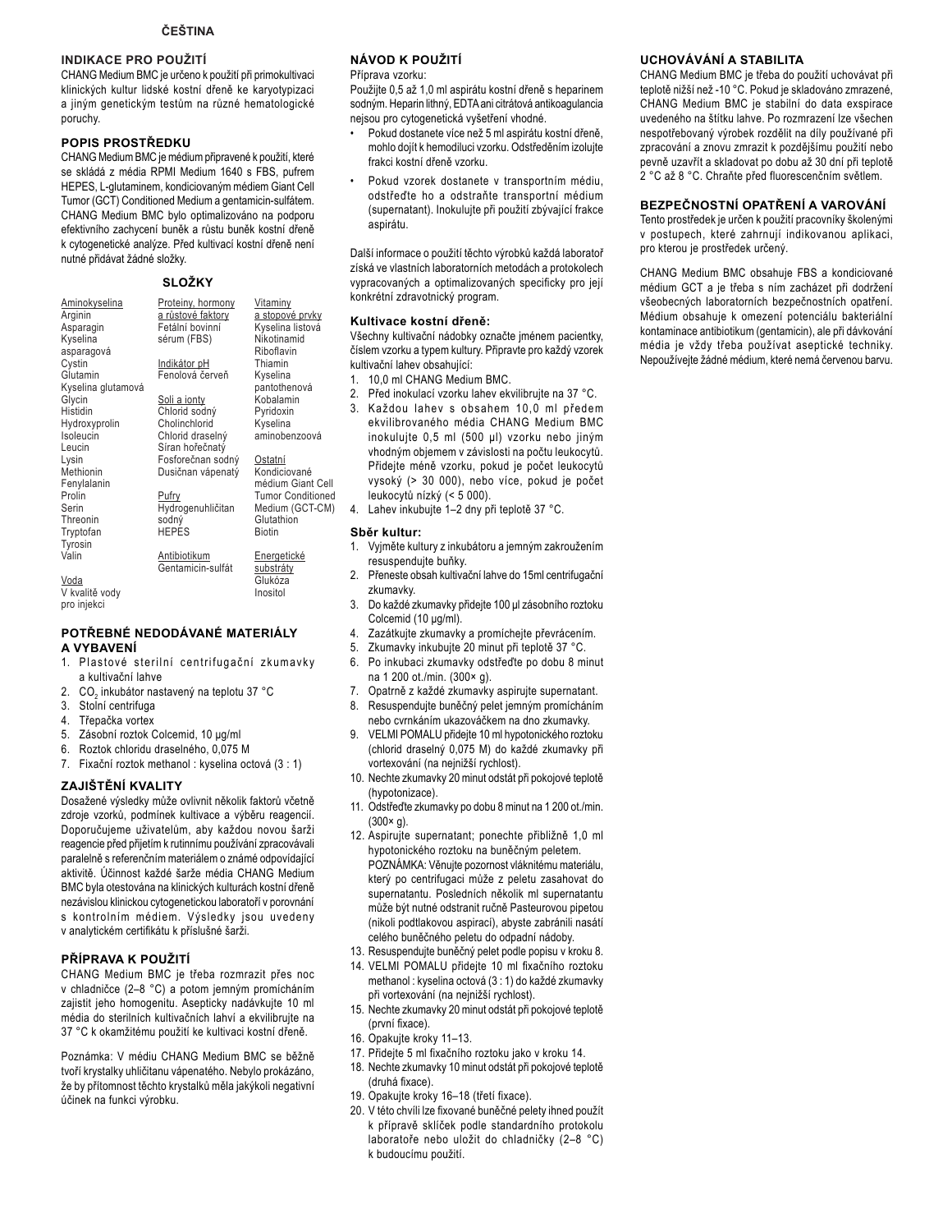**ČEŠTINA**

## INDIKACE PRO POUŽITÍ

CHANG Medium BMC je určeno k použití při primokultivaci klinických kultur lidské kostní dřeně ke karyotypizaci a jiným genetickým testům na různé hematologické poruchy.

## POPIS PROSTŘEDKU

CHANG Medium BMC je médium připravené k použití, které se skládá z média RPMI Medium 1640 s FBS, pufrem HEPES, L-glutaminem, kondicionovaným médiem Giant Cell Tumor (GCT) Conditioned Medium a gentamicin-sulfátem. CHANG Medium BMC bylo optimalizováno na podporu efektivního zachycení buněk a růstu buněk kostní dřeně k cytogenetické analýze. Před kultivací kostní dřeně není nutné přidávat žádné složky.

## SLOŽKY

| Aminokyselina | Proteiny, hormony a růstové faktory | Vitaminy a stopové prvky |
|---|---|---|
| Arginin | Fetální bovinní sérum (FBS) | Kyselina listová |
| Asparagin | | Nikotinamid |
| Kyselina asparagová | | Riboflavin |
| Cystin | Indikátor pH | Thiamin |
| Glutamin | Fenolová červeň | Kyselina pantothenová |
| Kyselina glutamová | | Kobalamin |
| Glycin | Soli a ionty | Pyridoxin |
| Histidin | Chlorid sodný | Kyselina aminobenzoová |
| Hydroxyprolin | Cholinchlorid | |
| Isoleucin | Chlorid draselný | |
| Leucin | Síran hořečnatý | Ostatní |
| Lysin | Fosforečnan sodný | Kondiciované médium Giant Cell Tumor Conditioned Medium (GCT-CM) |
| Methionin | Dusičnan vápenatý | Glutathion |
| Fenylalanin | | Biotin |
| Prolin | Pufry | |
| Serin | Hydrogenuhličitan sodný | Energetické substráty |
| Threonin | HEPES | Glukóza |
| Tryptofan | | Inositol |
| Tyrosin | Antibiotikum | |
| Valin | Gentamicin-sulfát | |
| Voda | | |
| V kvalitě vody pro injekci | | |

## POTŘEBNÉ NEDODÁVANÉ MATERIÁLY A VYBAVENÍ

1. Plastové sterilní centrifugační zkumavky a kultivační lahve
2. $CO_2$ inkubátor nastavený na teplotu 37 °C
3. Stolní centrifuga
4. Třepačka vortex
5. Zásobní roztok Colcemid, 10 µg/ml
6. Roztok chloridu draselného, 0,075 M
7. Fixační roztok methanol : kyselina octová (3 : 1)

## ZAJIŠTĚNÍ KVALITY

Dosažené výsledky může ovlivnit několik faktorů včetně zdroje vzorků, podmínek kultivace a výběru reagencií. Doporučujeme uživatelům, aby každou novou šarži reagencie před přijetím k rutinnímu používání zpracovávali paralelně s referenčním materiálem o známé odpovídající aktivitě. Účinnost každé šarže média CHANG Medium BMC byla otestována na klinických kulturách kostní dřeně nezávislou klinickou cytogenetickou laboratoří v porovnání s kontrolním médiem. Výsledky jsou uvedeny v analytickém certifikátu k příslušné šarži.

## PŘÍPRAVA K POUŽITÍ

CHANG Medium BMC je třeba rozmrazit přes noc v chladničce (2–8 °C) a potom jemným promícháním zajistit jeho homogenitu. Asepticky nadávkujte 10 ml média do sterilních kultivačních lahví a ekvilibrujte na 37 °C k okamžitému použití ke kultivaci kostní dřeně.

Poznámka: V médiu CHANG Medium BMC se běžně tvoří krystalky uhličitanu vápenatého. Nebylo prokázáno, že by přítomnost těchto krystalků měla jakýkoli negativní účinek na funkci výrobku.

## NÁVOD K POUŽITÍ

Příprava vzorku:

Použijte 0,5 až 1,0 ml aspirátu kostní dřeně s heparinem sodným. Heparin lithný, EDTA ani citrátová antikoagulancia nejsou pro cytogenetická vyšetření vhodné.

- Pokud dostanete více než 5 ml aspirátu kostní dřeně, mohlo dojít k hemodiluci vzorku. Odstředěním izolujte frakci kostní dřeně vzorku.
- Pokud vzorek dostanete v transportním médiu, odstřeďte ho a odstraňte transportní médium (supernatant). Inokulujte při použití zbývající frakce aspirátu.

Další informace o použití těchto výrobků každá laboratoř získá ve vlastních laboratorních metodách a protokolech vypracovaných a optimalizovaných specificky pro její konkrétní zdravotnický program.

### Kultivace kostní dřeně:

Všechny kultivační nádobky označte jménem pacientky, číslem vzorku a typem kultury. Připravte pro každý vzorek kultivační lahev obsahující:

1. 10,0 ml CHANG Medium BMC.
2. Před inokulací vzorku lahev ekvilibrujte na 37 °C.
3. Každou lahev s obsahem 10,0 ml předem ekvilibrovaného média CHANG Medium BMC inokulujte 0,5 ml (500 µl) vzorku nebo jiným vhodným objemem v závislosti na počtu leukocytů. Přidejte méně vzorku, pokud je počet leukocytů vysoký (> 30 000), nebo více, pokud je počet leukocytů nízký (< 5 000).
4. Lahev inkubujte 1–2 dny při teplotě 37 °C.

### Sběr kultur:

1. Vyjměte kultury z inkubátoru a jemným zakroužením resuspendujte buňky.
2. Přeneste obsah kultivační lahve do 15ml centrifugační zkumavky.
3. Do každé zkumavky přidejte 100 µl zásobního roztoku Colcemid (10 µg/ml).
4. Zazátkujte zkumavky a promíchejte převrácením.
5. Zkumavky inkubujte 20 minut při teplotě 37 °C.
6. Po inkubaci zkumavky odstřeďte po dobu 8 minut na 1 200 ot./min. (300× g).
7. Opatrně z každé zkumavky aspirujte supernatant.
8. Resuspendujte buněčný pelet jemným promícháním nebo cvrnkáním ukazováčkem na dno zkumavky.
9. VELMI POMALU přidejte 10 ml hypotonického roztoku (chlorid draselný 0,075 M) do každé zkumavky při vortexování (na nejnižší rychlost).
10. Nechte zkumavky 20 minut odstát při pokojové teplotě (hypotonizace).
11. Odstřeďte zkumavky po dobu 8 minut na 1 200 ot./min. (300× g).
12. Aspirujte supernatant; ponechte přibližně 1,0 ml hypotonického roztoku na buněčným peletem.
    POZNÁMKA: Věnujte pozornost vláknitému materiálu, který po centrifugaci může z peletu zasahovat do supernatantu. Posledních několik ml supernatantu může být nutné odstranit ručně Pasteurovou pipetou (nikoli podtlakovou aspirací), abyste zabránili nasátí celého buněčného peletu do odpadní nádoby.
13. Resuspendujte buněčný pelet podle popisu v kroku 8.
14. VELMI POMALU přidejte 10 ml fixačního roztoku methanol : kyselina octová (3 : 1) do každé zkumavky při vortexování (na nejnižší rychlost).
15. Nechte zkumavky 20 minut odstát při pokojové teplotě (první fixace).
16. Opakujte kroky 11–13.
17. Přidejte 5 ml fixačního roztoku jako v kroku 14.
18. Nechte zkumavky 10 minut odstát při pokojové teplotě (druhá fixace).
19. Opakujte kroky 16–18 (třetí fixace).
20. V této chvíli lze fixované buněčné pelety ihned použít k přípravě sklíček podle standardního protokolu laboratoře nebo uložit do chladničky (2–8 °C) k budoucímu použití.

## UCHOVÁVÁNÍ A STABILITA

CHANG Medium BMC je třeba do použití uchovávat při teplotě nižší než -10 °C. Pokud je skladováno zmrazené, CHANG Medium BMC je stabilní do data exspirace uvedeného na štítku lahve. Po rozmrazení lze všechen nespotřebovaný výrobek rozdělit na díly používané při zpracování a znovu zmrazit k pozdějšímu použití nebo pevně uzavřít a skladovat po dobu až 30 dní při teplotě 2 °C až 8 °C. Chraňte před fluorescenčním světlem.

## BEZPEČNOSTNÍ OPATŘENÍ A VAROVÁNÍ

Tento prostředek je určen k použití pracovníky školenými v postupech, které zahrnují indikovanou aplikaci, pro kterou je prostředek určený.

CHANG Medium BMC obsahuje FBS a kondicionované médium GCT a je třeba s ním zacházet při dodržení všeobecných laboratorních bezpečnostních opatření. Médium obsahuje k omezení potenciálu bakteriální kontaminace antibiotikum (gentamicin), ale při dávkování média je vždy třeba používat aseptické techniky. Nepoužívejte žádné médium, které nemá červenou barvu.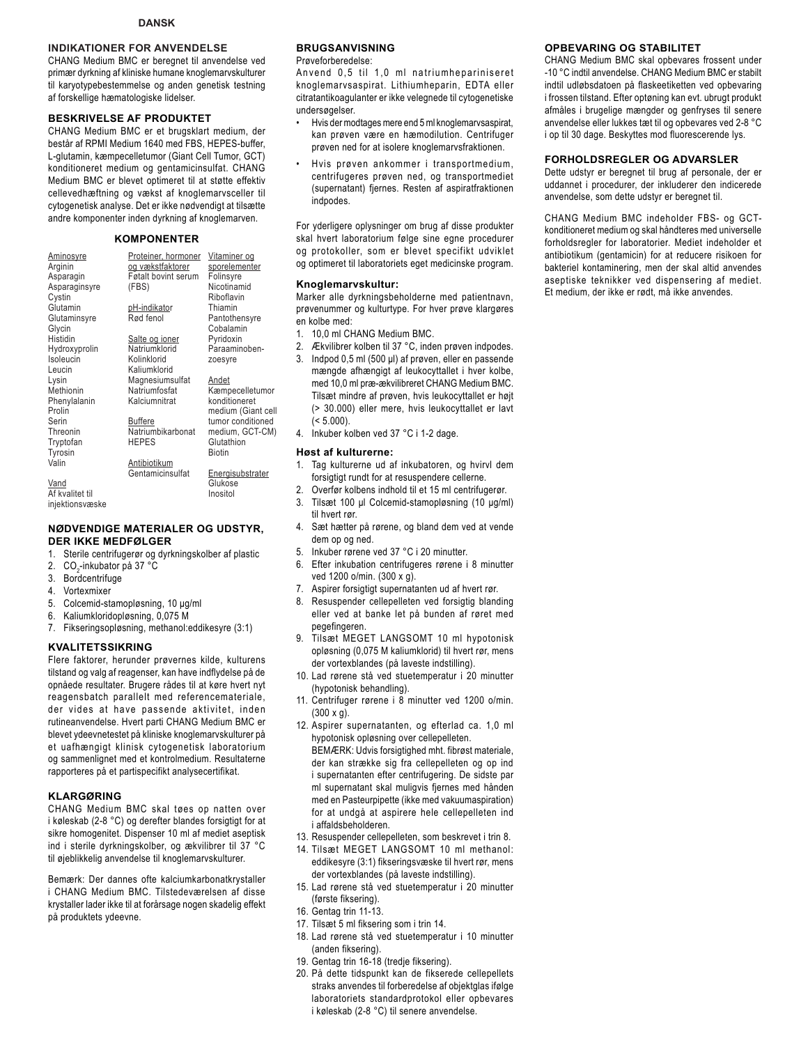**DANSK**

## INDIKATIONER FOR ANVENDELSE

CHANG Medium BMC er beregnet til anvendelse ved primær dyrkning af kliniske humane knoglemarvskulturer til karyotypebestemmelse og anden genetisk testning af forskellige hæmatologiske lidelser.

## BESKRIVELSE AF PRODUKTET

CHANG Medium BMC er et brugsklart medium, der består af RPMI Medium 1640 med FBS, HEPES-buffer, L-glutamin, kæmpecelletumor (Giant Cell Tumor, GCT) konditioneret medium og gentamicinsulfat. CHANG Medium BMC er blevet optimeret til at støtte effektiv cellevedhæftning og vækst af knoglemarvsceller til cytogenetisk analyse. Det er ikke nødvendigt at tilsætte andre komponenter inden dyrkning af knoglemarven.

## KOMPONENTER

| Aminosyre | Proteiner, hormoner og vækstfaktorer | Vitaminer og sporelementer |
|---|---|---|
| Arginin | Føtalt bovint serum (FBS) | Folinsyre |
| Asparagin | | Nicotinamid |
| Asparaginsyre | **pH-indikator** | Riboflavin |
| Cystin | Rød fenol | Thiamin |
| Glutamin | | Pantothensyre |
| Glutaminsyre | **Salte og ioner** | Cobalamin |
| Glycin | Natriumklorid | Pyridoxin |
| Histidin | Kolinklorid | Paraaminobenzoesyre |
| Hydroxyprolin | Kaliumklorid | |
| Isoleucin | Magnesiumsulfat | **Andet** |
| Leucin | Natriumfosfat | Kæmpecelletumor konditioneret medium (Giant cell tumor conditioned medium, GCT-CM) |
| Lysin | Kalciumnitrat | Glutathion |
| Methionin | | Biotin |
| Phenylalanin | **Buffere** | |
| Prolin | Natriumbikarbonat | **Energisubstrater** |
| Serin | HEPES | Glukose |
| Threonin | | Inositol |
| Tryptofan | **Antibiotikum** | |
| Tyrosin | Gentamicinsulfat | |
| Valin | | |
| **Vand** | | |
| Af kvalitet til injektionsvæske | | |

## NØDVENDIGE MATERIALER OG UDSTYR, DER IKKE MEDFØLGER

1. Sterile centrifugerør og dyrkningskolber af plastic
2. $CO_2$-inkubator på 37 °C
3. Bordcentrifuge
4. Vortexmixer
5. Colcemid-stamopløsning, 10 µg/ml
6. Kaliumkloridopløsning, 0,075 M
7. Fikseringsopløsning, methanol:eddikesyre (3:1)

## KVALITETSSIKRING

Flere faktorer, herunder prøvernes kilde, kulturens tilstand og valg af reagenser, kan have indflydelse på de opnåede resultater. Brugere rådes til at køre hvert nyt reagensbatch parallelt med referencemateriale, der vides at have passende aktivitet, inden rutineanvendelse. Hvert parti CHANG Medium BMC er blevet ydeevnetestet på kliniske knoglemarvskulturer på et uafhængigt klinisk cytogenetisk laboratorium og sammenlignet med et kontrolmedium. Resultaterne rapporteres på et partispecifikt analysecertifikat.

## KLARGØRING

CHANG Medium BMC skal tøes op natten over i køleskab (2-8 °C) og derefter blandes forsigtigt for at sikre homogenitet. Dispenser 10 ml af mediet aseptisk ind i sterile dyrkningskolber, og ækvilibrer til 37 °C til øjeblikkelig anvendelse til knoglemarvskulturer.

Bemærk: Der dannes ofte kalciumkarbonatkrystaller i CHANG Medium BMC. Tilstedeværelsen af disse krystaller lader ikke til at forårsage nogen skadelig effekt på produktets ydeevne.

## BRUGSANVISNING

Prøveforberedelse:

Anvend 0,5 til 1,0 ml natriumhepariniseret knoglemarvsaspirat. Lithiumheparin, EDTA eller citratantikoagulanter er ikke velegnede til cytogenetiske undersøgelser.

- Hvis der modtages mere end 5 ml knoglemarvsaspirat, kan prøven være en hæmodilution. Centrifuger prøven ned for at isolere knoglemarvsfraktionen.
- Hvis prøven ankommer i transportmedium, centrifugeres prøven ned, og transportmediet (supernatant) fjernes. Resten af aspiratfraktionen indpodes.

For yderligere oplysninger om brug af disse produkter skal hvert laboratorium følge sine egne procedurer og protokoller, som er blevet specifikt udviklet og optimeret til laboratoriets eget medicinske program.

### Knoglemarvskultur:

Marker alle dyrkningsbeholderne med patientnavn, prøvenummer og kulturtype. For hver prøve klargøres en kolbe med:

1. 10,0 ml CHANG Medium BMC.
2. Ækvilibrer kolben til 37 °C, inden prøven indpodes.
3. Indpod 0,5 ml (500 µl) af prøven, eller en passende mængde afhængigt af leukocyttallet i hver kolbe, med 10,0 ml præ-ækvilibreret CHANG Medium BMC. Tilsæt mindre af prøven, hvis leukocyttallet er højt (> 30.000) eller mere, hvis leukocyttallet er lavt (< 5.000).
4. Inkuber kolben ved 37 °C i 1-2 dage.

### Høst af kulturerne:

1. Tag kulturerne ud af inkubatoren, og hvirvl dem forsigtigt rundt for at resuspendere cellerne.
2. Overfør kolbens indhold til et 15 ml centrifugerør.
3. Tilsæt 100 µl Colcemid-stamopløsning (10 µg/ml) til hvert rør.
4. Sæt hætter på rørene, og bland dem ved at vende dem op og ned.
5. Inkuber rørene ved 37 °C i 20 minutter.
6. Efter inkubation centrifugeres rørene i 8 minutter ved 1200 o/min. (300 x g).
7. Aspirer forsigtigt supernatanten ud af hvert rør.
8. Resuspender cellepelleten ved forsigtig blanding eller ved at banke let på bunden af røret med pegefingeren.
9. Tilsæt MEGET LANGSOMT 10 ml hypotonisk opløsning (0,075 M kaliumklorid) til hvert rør, mens der vortexblandes (på laveste indstilling).
10. Lad rørene stå ved stuetemperatur i 20 minutter (hypotonisk behandling).
11. Centrifuger rørene i 8 minutter ved 1200 o/min. (300 x g).
12. Aspirer supernatanten, og efterlad ca. 1,0 ml hypotonisk opløsning over cellepelleten.
    BEMÆRK: Udvis forsigtighed mht. fibrøst materiale, der kan strække sig fra cellepelleten og op ind i supernatanten efter centrifugering. De sidste par ml supernatant skal muligvis fjernes med hånden med en Pasteurpipette (ikke med vakuumaspiration) for at undgå at aspirere hele cellepelleten ind i affaldsbeholderen.
13. Resuspender cellepelleten, som beskrevet i trin 8.
14. Tilsæt MEGET LANGSOMT 10 ml methanol: eddikesyre (3:1) fikseringsvæske til hvert rør, mens der vortexblandes (på laveste indstilling).
15. Lad rørene stå ved stuetemperatur i 20 minutter (første fiksering).
16. Gentag trin 11-13.
17. Tilsæt 5 ml fiksering som i trin 14.
18. Lad rørene stå ved stuetemperatur i 10 minutter (anden fiksering).
19. Gentag trin 16-18 (tredje fiksering).
20. På dette tidspunkt kan de fikserede cellepellets straks anvendes til forberedelse af objektglas ifølge laboratoriets standardprotokol eller opbevares i køleskab (2-8 °C) til senere anvendelse.

## OPBEVARING OG STABILITET

CHANG Medium BMC skal opbevares frossent under -10 °C indtil anvendelse. CHANG Medium BMC er stabilt indtil udløbsdatoen på flaskeetiketten ved opbevaring i frossen tilstand. Efter optøning kan evt. ubrugt produkt afmåles i brugelige mængder og genfryses til senere anvendelse eller lukkes tæt til og opbevares ved 2-8 °C i op til 30 dage. Beskyttes mod fluorescerende lys.

## FORHOLDSREGLER OG ADVARSLER

Dette udstyr er beregnet til brug af personale, der er uddannet i procedurer, der inkluderer den indicerede anvendelse, som dette udstyr er beregnet til.

CHANG Medium BMC indeholder FBS- og GCT-konditioneret medium og skal håndteres med universelle forholdsregler for laboratorier. Mediet indeholder et antibiotikum (gentamicin) for at reducere risikoen for bakteriel kontaminering, men der skal altid anvendes aseptiske teknikker ved dispensering af mediet. Et medium, der ikke er rødt, må ikke anvendes.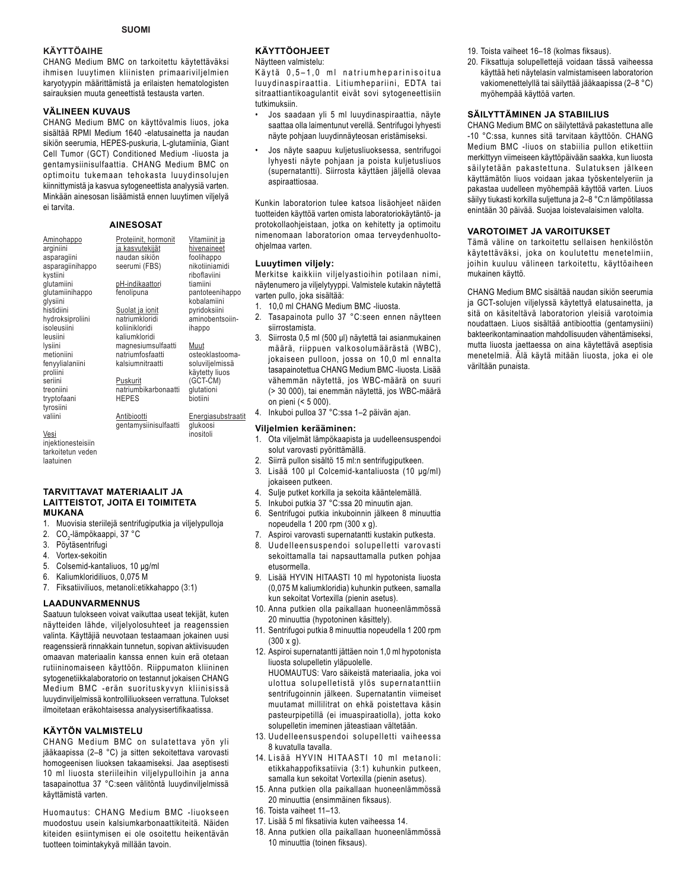## SUOMI

### KÄYTTÖAIHE

CHANG Medium BMC on tarkoitettu käytettäväksi ihmisen luuytimen kliinisten primaariviljelmien karyotyypin määrittämistä ja erilaisten hematologisten sairauksien muuta geneettistä testausta varten.

### VÄLINEEN KUVAUS

CHANG Medium BMC on käyttövalmis liuos, joka sisältää RPMI Medium 1640 -elatusainetta ja naudan sikiön seerumia, HEPES-puskuria, L-glutamiinia, Giant Cell Tumor (GCT) Conditioned Medium -liuosta ja gentamysiinisulfaattia. CHANG Medium BMC on optimoitu tukemaan tehokasta luuydinsolujen kiinnittymistä ja kasvua sytogeneettista analyysiä varten. Minkään ainesosan lisäämistä ennen luuytimen viljelyä ei tarvita.

### AINESOSAT

| Aminohappo | Proteiinit, hormonit ja kasvutekijät | Vitamiinit ja hivenaineet |
|---|---|---|
| arginiini | naudan sikiön seerumi (FBS) | foolihappo |
| asparagiini | | nikotiiniamidi |
| asparagiinihappo | | riboflaviini |
| kystiini | **pH-indikaattori** | tiamiini |
| glutamiini | fenolipuna | pantoteenihappo |
| glutamiinihappo | | kobalamiini |
| glysiini | **Suolat ja ionit** | pyridoksiini |
| histidiini | natriumkloridi | aminobentsoiinihappo |
| hydroksiproliini | koliinikloridi | |
| isoleusiini | kaliumkloridi | **Muut** |
| leusiini | magnesiumsulfaatti | osteoklastoomasoluviljelmissä käytetty liuos (GCT-CM) |
| lysiini | natriumfosfaatti | glutationi |
| metioniini | kalsiumnitraatti | biotiini |
| fenyylialaniini | | |
| proliini | **Puskurit** | **Energiasubstraatit** |
| seriini | natriumbikarbonaatti | glukoosi |
| treoniini | HEPES | inositoli |
| tryptofaani | | |
| tyrosiini | **Antibiootti** | |
| valiini | gentamysiinisulfaatti | |
| **Vesi** | | |
| injektionesteisiin tarkoitetun veden laatuinen | | |

### TARVITTAVAT MATERIAALIT JA LAITTEISTOT, JOITA EI TOIMITETA MUKANA

1. Muovisia steriilejä sentrifugiputkia ja viljelypulloja
2. $CO_2$-lämpökaappi, 37 °C
3. Pöytäsentrifugi
4. Vortex-sekoitin
5. Colsemid-kantaliuos, 10 µg/ml
6. Kaliumkloridiliuos, 0,075 M
7. Fiksatiiviliuos, metanoli:etikkahappo (3:1)

### LAADUNVARMENNUS

Saatuun tulokseen voivat vaikuttaa useat tekijät, kuten näytteiden lähde, viljelyolosuhteet ja reagenssien valinta. Käyttäjiä neuvotaan testaamaan jokainen uusi reagenssierä rinnakkain tunnetun, sopivan aktiivisuuden omaavan materiaalin kanssa ennen kuin erä otetaan rutiininomaiseen käyttöön. Riippumaton kliininen sytogenetiikkalaboratorio on testannut jokaisen CHANG Medium BMC -erän suorituskyvyn kliinisissä luuydinviljelmissä kontrolliliuokseen verrattuna. Tulokset ilmoitetaan eräkohtaisessa analyysisertifikaatissa.

### KÄYTÖN VALMISTELU

CHANG Medium BMC on sulatettava yön yli jääkaapissa (2–8 °C) ja sitten sekoitettava varovasti homogeenisen liuoksen takaamiseksi. Jaa aseptisesti 10 ml liuosta steriileihin viljelypulloihin ja anna tasapainottua 37 °C:seen välitöntä luuydinviljelmissä käyttämistä varten.

Huomautus: CHANG Medium BMC -liuokseen muodostuu usein kalsiumkarbonaattikiteitä. Näiden kiteiden esiintymisen ei ole osoitettu heikentävän tuotteen toimintakykyä millään tavoin.

### KÄYTTÖOHJEET

Näytteen valmistelu:

Käytä 0,5–1,0 ml natriumheparinisoitua luuydinaspiraattia. Litiumhepariini, EDTA tai sitraattiantikoagulantit eivät sovi sytogeneettisiin tutkimuksiin.

- Jos saadaan yli 5 ml luuydinaspiraattia, näyte saattaa olla laimentunut verellä. Sentrifugoi lyhyesti näyte pohjaan luuydinnäyteosan eristämiseksi.
- Jos näyte saapuu kuljetusliuoksessa, sentrifugoi lyhyesti näyte pohjaan ja poista kuljetusliuos (supernatantti). Siirrosta käyttäen jäljellä olevaa aspiraattiosaa.

Kunkin laboratorion tulee katsoa lisäohjeet näiden tuotteiden käyttöä varten omista laboratoriokäytäntö- ja protokollaohjeistaan, jotka on kehitetty ja optimoitu nimenomaan laboratorion omaa terveydenhuolto-ohjelmaa varten.

#### Luuytimen viljely:

Merkitse kaikkiin viljelyastioihin potilaan nimi, näytenumero ja viljelytyyppi. Valmistele kutakin näytettä varten pullo, joka sisältää:

1. 10,0 ml CHANG Medium BMC -liuosta.
2. Tasapainota pullo 37 °C:seen ennen näytteen siirrostamista.
3. Siirrosta 0,5 ml (500 µl) näytettä tai asianmukainen määrä, riippuen valkosolumäärästä (WBC), jokaiseen pulloon, jossa on 10,0 ml ennalta tasapainotettua CHANG Medium BMC -liuosta. Lisää vähemmän näytettä, jos WBC-määrä on suuri (> 30 000), tai enemmän näytettä, jos WBC-määrä on pieni (< 5 000).
4. Inkuboi pulloa 37 °C:ssa 1–2 päivän ajan.

#### Viljelmien kerääminen:

1. Ota viljelmät lämpökaapista ja uudelleensuspendoi solut varovasti pyörittämällä.
2. Siirrä pullon sisältö 15 ml:n sentrifugiputkeen.
3. Lisää 100 µl Colcemid-kantaliuosta (10 µg/ml) jokaiseen putkeen.
4. Sulje putket korkilla ja sekoita kääntelemällä.
5. Inkuboi putkia 37 °C:ssa 20 minuutin ajan.
6. Sentrifugoi putkia inkubointin jälkeen 8 minuuttia nopeudella 1 200 rpm (300 x g).
7. Aspiroi varovasti supernatantti kustakin putkesta.
8. Uudelleensuspendoi solupelletti varovasti sekoittamalla tai napsauttamalla putken pohjaa etusormella.
9. Lisää HYVIN HITAASTI 10 ml hypotonista liuosta (0,075 M kaliumkloridia) kuhunkin putkeen, samalla kun sekoitat Vortexilla (pienin asetus).
10. Anna putkien olla paikallaan huoneenlämmössä 20 minuuttia (hypotoninen käsittely).
11. Sentrifugoi putkia 8 minuuttia nopeudella 1 200 rpm (300 x g).
12. Aspiroi supernatantti jättäen noin 1,0 ml hypotonista liuosta solupelletin yläpuolelle.
    HUOMAUTUS: Varo säikeistä materiaalia, joka voi ulottua solupelletistä ylös supernatanttiin sentrifugoinnin jälkeen. Supernatantin viimeiset muutamat millilitrat on ehkä poistettava käsin pasteurpipetillä (ei imuaspiraatiolla), jotta koko solupelletin imeminen jäteastiaan vältetään.
13. Uudelleensuspendoi solupelletti vaiheessa 8 kuvatulla tavalla.
14. Lisää HYVIN HITAASTI 10 ml metanoli: etikkahappofiksatiivia (3:1) kuhunkin putkeen, samalla kun sekoitat Vortexilla (pienin asetus).
15. Anna putkien olla paikallaan huoneenlämmössä 20 minuuttia (ensimmäinen fiksaus).
16. Toista vaiheet 11–13.
17. Lisää 5 ml fiksatiivia kuten vaiheessa 14.
18. Anna putkien olla paikallaan huoneenlämmössä 10 minuuttia (toinen fiksaus).
19. Toista vaiheet 16–18 (kolmas fiksaus).
20. Fiksattuja solupellettejä voidaan tässä vaiheessa käyttää heti näytelasin valmistamiseen laboratorion vakiomenettelyllä tai säilyttää jääkaapissa (2–8 °C) myöhempää käyttöä varten.

### SÄILYTTÄMINEN JA STABIILIUS

CHANG Medium BMC on säilytettävä pakastettuna alle -10 °C:ssa, kunnes sitä tarvitaan käyttöön. CHANG Medium BMC -liuos on stabiilia pullon etikettiin merkittyyn viimeiseen käyttöpäivään saakka, kun liuosta säilytetään pakastettuna. Sulatuksen jälkeen käyttämätön liuos voidaan jakaa työskentelyeriin ja pakastaa uudelleen myöhempää käyttöä varten. Liuos säilyy tiukasti korkilla suljettuna ja 2–8 °C:n lämpötilassa enintään 30 päivää. Suojaa loistevalaisimen valolta.

### VAROTOIMET JA VAROITUKSET

Tämä väline on tarkoitettu sellaisen henkilöstön käytettäväksi, joka on koulutettu menetelmiin, joihin kuuluu välineen tarkoitettu, käyttöaiheen mukainen käyttö.

CHANG Medium BMC sisältää naudan sikiön seerumia ja GCT-solujen viljelyssä käytettyä elatusainetta, ja sitä on käsiteltävä laboratorion yleisiä varotoimia noudattaen. Liuos sisältää antibioottia (gentamysiini) bakteerikontaminaation mahdollisuuden vähentämiseksi, mutta liuosta jaettaessa on aina käytettävä aseptisia menetelmiä. Älä käytä mitään liuosta, joka ei ole väriltään punaista.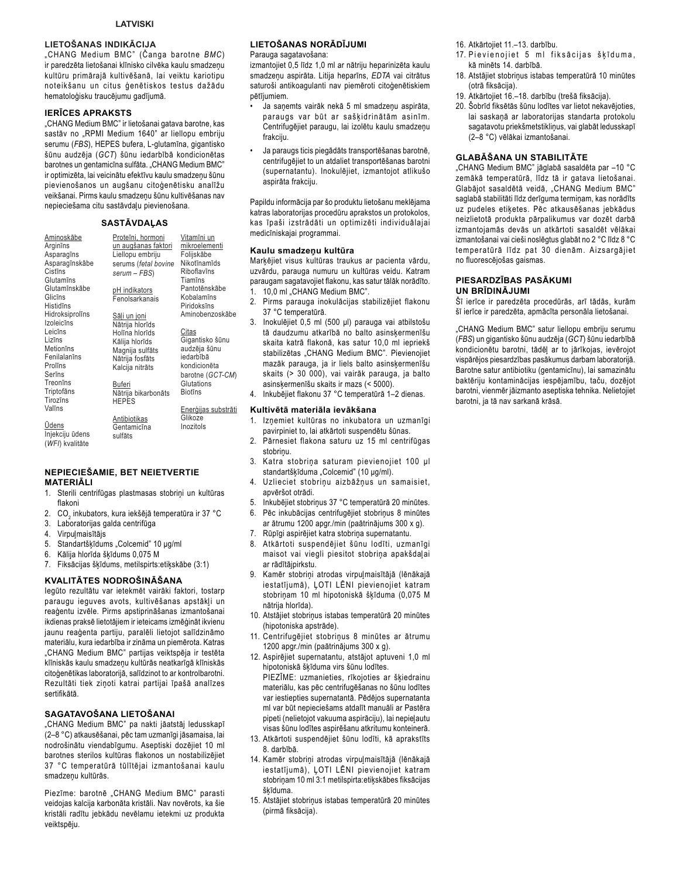LATVISKI

## LIETOŠANAS INDIKĀCIJA

„CHANG Medium BMC" (Čanga barotne *BMC*) ir paredzēta lietošanai klīnisko cilvēka kaulu smadzeņu kultūru primārajā kultivēšanā, lai veiktu kariotipu noteikšanu un citus ģenētiskos testus dažādu hematoloģisku traucējumu gadījumā.

## IERĪCES APRAKSTS

„CHANG Medium BMC" ir lietošanai gatava barotne, kas sastāv no „RPMI Medium 1640" ar liellopu embriju serumu (*FBS*), HEPES bufera, L-glutamīna, gigantisko šūnu audzēja (*GCT*) šūnu iedarbībā kondicionētas barotnes un gentamicīna sulfāta. „CHANG Medium BMC" ir optimizēta, lai veicinātu efektīvu kaulu smadzeņu šūnu pievienošanos un augšanu citoģenētisku analīžu veikšanai. Pirms kaulu smadzeņu šūnu kultivēšanas nav nepieciešama citu sastāvdaļu pievienošana.

## SASTĀVDAĻAS

| Aminoskābe | Proteīni, hormoni un augšanas faktori | Vitamīni un mikroelementi |
|---|---|---|
| Arginīns | Liellopu embriju serums (*fetal bovine serum – FBS*) | Folijskābe |
| Asparagīns | | Nikotīnamīds |
| Asparagīnskābe | pH indikators | Riboflavīns |
| Cistīns | Fenolsarkanais | Tiamīns |
| Glutamīns | | Pantotēnskābe |
| Glutamīnskābe | Sāļi un joni | Kobalamīns |
| Glicīns | Nātrija hlorīds | Piridoksīns |
| Histidīns | Holīna hlorīds | Aminobenzoskābe |
| Hidroksiprolīns | Kālija hlorīds | |
| Izoleicīns | Magnija sulfāts | Citas |
| Leicīns | Nātrija fosfāts | Gigantisko šūnu audzēja šūnu iedarbībā kondicionēta barotne (*GCT-CM*) |
| Lizīns | Kalcija nitrāts | Glutations |
| Metionīns | | Biotīns |
| Fenilalanīns | Buferi | |
| Prolīns | Nātrija bikarbonāts | Enerģijas substrāti |
| Serīns | HEPES | Glikoze |
| Treonīns | | Inozitols |
| Triptofāns | Antibiotikas | |
| Tirozīns | Gentamicīna sulfāts | |
| Valīns | | |
| Ūdens | | |
| Injekciju ūdens (*WFI*) kvalitāte | | |

## NEPIECIEŠAMIE, BET NEIETVERTIE MATERIĀLI

1. Sterili centrifūgas plastmasas stobriņi un kultūras flakoni
2. $CO_2$ inkubators, kura iekšējā temperatūra ir 37 °C
3. Laboratorijas galda centrifūga
4. Virpuļmaisītājs
5. Standartšķīdums „Colcemid" 10 µg/ml
6. Kālija hlorīda šķīdums 0,075 M
7. Fiksācijas šķīdums, metilspirts:etiķskābe (3:1)

## KVALITĀTES NODROŠINĀŠANA

Iegūto rezultātu var ietekmēt vairāki faktori, tostarp paraugu ieguves avots, kultivēšanas apstākļi un reaģentu izvēle. Pirms apstiprināšanas izmantošanai ikdienas praksē lietotājiem ir ieteicams izmēģināt ikvienu jaunu reaģenta partiju, paralēli lietojot salīdzināmo materiālu, kura iedarbība ir zināma un piemērota. Katras „CHANG Medium BMC" partijas veiktspēja ir testēta klīniskās kaulu smadzeņu kultūrās neatkarīgā klīniskās citoģenētikas laboratorijā, salīdzinot to ar kontrolbarotni. Rezultāti tiek ziņoti katrai partijai īpašā analīzes sertifikātā.

## SAGATAVOŠANA LIETOŠANAI

„CHANG Medium BMC" pa nakti jāatstāj ledusskapī (2–8 °C) atkausēšanai, pēc tam uzmanīgi jāsamaisa, lai nodrošinātu viendabīgumu. Aseptiski dozējiet 10 ml barotnes sterilos kultūras flakonos un nostabilizējiet 37 °C temperatūrā tūlītējai izmantošanai kaulu smadzeņu kultūrās.

Piezīme: barotnē „CHANG Medium BMC" parasti veidojas kalcija karbonāta kristāli. Nav novērots, ka šie kristāli radītu jebkādu nevēlamu ietekmi uz produkta veiktspēju.

## LIETOŠANAS NORĀDĪJUMI

Parauga sagatavošana:

izmantojiet 0,5 līdz 1,0 ml ar nātriju heparinizēta kaulu smadzeņu aspirāta. Litija heparīns, *EDTA* vai citrātus saturoši antikoagulanti nav piemēroti citoģenētiskiem pētījumiem.

- Ja saņemts vairāk nekā 5 ml smadzeņu aspirāta, paraugs var būt ar sašķidrinātām asinīm. Centrifugējiet paraugu, lai izolētu kaulu smadzeņu frakciju.
- Ja paraugs ticis piegādāts transportēšanas barotnē, centrifugējiet to un atdaliet transportēšanas barotni (supernatantu). Inokulējiet, izmantojot atlikušo aspirāta frakciju.

Papildu informācija par šo produktu lietošanu meklējama katras laboratorijas procedūru aprakstos un protokolos, kas īpaši izstrādāti un optimizēti individuālajai medicīniskajai programmai.

### Kaulu smadzeņu kultūra

Marķējiet visus kultūras traukus ar pacienta vārdu, uzvārdu, parauga numuru un kultūras veidu. Katram paraugam sagatavojiet flakonu, kas satur tālāk norādīto.

1. 10,0 ml „CHANG Medium BMC".
2. Pirms parauga inokulācijas stabilizējiet flakonu 37 °C temperatūrā.
3. Inokulējiet 0,5 ml (500 µl) parauga vai atbilstošu tā daudzumu atkarībā no balto asinsķermenīšu skaita katrā flakonā, kas satur 10,0 ml iepriekš stabilizētas „CHANG Medium BMC". Pievienojiet mazāk parauga, ja ir liels balto asinsķermenīšu skaits (> 30 000), vai vairāk parauga, ja balto asinsķermenīšu skaits ir mazs (< 5000).
4. Inkubējiet flakonu 37 °C temperatūrā 1–2 dienas.

### Kultivētā materiāla ievākšana

1. Izņemiet kultūras no inkubatora un uzmanīgi pavirpiniet to, lai atkārtoti suspendētu šūnas.
2. Pārnesiet flakona saturu uz 15 ml centrifūgas stobriņu.
3. Katra stobriņa saturam pievienojiet 100 µl standartšķīduma „Colcemid" (10 µg/ml).
4. Uzlieciet stobriņu aizbāžņus un samaisiet, apvēršot otrādi.
5. Inkubējiet stobriņus 37 °C temperatūrā 20 minūtes.
6. Pēc inkubācijas centrifugējiet stobriņus 8 minūtes ar ātrumu 1200 apgr./min (paātrinājums 300 x g).
7. Rūpīgi aspirējiet katra stobriņa supernatantu.
8. Atkārtoti suspendējiet šūnu lodīti, uzmanīgi maisot vai viegli piesitot stobriņa apakšdaļai ar rādītājpirkstu.
9. Kamēr stobriņi atrodas virpuļmaisītājā (lēnākajā iestatījumā), ĻOTI LĒNI pievienojiet katram stobriņam 10 ml hipotoniskā šķīduma (0,075 M nātrija hlorīda).
10. Atstājiet stobriņus istabas temperatūrā 20 minūtes (hipotoniska apstrāde).
11. Centrifugējiet stobriņus 8 minūtes ar ātrumu 1200 apgr./min (paātrinājums 300 x g).
12. Aspirējiet supernatantu, atstājot aptuveni 1,0 ml hipotoniskā šķīduma virs šūnu lodītes.
    PIEZĪME: uzmanieties, rīkojoties ar šķiedrainu materiālu, kas pēc centrifugēšanas no šūnu lodītes var iestiepties supernatantā. Pēdējos supernatanta ml var būt nepieciešams atdalīt manuāli ar Pastēra pipeti (nelietojot vakuuma aspirāciju), lai nepieļautu visas šūnu lodītes aspirēšanu atkritumu konteinerā.
13. Atkārtoti suspendējiet šūnu lodīti, kā aprakstīts 8. darbībā.
14. Kamēr stobriņi atrodas virpuļmaisītājā (lēnākajā iestatījumā), ĻOTI LĒNI pievienojiet katram stobriņam 10 ml 3:1 metilspirta:etiķskābes fiksācijas šķīduma.
15. Atstājiet stobriņus istabas temperatūrā 20 minūtes (pirmā fiksācija).
16. Atkārtojiet 11.–13. darbību.
17. Pievienojiet 5 ml fiksācijas šķīduma, kā minēts 14. darbībā.
18. Atstājiet stobriņus istabas temperatūrā 10 minūtes (otrā fiksācija).
19. Atkārtojiet 16.–18. darbību (trešā fiksācija).
20. Šobrīd fiksētās šūnu lodītes var lietot nekavējoties, lai saskaņā ar laboratorijas standarta protokolu sagatavotu priekšmetstikliņus, vai glabāt ledusskapī (2–8 °C) vēlākai izmantošanai.

## GLABĀŠANA UN STABILITĀTE

„CHANG Medium BMC" jāglabā sasaldēta par –10 °C zemākā temperatūrā, līdz tā ir gatava lietošanai. Glabājot sasaldētā veidā, „CHANG Medium BMC" saglabā stabilitāti līdz derīguma terminam, kas norādīts uz pudeles etiķetes. Pēc atkausēšanas jebkādus neizlietotā produkta pārpalikumus var dozēt darbā izmantojamās devās un atkārtoti sasaldēt vēlākai izmantošanai vai cieši noslēgtus glabāt no 2 °C līdz 8 °C temperatūrā līdz pat 30 dienām. Aizsargājiet no fluorescējošas gaismas.

## PIESARDZĪBAS PASĀKUMI UN BRĪDINĀJUMI

Šī ierīce ir paredzēta procedūrās, arī tādās, kurām šī ierīce ir paredzēta, apmācīta personāla lietošanai.

„CHANG Medium BMC" satur liellopu embriju serumu (*FBS*) un gigantisko šūnu audzēja (*GCT*) šūnu iedarbībā kondicionētu barotni, tādēļ ar to jārīkojas, ievērojot vispārējos piesardzības pasākumus darbam laboratorijā. Barotne satur antibiotiku (gentamicīnu), lai samazinātu baktēriju kontaminācijas iespējamību, taču, dozējot barotni, vienmēr jāizmanto aseptiska tehnika. Nelietojiet barotni, ja tā nav sarkanā krāsā.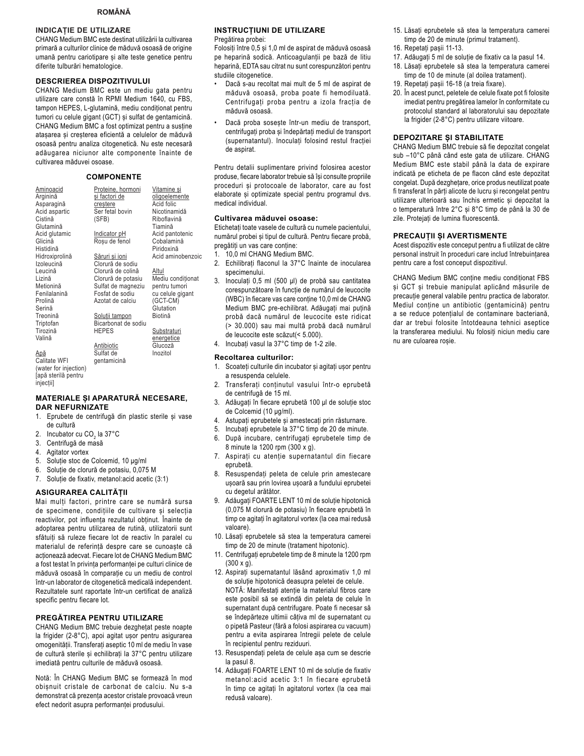ROMÂNĂ

## INDICAȚIE DE UTILIZARE

CHANG Medium BMC este destinat utilizării la cultivarea primară a culturilor clinice de măduvă osoasă de origine umană pentru cariotipare și alte teste genetice pentru diferite tulburări hematologice.

## DESCRIEREA DISPOZITIVULUI

CHANG Medium BMC este un mediu gata pentru utilizare care constă în RPMI Medium 1640, cu FBS, tampon HEPES, L-glutamină, mediu condiționat pentru tumori cu celule gigant (GCT) și sulfat de gentamicină. CHANG Medium BMC a fost optimizat pentru a susține atașarea și creșterea eficientă a celulelor de măduvă osoasă pentru analiza citogenetică. Nu este necesară adăugarea niciunor alte componente înainte de cultivarea măduvei osoase.

## COMPONENTE

| Aminoacid | Proteine, hormoni și factori de creștere | Vitamine și oligoelemente |
|---|---|---|
| Arginină | Ser fetal bovin (SFB) | Acid folic |
| Asparagină | | Nicotinamidă |
| Acid aspartic | Indicator pH | Riboflavină |
| Cistină | Roșu de fenol | Tiamină |
| Glutamină | | Acid pantotenic |
| Acid glutamic | Săruri și ioni | Cobalamină |
| Glicină | Clorură de sodiu | Piridoxină |
| Histidină | Clorură de colină | Acid aminobenzoic |
| Hidroxiprolină | Clorură de potasiu | |
| Izoleucină | Sulfat de magneziu | Altul |
| Leucină | Fosfat de sodiu | Mediu condiționat pentru tumori cu celule gigant (GCT-CM) |
| Lizină | Azotat de calciu | Glutation |
| Metionină | | Biotină |
| Fenilalanină | Soluții tampon | |
| Prolină | Bicarbonat de sodiu | Substraturi energetice |
| Serină | HEPES | Glucoză |
| Treonină | | Inozitol |
| Triptofan | Antibiotic | |
| Tirozină | Sulfat de gentamicină | |
| Valină | | |
| Apă | | |
| Calitate WFI (water for injection) [apă sterilă pentru injecții] | | |

## MATERIALE ȘI APARATURĂ NECESARE, DAR NEFURNIZATE

1. Eprubete de centrifugă din plastic sterile și vase de cultură
2. Incubator cu $CO_2$ la 37°C
3. Centrifugă de masă
4. Agitator vortex
5. Soluție stoc de Colcemid, 10 µg/ml
6. Soluție de clorură de potasiu, 0,075 M
7. Soluție de fixativ, metanol:acid acetic (3:1)

## ASIGURAREA CALITĂȚII

Mai mulți factori, printre care se numără sursa de specimene, condițiile de cultivare și selecția reactivilor, pot influența rezultatul obținut. Înainte de adoptarea pentru utilizarea de rutină, utilizatorii sunt sfătuiți să ruleze fiecare lot de reactiv în paralel cu materialul de referință despre care se cunoaște că acționează adecvat. Fiecare lot de CHANG Medium BMC a fost testat în privința performanței pe culturi clinice de măduvă osoasă în comparație cu un mediu de control într-un laborator de citogenetică medicală independent. Rezultatele sunt raportate într-un certificat de analiză specific pentru fiecare lot.

## PREGĂTIREA PENTRU UTILIZARE

CHANG Medium BMC trebuie dezghețat peste noapte la frigider (2-8°C), apoi agitat ușor pentru asigurarea omogenității. Transferați aseptic 10 ml de mediu în vase de cultură sterile și echilibrați la 37°C pentru utilizare imediată pentru culturile de măduvă osoasă.

Notă: În CHANG Medium BMC se formează în mod obișnuit cristale de carbonat de calciu. Nu s-a demonstrat că prezența acestor cristale provoacă vreun efect nedorit asupra performanței produsului.

## INSTRUCȚIUNI DE UTILIZARE

Pregătirea probei:

Folosiți între 0,5 și 1,0 ml de aspirat de măduvă osoasă pe heparină sodică. Anticoagulanții pe bază de litiu heparină, EDTA sau citrat nu sunt corespunzători pentru studiile citogenetice.

- Dacă s-au recoltat mai mult de 5 ml de aspirat de măduvă osoasă, proba poate fi hemodiluată. Centrifugați proba pentru a izola fracția de măduvă osoasă.
- Dacă proba sosește într-un mediu de transport, centrifugați proba și îndepărtați mediul de transport (supernatantul). Inoculați folosind restul fracției de aspirat.

Pentru detalii suplimentare privind folosirea acestor produse, fiecare laborator trebuie să își consulte propriile proceduri și protocoale de laborator, care au fost elaborate și optimizate special pentru programul dvs. medical individual.

### Cultivarea măduvei osoase:

Etichetați toate vasele de cultură cu numele pacientului, numărul probei și tipul de cultură. Pentru fiecare probă, pregătiți un vas care conține:

1. 10,0 ml CHANG Medium BMC.
2. Echilibrați flaconul la 37°C înainte de inocularea specimenului.
3. Inoculați 0,5 ml (500 µl) de probă sau cantitatea corespunzătoare în funcție de numărul de leucocite (WBC) în fiecare vas care conține 10,0 ml de CHANG Medium BMC pre-echilibrat. Adăugați mai puțină probă dacă numărul de leucocite este ridicat (> 30.000) sau mai multă probă dacă numărul de leucocite este scăzut(< 5.000).
4. Incubați vasul la 37°C timp de 1-2 zile.

### Recoltarea culturilor:

1. Scoateți culturile din incubator și agitați ușor pentru a resuspenda celulele.
2. Transferați conținutul vasului într-o eprubetă de centrifugă de 15 ml.
3. Adăugați în fiecare eprubetă 100 µl de soluție stoc de Colcemid (10 µg/ml).
4. Astupați eprubetele și amestecați prin răsturnare.
5. Incubați eprubetele la 37°C timp de 20 de minute.
6. După incubare, centrifugați eprubetele timp de 8 minute la 1200 rpm (300 x g).
7. Aspirați cu atenție supernatantul din fiecare eprubetă.
8. Resuspendați peleta de celule prin amestecare ușoară sau prin lovirea ușoară a fundului eprubetei cu degetul arătător.
9. Adăugați FOARTE LENT 10 ml de soluție hipotonică (0,075 M clorură de potasiu) în fiecare eprubetă în timp ce agitați în agitatorul vortex (la cea mai redusă valoare).
10. Lăsați eprubetele să stea la temperatura camerei timp de 20 de minute (tratament hipotonic).
11. Centrifugați eprubetele timp de 8 minute la 1200 rpm (300 x g).
12. Aspirați supernatantul lăsând aproximativ 1,0 ml de soluție hipotonică deasupra peletei de celule.
    NOTĂ: Manifestați atenție la materialul fibros care este posibil să se extindă din peleta de celule în supernatant după centrifugare. Poate fi necesar să se îndepărteze ultimii câțiva ml de supernatant cu o pipetă Pasteur (fără a folosi aspirarea cu vacuum) pentru a evita aspirarea întregii pelete de celule în recipientul pentru reziduuri.
13. Resuspendați peleta de celule așa cum se descrie la pasul 8.
14. Adăugați FOARTE LENT 10 ml de soluție de fixativ metanol:acid acetic 3:1 în fiecare eprubetă în timp ce agitați în agitatorul vortex (la cea mai redusă valoare).
15. Lăsați eprubetele să stea la temperatura camerei timp de 20 de minute (primul tratament).
16. Repetați pașii 11-13.
17. Adăugați 5 ml de soluție de fixativ ca la pasul 14.
18. Lăsați eprubetele să stea la temperatura camerei timp de 10 de minute (al doilea tratament).
19. Repetați pașii 16-18 (a treia fixare).
20. În acest punct, peletele de celule fixate pot fi folosite imediat pentru pregătirea lamelor în conformitate cu protocolul standard al laboratorului sau depozitate la frigider (2-8°C) pentru utilizare viitoare.

## DEPOZITARE ȘI STABILITATE

CHANG Medium BMC trebuie să fie depozitat congelat sub –10°C până când este gata de utilizare. CHANG Medium BMC este stabil până la data de expirare indicată pe eticheta de pe flacon când este depozitat congelat. După dezghețare, orice produs neutilizat poate fi transferat în părți alicote de lucru și recongelat pentru utilizare ulterioară sau închis ermetic și depozitat la o temperatură între 2°C și 8°C timp de până la 30 de zile. Protejați de lumina fluorescentă.

## PRECAUȚII ȘI AVERTISMENTE

Acest dispozitiv este conceput pentru a fi utilizat de către personal instruit în proceduri care includ întrebuințarea pentru care a fost conceput dispozitivul.

CHANG Medium BMC conține mediu condiționat FBS și GCT și trebuie manipulat aplicând măsurile de precauție general valabile pentru practica de laborator. Mediul conține un antibiotic (gentamicină) pentru a se reduce potențialul de contaminare bacteriană, dar ar trebui folosite întotdeauna tehnici aseptice la transferarea mediului. Nu folosiți niciun mediu care nu are culoarea roșie.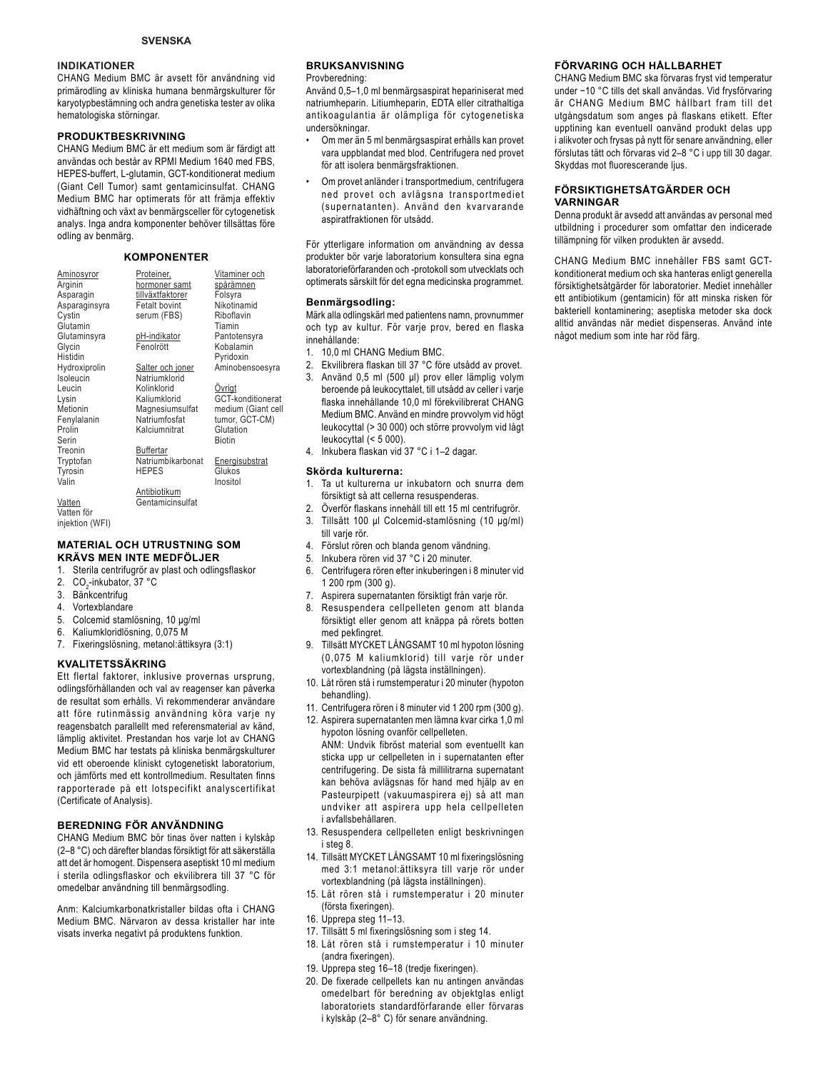**SVENSKA**

## INDIKATIONER

CHANG Medium BMC är avsett för användning vid primärodling av kliniska humana benmärgskulturer för karyotypbestämning och andra genetiska tester av olika hematologiska störningar.

## PRODUKTBESKRIVNING

CHANG Medium BMC är ett medium som är färdigt att användas och består av RPMI Medium 1640 med FBS, HEPES-buffert, L-glutamin, GCT-konditionerat medium (Giant Cell Tumor) samt gentamicinsulfat. CHANG Medium BMC har optimerats för att främja effektiv vidhäftning och växt av benmärgsceller för cytogenetisk analys. Inga andra komponenter behöver tillsättas före odling av benmärg.

## KOMPONENTER

| Aminosyror | Proteiner, hormoner samt tillväxtfaktorer | Vitaminer och spärämnen |
|---|---|---|
| Arginin | Fetalt bovint serum (FBS) | Folsyra |
| Asparagin | | Nikotinamid |
| Asparaginsyra | pH-indikator | Riboflavin |
| Cystin | Fenolrött | Tiamin |
| Glutamin | | Pantotensyra |
| Glutaminsyra | Salter och joner | Kobalamin |
| Glycin | Natriumklorid | Pyridoxin |
| Histidin | Kolinklorid | Aminobensoesyra |
| Hydroxiprolin | Kaliumklorid | |
| Isoleucin | Magnesiumsulfat | Övrigt |
| Leucin | Natriumfosfat | GCT-konditionerat medium (Giant cell tumor, GCT-CM) |
| Lysin | Kalciumnitrat | Glutation |
| Metionin | | Biotin |
| Fenylalanin | Buffertar | |
| Prolin | Natriumbikarbonat | Energisubstrat |
| Serin | HEPES | Glukos |
| Treonin | | Inositol |
| Tryptofan | Antibiotikum | |
| Tyrosin | Gentamicinsulfat | |
| Valin | | |
| Vatten | | |
| Vatten för injektion (WFI) | | |

## MATERIAL OCH UTRUSTNING SOM KRÄVS MEN INTE MEDFÖLJER

1. Sterila centrifugrör av plast och odlingsflaskor
2. $CO_2$-inkubator, 37 °C
3. Bänkcentrifug
4. Vortexblandare
5. Colcemid stamlösning, 10 µg/ml
6. Kaliumkloridlösning, 0,075 M
7. Fixeringslösning, metanol:ättiksyra (3:1)

## KVALITETSSÄKRING

Ett flertal faktorer, inklusive provernas ursprung, odlingsförhållanden och val av reagenser kan påverka de resultat som erhålls. Vi rekommenderar användare att före rutinmässig användning köra varje ny reagensbatch parallellt med referensmaterial av känd, lämplig aktivitet. Prestandan hos varje lot av CHANG Medium BMC har testats på kliniska benmärgskulturer vid ett oberoende kliniskt cytogenetiskt laboratorium, och jämförts med ett kontrollmedium. Resultaten finns rapporterade på ett lotspecifikt analyscertifikat (Certificate of Analysis).

## BEREDNING FÖR ANVÄNDNING

CHANG Medium BMC bör tinas över natten i kylskåp (2–8 °C) och därefter blandas försiktigt för att säkerställa att det är homogent. Dispensera aseptiskt 10 ml medium i sterila odlingsflaskor och ekvilibrera till 37 °C för omedelbar användning till benmärgsodling.

Anm: Kalciumkarbonatkristaller bildas ofta i CHANG Medium BMC. Närvaron av dessa kristaller har inte visats inverka negativt på produktens funktion.

## BRUKSANVISNING

Provberedning:

Använd 0,5–1,0 ml benmärgsaspirat hepariniserat med natriumheparin. Litiumheparin, EDTA eller citrathaltiga antikoagulantia är olämpliga för cytogenetiska undersökningar.

- Om mer än 5 ml benmärgsaspirat erhålls kan provet vara uppblandat med blod. Centrifugera ned provet för att isolera benmärgsfraktionen.
- Om provet anländer i transportmedium, centrifugera ned provet och avlägsna transportmediet (supernatanten). Använd den kvarvarande aspiratfraktionen för utsådd.

För ytterligare information om användning av dessa produkter bör varje laboratorium konsultera sina egna laboratorieförfaranden och -protokoll som utvecklats och optimerats särskilt för det egna medicinska programmet.

### Benmärgsodling:

Märk alla odlingskärl med patientens namn, provnummer och typ av kultur. För varje prov, bered en flaska innehållande:

1. 10,0 ml CHANG Medium BMC.
2. Ekvilibrera flaskan till 37 °C före utsådd av provet.
3. Använd 0,5 ml (500 µl) prov eller lämplig volym beroende på leukocyttalet, till utsådd av celler i varje flaska innehållande 10,0 ml förekvilibrerat CHANG Medium BMC. Använd en mindre provvolym vid högt leukocyttal (> 30 000) och större provvolym vid lågt leukocyttal (< 5 000).
4. Inkubera flaskan vid 37 °C i 1–2 dagar.

### Skörda kulturerna:

1. Ta ut kulturerna ur inkubatorn och snurra dem försiktigt så att cellerna resuspenderas.
2. Överför flaskans innehåll till ett 15 ml centrifugrör.
3. Tillsätt 100 µl Colcemid-stamlösning (10 µg/ml) till varje rör.
4. Förslut rören och blanda genom vändning.
5. Inkubera rören vid 37 °C i 20 minuter.
6. Centrifugera rören efter inkuberingen i 8 minuter vid 1 200 rpm (300 g).
7. Aspirera supernatanten försiktigt från varje rör.
8. Resuspendera cellpelleten genom att blanda försiktigt eller genom att knäppa på rörets botten med pekfingret.
9. Tillsätt MYCKET LÅNGSAMT 10 ml hypoton lösning (0,075 M kaliumklorid) till varje rör under vortexblandning (på lägsta inställningen).
10. Låt rören stå i rumstemperatur i 20 minuter (hypoton behandling).
11. Centrifugera rören i 8 minuter vid 1 200 rpm (300 g).
12. Aspirera supernatanten men lämna kvar cirka 1,0 ml hypoton lösning ovanför cellpelleten.
    ANM: Undvik fibröst material som eventuellt kan sticka upp ur cellpelleten in i supernatanten efter centrifugering. De sista få millilitrarna supernatant kan behöva avlägsnas för hand med hjälp av en Pasteurpipett (vakuumaspirera ej) så att man undviker att aspirera upp hela cellpelleten i avfallsbehållaren.
13. Resuspendera cellpelleten enligt beskrivningen i steg 8.
14. Tillsätt MYCKET LÅNGSAMT 10 ml fixeringslösning med 3:1 metanol:ättiksyra till varje rör under vortexblandning (på lägsta inställningen).
15. Låt rören stå i rumstemperatur i 20 minuter (första fixeringen).
16. Upprepa steg 11–13.
17. Tillsätt 5 ml fixeringslösning som i steg 14.
18. Låt rören stå i rumstemperatur i 10 minuter (andra fixeringen).
19. Upprepa steg 16–18 (tredje fixeringen).
20. De fixerade cellpellets kan nu antingen användas omedelbart för beredning av objektglas enligt laboratoriets standardförfarande eller förvaras i kylskåp (2–8° C) för senare användning.

## FÖRVARING OCH HÅLLBARHET

CHANG Medium BMC ska förvaras fryst vid temperatur under −10 °C tills det skall användas. Vid frysförvaring är CHANG Medium BMC hållbart fram till det utgångsdatum som anges på flaskans etikett. Efter upptining kan eventuell oanvänd produkt delas upp i alikvoter och frysas på nytt för senare användning, eller förslutas tätt och förvaras vid 2–8 °C i upp till 30 dagar. Skyddas mot fluorescerande ljus.

## FÖRSIKTIGHETSÅTGÄRDER OCH VARNINGAR

Denna produkt är avsedd att användas av personal med utbildning i procedurer som omfattar den indicerade tillämpning för vilken produkten är avsedd.

CHANG Medium BMC innehåller FBS samt GCT-konditionerat medium och ska hanteras enligt generella försiktighetsåtgärder för laboratorier. Mediet innehåller ett antibiotikum (gentamicin) för att minska risken för bakteriell kontaminering; aseptiska metoder ska dock alltid användas när mediet dispenseras. Använd inte något medium som inte har röd färg.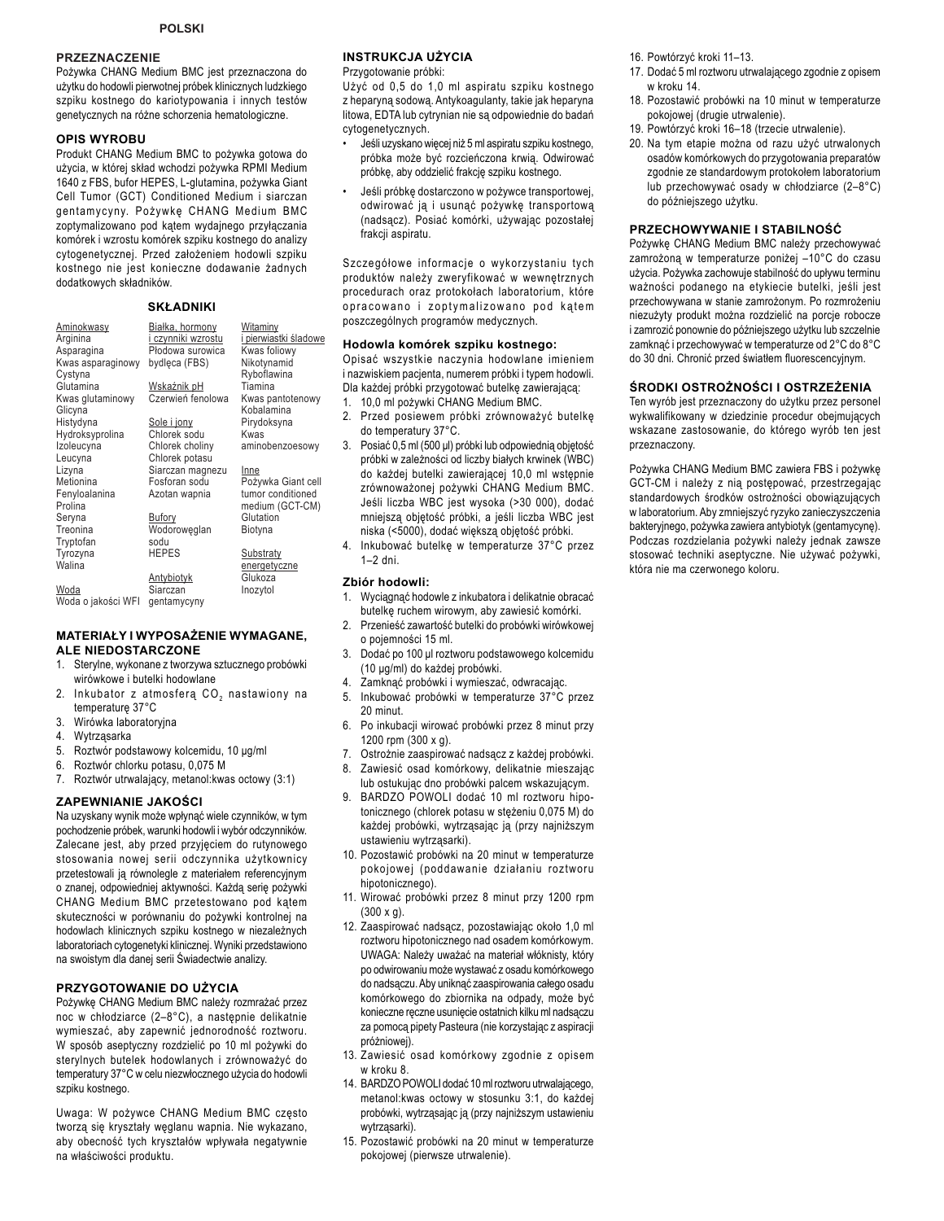**POLSKI**

## PRZEZNACZENIE

Pożywka CHANG Medium BMC jest przeznaczona do użytku do hodowli pierwotnej próbek klinicznych ludzkiego szpiku kostnego do kariotypowania i innych testów genetycznych na różne schorzenia hematologiczne.

## OPIS WYROBU

Produkt CHANG Medium BMC to pożywka gotowa do użycia, w której skład wchodzi pożywka RPMI Medium 1640 z FBS, bufor HEPES, L-glutamina, pożywka Giant Cell Tumor (GCT) Conditioned Medium i siarczan gentamycyny. Pożywkę CHANG Medium BMC zoptymalizowano pod kątem wydajnego przyłączania komórek i wzrostu komórek szpiku kostnego do analizy cytogenetycznej. Przed założeniem hodowli szpiku kostnego nie jest konieczne dodawanie żadnych dodatkowych składników.

### SKŁADNIKI

| Aminokwasy | Białka, hormony i czynniki wzrostu | Witaminy i pierwiastki śladowe |
|---|---|---|
| Arginina | Płodowa surowica bydlęca (FBS) | Kwas foliowy |
| Asparagina | | Nikotynamid |
| Kwas asparaginowy | | Ryboflawina |
| Cystyna | **Wskaźnik pH** | Tiamina |
| Glutamina | Czerwień fenolowa | Kwas pantotenowy |
| Kwas glutaminowy | | Kobalamina |
| Glicyna | **Sole i jony** | Pirydoksyna |
| Histydyna | Chlorek sodu | Kwas aminobenzoesowy |
| Hydroksyprolina | Chlorek choliny | |
| Izoleucyna | Chlorek potasu | **Inne** |
| Leucyna | Siarczan magnezu | Pożywka Giant cell tumor conditioned medium (GCT-CM) |
| Lizyna | Fosforan sodu | Glutation |
| Metionina | Azotan wapnia | Biotyna |
| Fenyloalanina | | |
| Prolina | **Bufory** | **Substraty energetyczne** |
| Seryna | Wodorowęglan sodu | Glukoza |
| Treonina | HEPES | Inozytol |
| Tryptofan | | |
| Tyrozyna | **Antybiotyk** | |
| Walina | Siarczan gentamycyny | |
| **Woda** | | |
| Woda o jakości WFI | | |

## MATERIAŁY I WYPOSAŻENIE WYMAGANE, ALE NIEDOSTARCZONE

1. Sterylne, wykonane z tworzywa sztucznego probówki wirówkowe i butelki hodowlane
2. Inkubator z atmosferą $CO_2$ nastawiony na temperaturę 37°C
3. Wirówka laboratoryjna
4. Wytrząsarka
5. Roztwór podstawowy kolcemidu, 10 µg/ml
6. Roztwór chlorku potasu, 0,075 M
7. Roztwór utrwalający, metanol:kwas octowy (3:1)

## ZAPEWNIANIE JAKOŚCI

Na uzyskany wynik może wpłynąć wiele czynników, w tym pochodzenie próbek, warunki hodowli i wybór odczynników. Zalecane jest, aby przed przyjęciem do rutynowego stosowania nowej serii odczynnika użytkownicy przetestowali ją równolegle z materiałem referencyjnym o znanej, odpowiedniej aktywności. Każdą serię pożywki CHANG Medium BMC przetestowano pod kątem skuteczności w porównaniu do pożywki kontrolnej na hodowlach klinicznych szpiku kostnego w niezależnych laboratoriach cytogenetyki klinicznej. Wyniki przedstawiono na swoistym dla danej serii Świadectwie analizy.

## PRZYGOTOWANIE DO UŻYCIA

Pożywkę CHANG Medium BMC należy rozmrażać przez noc w chłodziarce (2–8°C), a następnie delikatnie wymieszać, aby zapewnić jednorodność roztworu. W sposób aseptyczny rozdzielić po 10 ml pożywki do sterylnych butelek hodowlanych i zrównoważyć do temperatury 37°C w celu niezwłocznego użycia do hodowli szpiku kostnego.

Uwaga: W pożywce CHANG Medium BMC często tworzą się kryształy węglanu wapnia. Nie wykazano, aby obecność tych kryształów wpływała negatywnie na właściwości produktu.

## INSTRUKCJA UŻYCIA

Przygotowanie próbki:

Użyć od 0,5 do 1,0 ml aspiratu szpiku kostnego z heparyną sodową. Antykoagulanty, takie jak heparyna litowa, EDTA lub cytrynian nie są odpowiednie do badań cytogenetycznych.

- Jeśli uzyskano więcej niż 5 ml aspiratu szpiku kostnego, próbka może być rozcieńczona krwią. Odwirować próbkę, aby oddzielić frakcję szpiku kostnego.
- Jeśli próbkę dostarczono w pożywce transportowej, odwirować ją i usunąć pożywkę transportową (nadsącz). Posiać komórki, używając pozostałej frakcji aspiratu.

Szczegółowe informacje o wykorzystaniu tych produktów należy zweryfikować w wewnętrznych procedurach oraz protokołach laboratorium, które opracowano i zoptymalizowano pod kątem poszczególnych programów medycznych.

### Hodowla komórek szpiku kostnego:

Opisać wszystkie naczynia hodowlane imieniem i nazwiskiem pacjenta, numerem próbki i typem hodowli. Dla każdej próbki przygotować butelkę zawierającą:

1. 10,0 ml pożywki CHANG Medium BMC.
2. Przed posiewem próbki zrównoważyć butelkę do temperatury 37°C.
3. Posiać 0,5 ml (500 µl) próbki lub odpowiednią objętość próbki w zależności od liczby białych krwinek (WBC) do każdej butelki zawierającej 10,0 ml wstępnie zrównoważonej pożywki CHANG Medium BMC. Jeśli liczba WBC jest wysoka (>30 000), dodać mniejszą objętość próbki, a jeśli liczba WBC jest niska (<5000), dodać większą objętość próbki.
4. Inkubować butelkę w temperaturze 37°C przez 1–2 dni.

### Zbiór hodowli:

1. Wyciągnąć hodowle z inkubatora i delikatnie obracać butelkę ruchem wirowym, aby zawiesić komórki.
2. Przenieść zawartość butelki do probówki wirówkowej o pojemności 15 ml.
3. Dodać po 100 µl roztworu podstawowego kolcemidu (10 µg/ml) do każdej probówki.
4. Zamknąć probówki i wymieszać, odwracając.
5. Inkubować probówki w temperaturze 37°C przez 20 minut.
6. Po inkubacji wirować probówki przez 8 minut przy 1200 rpm (300 x g).
7. Ostrożnie zaaspirować nadsącz z każdej probówki.
8. Zawiesić osad komórkowy, delikatnie mieszając lub ostukując dno probówki palcem wskazującym.
9. BARDZO POWOLI dodać 10 ml roztworu hipotonicznego (chlorek potasu w stężeniu 0,075 M) do każdej probówki, wytrząsając ją (przy najniższym ustawieniu wytrząsarki).
10. Pozostawić probówki na 20 minut w temperaturze pokojowej (poddawanie działaniu roztworu hipotonicznego).
11. Wirować probówki przez 8 minut przy 1200 rpm (300 x g).
12. Zaaspirować nadsącz, pozostawiając około 1,0 ml roztworu hipotonicznego nad osadem komórkowym. UWAGA: Należy uważać na materiał włóknisty, który po odwirowaniu może wystawać z osadu komórkowego do nadsączu. Aby uniknąć zaaspirowania całego osadu komórkowego do zbiornika na odpady, może być konieczne ręczne usunięcie ostatnich kilku ml nadsączu za pomocą pipety Pasteura (nie korzystając z aspiracji próżniowej).
13. Zawiesić osad komórkowy zgodnie z opisem w kroku 8.
14. BARDZO POWOLI dodać 10 ml roztworu utrwalającego, metanol:kwas octowy w stosunku 3:1, do każdej probówki, wytrząsając ją (przy najniższym ustawieniu wytrząsarki).
15. Pozostawić probówki na 20 minut w temperaturze pokojowej (pierwsze utrwalenie).
16. Powtórzyć kroki 11–13.
17. Dodać 5 ml roztworu utrwalającego zgodnie z opisem w kroku 14.
18. Pozostawić probówki na 10 minut w temperaturze pokojowej (drugie utrwalenie).
19. Powtórzyć kroki 16–18 (trzecie utrwalenie).
20. Na tym etapie można od razu użyć utrwalonych osadów komórkowych do przygotowania preparatów zgodnie ze standardowym protokołem laboratorium lub przechowywać osady w chłodziarce (2–8°C) do późniejszego użytku.

## PRZECHOWYWANIE I STABILNOŚĆ

Pożywkę CHANG Medium BMC należy przechowywać zamrożoną w temperaturze poniżej –10°C do czasu użycia. Pożywka zachowuje stabilność do upływu terminu ważności podanego na etykiecie butelki, jeśli jest przechowywana w stanie zamrożonym. Po rozmrożeniu niezużyty produkt można rozdzielić na porcje robocze i zamrozić ponownie do późniejszego użytku lub szczelnie zamknąć i przechowywać w temperaturze od 2°C do 8°C do 30 dni. Chronić przed światłem fluorescencyjnym.

## ŚRODKI OSTROŻNOŚCI I OSTRZEŻENIA

Ten wyrób jest przeznaczony do użytku przez personel wykwalifikowany w dziedzinie procedur obejmujących wskazane zastosowanie, do którego wyrób ten jest przeznaczony.

Pożywka CHANG Medium BMC zawiera FBS i pożywkę GCT-CM i należy z nią postępować, przestrzegając standardowych środków ostrożności obowiązujących w laboratorium. Aby zmniejszyć ryzyko zanieczyszczenia bakteryjnego, pożywka zawiera antybiotyk (gentamycynę). Podczas rozdzielania pożywki należy jednak zawsze stosować techniki aseptyczne. Nie używać pożywki, która nie ma czerwonego koloru.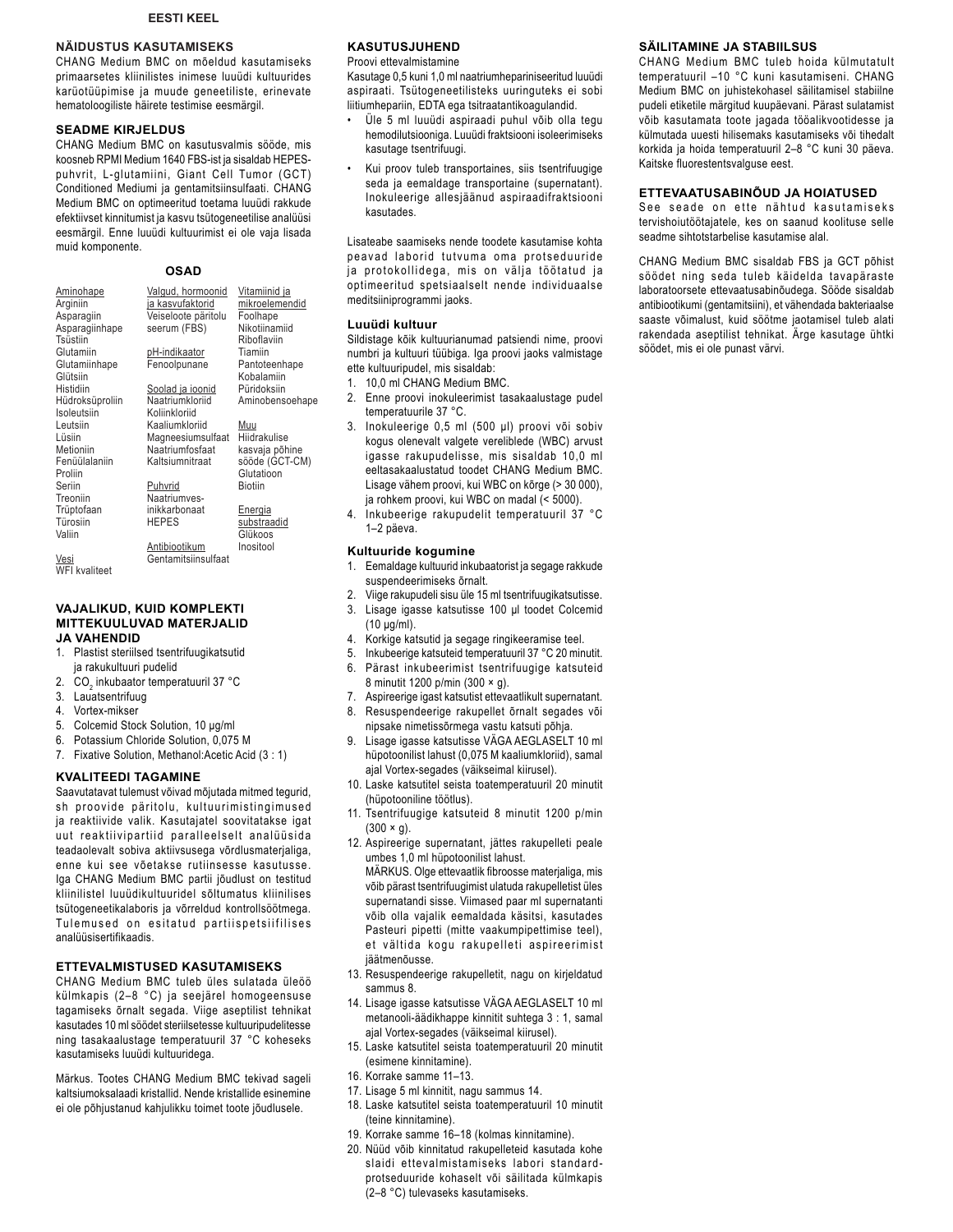**EESTI KEEL**

## NÄIDUSTUS KASUTAMISEKS

CHANG Medium BMC on mõeldud kasutamiseks primaarsetes kliinilistes inimese luuüdi kultuurides karüotüüpimise ja muude geneetiliste, erinevate hematoloogiliste häirete testimise eesmärgil.

## SEADME KIRJELDUS

CHANG Medium BMC on kasutusvalmis sööde, mis koosneb RPMI Medium 1640 FBS-ist ja sisaldab HEPES-puhvrit, L-glutamiini, Giant Cell Tumor (GCT) Conditioned Mediumi ja gentamitsiinsulfaati. CHANG Medium BMC on optimeeritud toetama luuüdi rakkude efektiivset kinnitumist ja kasvu tsütogeneetilise analüüsi eesmärgil. Enne luuüdi kultuurimist ei ole vaja lisada muid komponente.

## OSAD

| Aminohape | Valgud, hormoonid ja kasvufaktorid | Vitamiinid ja mikroelemendid |
|---|---|---|
| Arginiin | Veiseloote päritolu seerum (FBS) | Foolhape |
| Asparagiin | | Nikotiinamiid |
| Asparagiinhape | | Riboflaviin |
| Tsüstiin | pH-indikaator | Tiamiin |
| Glutamiin | Fenoolpunane | Pantoteenhape |
| Glutamiinhape | | Kobalamiin |
| Glütsiin | Soolad ja ioonid | Püridoksiin |
| Histidiin | Naatriumkloriid | Aminobensoehape |
| Hüdroksüproliin | Koliinkloriid | |
| Isoleutsiin | Kaaliumkloriid | Muu |
| Leutsiin | Magneesiumsulfaat | Hiidrakulise kasvaja põhine sööde (GCT-CM) |
| Lüsiin | Naatriumfosfaat | Glutatioon |
| Metioniin | Kaltsiumnitraat | Biotiin |
| Fenüülalaniin | Puhvrid | |
| Proliin | Naatriumvesinikkarbonaat | Energia substraadid |
| Seriin | HEPES | Glükoos |
| Treoniin | | Inositool |
| Trüptofaan | Antibiootikum | |
| Türosiin | Gentamitsiinsulfaat | |
| Valiin | | |
| Vesi | | |
| WFI kvaliteet | | |

## VAJALIKUD, KUID KOMPLEKTI MITTEKUULUVAD MATERJALID JA VAHENDID

1. Plastist steriilsed tsentrifuugikatsutid ja rakukultuuri pudelid
2. $CO_2$ inkubaator temperatuuril 37 °C
3. Lauatsentrifuug
4. Vortex-mikser
5. Colcemid Stock Solution, 10 µg/ml
6. Potassium Chloride Solution, 0,075 M
7. Fixative Solution, Methanol:Acetic Acid (3 : 1)

## KVALITEEDI TAGAMINE

Saavutatavat tulemust võivad mõjutada mitmed tegurid, sh proovide päritolu, kultuurimistingimused ja reaktiivide valik. Kasutajatel soovitatakse igat uut reaktiivipartiid paralleelselt analüüsida teadaolevalt sobiva aktiivsusega võrdlusmaterjaliga, enne kui see võetakse rutiinsesse kasutusse. Iga CHANG Medium BMC partii jõudlust on testitud kliinilistel luuüdikultuuridel sõltumatus kliinilises tsütogeneetikalaboris ja võrreldud kontrollsöötmega. Tulemused on esitatud partiispetsiifilises analüüsisertifikaadis.

## ETTEVALMISTUSED KASUTAMISEKS

CHANG Medium BMC tuleb üles sulatada üleöö külmkapis (2–8 °C) ja seejärel homogeensuse tagamiseks õrnalt segada. Viige aseptilist tehnikat kasutades 10 ml söödet steriilsetesse kultuuripudelitesse ning tasakaalustage temperatuuril 37 °C koheseks kasutamiseks luuüdi kultuuridega.

Märkus. Tootes CHANG Medium BMC tekivad sageli kaltsiumoksalaadi kristallid. Nende kristallide esinemine ei ole põhjustanud kahjulikku toimet toote jõudlusele.

## KASUTUSJUHEND

Proovi ettevalmistamine

Kasutage 0,5 kuni 1,0 ml naatriumhepariniseeritud luuüdi aspiraati. Tsütogeneetilisteks uuringuteks ei sobi liitiumhepariin, EDTA ega tsitraatantikoagulandid.

- Üle 5 ml luuüdi aspiraadi puhul võib olla tegu hemodilutsiooniga. Luuüdi fraktsiooni isoleerimiseks kasutage tsentrifuugi.
- Kui proov tuleb transportaines, siis tsentrifuugige seda ja eemaldage transportaine (supernatant). Inokuleerige allesjäänud aspiraadifraktsiooni kasutades.

Lisateabe saamiseks nende toodete kasutamise kohta peavad laborid tutvuma oma protseduuride ja protokollidega, mis on välja töötatud ja optimeeritud spetsiaalselt nende individuaalse meditsiiniprogrammi jaoks.

### Luuüdi kultuur

Sildistage kõik kultuurianumad patsiendi nime, proovi numbri ja kultuuri tüübiga. Iga proovi jaoks valmistage ette kultuuripudel, mis sisaldab:

1. 10,0 ml CHANG Medium BMC.
2. Enne proovi inokuleerimist tasakaalustage pudel temperatuurile 37 °C.
3. Inokuleerige 0,5 ml (500 µl) proovi või sobiv kogus olenevalt valgete vereliblede (WBC) arvust igasse rakupudelisse, mis sisaldab 10,0 ml eeltasakaalustatud toodet CHANG Medium BMC. Lisage vähem proovi, kui WBC on kõrge (> 30 000), ja rohkem proovi, kui WBC on madal (< 5000).
4. Inkubeerige rakupudelit temperatuuril 37 °C 1–2 päeva.

### Kultuuride kogumine

1. Eemaldage kultuurid inkubaatorist ja segage rakkude suspendeerimiseks õrnalt.
2. Viige rakupudeli sisu üle 15 ml tsentrifuugikatsutisse.
3. Lisage igasse katsutisse 100 µl toodet Colcemid (10 µg/ml).
4. Korkige katsutid ja segage ringikeeramise teel.
5. Inkubeerige katsuteid temperatuuril 37 °C 20 minutit.
6. Pärast inkubeerimist tsentrifuugige katsuteid 8 minutit 1200 p/min (300 × g).
7. Aspireerige igast katsutist ettevaatlikult supernatant.
8. Resuspendeerige rakupellet õrnalt segades või nipsake nimetissõrmega vastu katsuti põhja.
9. Lisage igasse katsutisse VÄGA AEGLASELT 10 ml hüpotoonilist lahust (0,075 M kaaliumkloriid), samal ajal Vortex-segades (väikseimal kiirusel).
10. Laske katsutitel seista toatemperatuuril 20 minutit (hüpotooniline töötlus).
11. Tsentrifuugige katsuteid 8 minutit 1200 p/min (300 × g).
12. Aspireerige supernatant, jättes rakupelleti peale umbes 1,0 ml hüpotoonilist lahust.
    MÄRKUS. Olge ettevaatlik fibroosse materjaliga, mis võib pärast tsentrifuugimist ulatuda rakupelletist üles supernatandi sisse. Viimased paar ml supernatanti võib olla vajalik eemaldada käsitsi, kasutades Pasteuri pipetti (mitte vaakumpipettimise teel), et vältida kogu rakupelleti aspireerimist jäätmenõusse.
13. Resuspendeerige rakupelletit, nagu on kirjeldatud sammus 8.
14. Lisage igasse katsutisse VÄGA AEGLASELT 10 ml metanooli-äädikhappe kinnitit suhtega 3 : 1, samal ajal Vortex-segades (väikseimal kiirusel).
15. Laske katsutitel seista toatemperatuuril 20 minutit (esimene kinnitamine).
16. Korrake samme 11–13.
17. Lisage 5 ml kinnitit, nagu sammus 14.
18. Laske katsutitel seista toatemperatuuril 10 minutit (teine kinnitamine).
19. Korrake samme 16–18 (kolmas kinnitamine).
20. Nüüd võib kinnitatud rakupelleteid kasutada kohe slaidi ettevalmistamiseks labori standardprotseduuride kohaselt või säilitada külmkapis (2–8 °C) tulevaseks kasutamiseks.

## SÄILITAMINE JA STABIILSUS

CHANG Medium BMC tuleb hoida külmutatult temperatuuril –10 °C kuni kasutamiseni. CHANG Medium BMC on juhistekohasel säilitamisel stabiilne pudeli etiketile märgitud kuupäevani. Pärast sulatamist võib kasutamata toote jagada tööalikvootidesse ja külmutada uuesti hilisemaks kasutamiseks või tihedalt korkida ja hoida temperatuuril 2–8 °C kuni 30 päeva. Kaitske fluorestentsvalguse eest.

## ETTEVAATUSABINÕUD JA HOIATUSED

See seade on ette nähtud kasutamiseks tervishoiutöötajatele, kes on saanud koolituse selle seadme sihtotstarbelise kasutamise alal.

CHANG Medium BMC sisaldab FBS ja GCT põhist söödet ning seda tuleb käidelda tavapäraste laboratoorsete ettevaatusabinõudega. Sööde sisaldab antibiootikumi (gentamitsiini), et vähendada bakteriaalse saaste võimalust, kuid söötme jaotamisel tuleb alati rakendada aseptilist tehnikat. Ärge kasutage ühtki söödet, mis ei ole punast värvi.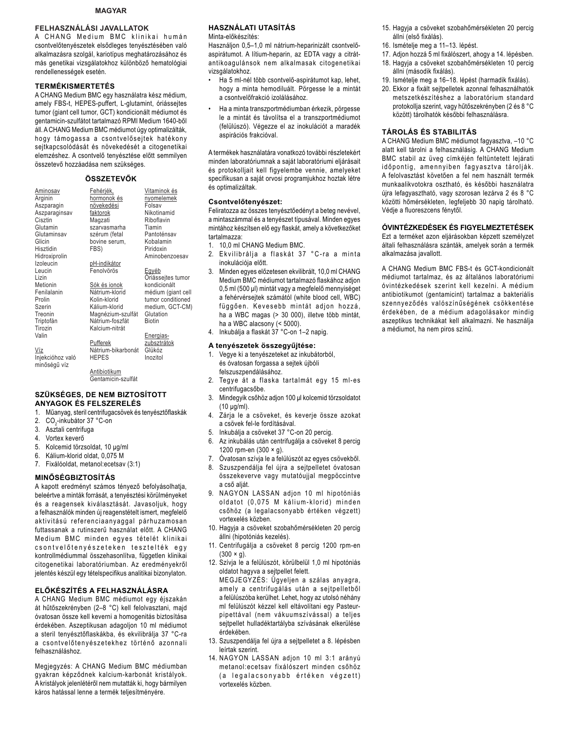MAGYAR

## FELHASZNÁLÁSI JAVALLATOK

A CHANG Medium BMC klinikai humán csontvelőtenyészetek elsődleges tenyésztésében való alkalmazásra szolgál, kariotípus meghatározásához és más genetikai vizsgálatokhoz különböző hematológiai rendellenességek esetén.

## TERMÉKISMERTETÉS

A CHANG Medium BMC egy használatra kész médium, amely FBS-t, HEPES-puffert, L-glutamint, óriássejtes tumor (giant cell tumor, GCT) kondicionált médiumot és gentamicin-szulfátot tartalmazó RPMI Medium 1640-ből áll. A CHANG Medium BMC médiumot úgy optimalizálták, hogy támogassa a csontvelősejtek hatékony sejtkapcsolódását és növekedését a citogenetikai elemzéshez. A csontvelő tenyésztése előtt semmilyen összetevő hozzáadása nem szükséges.

## ÖSSZETEVŐK

| Aminosav | Fehérjék, hormonok és növekedési faktorok | Vitaminok és nyomelemek |
|---|---|---|
| Arginin | Magzati szarvasmarha szérum (fetal bovine serum, FBS) | Folsav |
| Aszparagin | | Nikotinamid |
| Aszparaginsav | | Riboflavin |
| Cisztin | | Tiamin |
| Glutamin | | Pantoténsav |
| Glutaminsav | | Kobalamin |
| Glicin | | Piridoxin |
| Hisztidin | | Aminobenzoesav |
| Hidroxiprolin | **pH-indikátor** | |
| Izoleucin | Fenolvörös | **Egyéb** |
| Leucin | | Óriássejtes tumor kondicionált médium (giant cell tumor conditioned medium, GCT-CM) |
| Lizin | **Sók és ionok** | Glutation |
| Metionin | Nátrium-klorid | Biotin |
| Fenilalanin | Kolin-klorid | |
| Prolin | Kálium-klorid | **Energiaszubsztrátok** |
| Szerin | Magnézium-szulfát | Glükóz |
| Treonin | Nátrium-foszfát | Inozitol |
| Triptofán | Kalcium-nitrát | |
| Tirozin | | |
| Valin | **Pufferek** | |
| | Nátrium-bikarbonát | |
| **Víz** | HEPES | |
| Injekcióhoz való minőségű víz | | |
| | **Antibiotikum** | |
| | Gentamicin-szulfát | |

## SZÜKSÉGES, DE NEM BIZTOSÍTOTT ANYAGOK ÉS FELSZERELÉS

1. Műanyag, steril centrifugacsövek és tenyésztőflaskák
2. $CO_2$-inkubátor 37 °C-on
3. Asztali centrifuga
4. Vortex keverő
5. Kolcemid törzsoldat, 10 µg/ml
6. Kálium-klorid oldat, 0,075 M
7. Fixálóoldat, metanol:ecetsav (3:1)

## MINŐSÉGBIZTOSÍTÁS

A kapott eredményt számos tényező befolyásolhatja, beleértve a minták forrását, a tenyésztési körülményeket és a reagensek kiválasztását. Javasoljuk, hogy a felhasználók minden új reagenstételt ismert, megfelelő aktivitású referenciaanyaggal párhuzamosan futtassanak a rutinszerű használat előtt. A CHANG Medium BMC minden egyes tételét klinikai csontvelőtenyészeteken tesztelték egy kontrollmédiummal összehasonlítva, független klinikai citogenetikai laboratóriumban. Az eredményekről jelentés készül egy tételspecifikus analitikai bizonylaton.

## ELŐKÉSZÍTÉS A FELHASZNÁLÁSRA

A CHANG Medium BMC médiumot egy éjszakán át hűtőszekrényben (2–8 °C) kell felolvasztani, majd óvatosan össze kell keverni a homogenitás biztosítása érdekében. Aszeptikusan adagoljon 10 ml médiumot a steril tenyésztőflaskákba, és ekvilibrálja 37 °C-ra a csontvelőtenyészetekhez történő azonnali felhasználáshoz.

Megjegyzés: A CHANG Medium BMC médiumban gyakran képződnek kalcium-karbonát kristályok. A kristályok jelenlétéről nem mutatták ki, hogy bármilyen káros hatással lenne a termék teljesítményére.

## HASZNÁLATI UTASÍTÁS

Minta-előkészítés:

Használjon 0,5–1,0 ml nátrium-heparinizált csontvelő-aspirátumot. A lítium-heparin, az EDTA vagy a citrát-antikoagulánsok nem alkalmasak citogenetikai vizsgálatokhoz.

- Ha 5 ml-nél több csontvelő-aspirátumot kap, lehet, hogy a minta hemodiluált. Pörgesse le a mintát a csontvelőfrakció izolálásához.
- Ha a minta transzportmédiumban érkezik, pörgesse le a mintát és távolítsa el a transzportmédiumot (felülúszó). Végezze el az inokulációt a maradék aspirációs frakcióval.

A termékek használatára vonatkozó további részletekért minden laboratóriumnak a saját laboratóriumi eljárásait és protokolljait kell figyelembe vennie, amelyeket specifikusan a saját orvosi programjukhoz hoztak létre és optimalizáltak.

### Csontvelőtenyészet:

Feliratozza az összes tenyésztőedényt a beteg nevével, a mintaszámmal és a tenyészet típusával. Minden egyes mintához készítsen elő egy flaskát, amely a következőket tartalmazza:

1. 10,0 ml CHANG Medium BMC.
2. Ekvilibrálja a flaskát 37 °C-ra a minta inokulációja előtt.
3. Minden egyes előzetesen ekvilibrált, 10,0 ml CHANG Medium BMC médiumot tartalmazó flaskához adjon 0,5 ml (500 µl) mintát vagy a megfelelő mennyiséget a fehérvérsejtek számától (white blood cell, WBC) függően. Kevesebb mintát adjon hozzá, ha a WBC magas (> 30 000), illetve több mintát, ha a WBC alacsony (< 5000).
4. Inkubálja a flaskát 37 °C-on 1–2 napig.

### A tenyészetek összegyűjtése:

1. Vegye ki a tenyészeteket az inkubátorból, és óvatosan forgassa a sejtek újbóli felszuszpendálásához.
2. Tegye át a flaska tartalmát egy 15 ml-es centrifugacsőbe.
3. Mindegyik csőhöz adjon 100 µl kolcemid törzsoldatot (10 µg/ml).
4. Zárja le a csöveket, és keverje össze azokat a csövek fel-le fordításával.
5. Inkubálja a csöveket 37 °C-on 20 percig.
6. Az inkubálás után centrifugálja a csöveket 8 percig 1200 rpm-en (300 × g).
7. Óvatosan szívja le a felülúszót az egyes csövekből.
8. Szuszpendálja fel újra a sejtpelletet óvatosan összekeverve vagy mutatóujjal megpöccintve a cső alját.
9. NAGYON LASSAN adjon 10 ml hipotóniás oldatot (0,075 M kálium-klorid) minden csőhöz (a legalacsonyabb értéken végzett) vortexelés közben.
10. Hagyja a csöveket szobahőmérsékleten 20 percig állni (hipotóniás kezelés).
11. Centrifugálja a csöveket 8 percig 1200 rpm-en (300 × g).
12. Szívja le a felülúszót, körülbelül 1,0 ml hipotóniás oldatot hagyva a sejtpellet felett.
    MEGJEGYZÉS: Ügyeljen a szálas anyagra, amely a centrifugálás után a sejtpelletből a felülúszóba kerülhet. Lehet, hogy az utolsó néhány ml felülúszót kézzel kell eltávolítani egy Pasteur-pipettával (nem vákuumszívással) a teljes sejtpellet hulladéktartályba szívásának elkerülése érdekében.
13. Szuszpendálja fel újra a sejtpelletet a 8. lépésben leírtak szerint.
14. NAGYON LASSAN adjon 10 ml 3:1 arányú metanol:ecetsav fixálószert minden csőhöz (a legalacsonyabb értéken végzett) vortexelés közben.
15. Hagyja a csöveket szobahőmérsékleten 20 percig állni (első fixálás).
16. Ismételje meg a 11–13. lépést.
17. Adjon hozzá 5 ml fixálószert, ahogy a 14. lépésben.
18. Hagyja a csöveket szobahőmérsékleten 10 percig állni (második fixálás).
19. Ismételje meg a 16–18. lépést (harmadik fixálás).
20. Ekkor a fixált sejtpelletek azonnal felhasználhatók metszetkészítéshez a laboratórium standard protokollja szerint, vagy hűtőszekrényben (2 és 8 °C között) tárolhatók későbbi felhasználásra.

## TÁROLÁS ÉS STABILITÁS

A CHANG Medium BMC médiumot fagyasztva, –10 °C alatt kell tárolni a felhasználásig. A CHANG Medium BMC stabil az üveg címkéjén feltüntetett lejárati időpontig, amennyiben fagyasztva tárolják. A felolvasztást követően a fel nem használt termék munkaalikvotokra osztható, és későbbi használatra újra lefagyasztható, vagy szorosan lezárva 2 és 8 °C közötti hőmérsékleten, legfeljebb 30 napig tárolható. Védje a fluoreszcens fénytől.

## ÓVINTÉZKEDÉSEK ÉS FIGYELMEZTETÉSEK

Ezt a terméket azon eljárásokban képzett személyzet általi felhasználásra szánták, amelyek során a termék alkalmazása javallott.

A CHANG Medium BMC FBS-t és GCT-kondicionált médiumot tartalmaz, és az általános laboratóriumi óvintézkedések szerint kell kezelni. A médium antibiotikumot (gentamicint) tartalmaz a bakteriális szennyeződés valószínűségének csökkentése érdekében, de a médium adagolásakor mindig aszeptikus technikákat kell alkalmazni. Ne használja a médiumot, ha nem piros színű.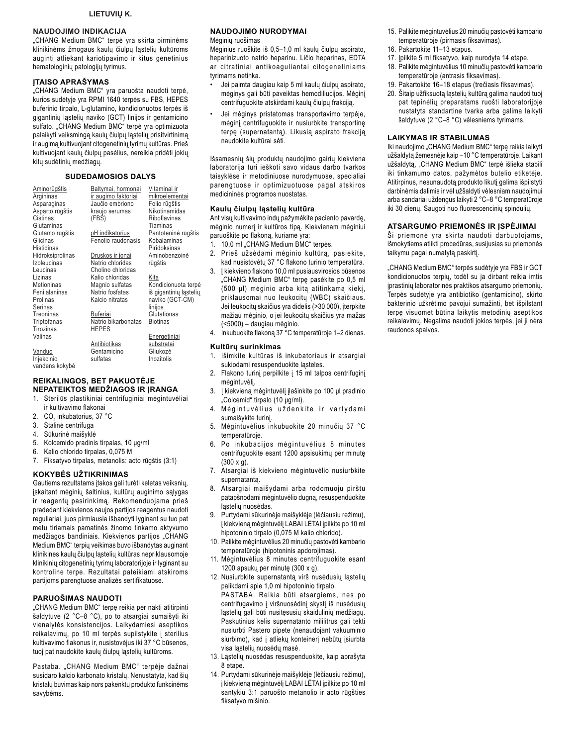LIETUVIŲ K.

## NAUDOJIMO INDIKACIJA

„CHANG Medium BMC" terpė yra skirta pirminėms klinikinėms žmogaus kaulų čiulpų ląstelių kultūroms auginti atliekant kariotipavimo ir kitus genetinius hematologinių patologijų tyrimus.

## ĮTAISO APRAŠYMAS

„CHANG Medium BMC" yra paruošta naudoti terpė, kurios sudėtyje yra RPMI 1640 terpės su FBS, HEPES buferinio tirpalo, L-glutamino, kondicionuotos terpės iš gigantinių ląstelių naviko (GCT) linijos ir gentamicino sulfato. „CHANG Medium BMC" terpė yra optimizuota palaikyti veiksmingą kaulų čiulpų ląstelių prisitvirtinimą ir augimą kultivuojant citogenetinių tyrimų kultūras. Prieš kultivuojant kaulų čiulpų pasėlius, nereikia pridėti jokių kitų sudėtinių medžiagų.

### SUDEDAMOSIOS DALYS

| Aminorūgštis | Baltymai, hormonai ir augimo faktoriai | Vitaminai ir mikroelementai |
|---|---|---|
| Argininas | Jaučio embriono kraujo serumas (FBS) | Folio rūgštis |
| Asparaginas | | Nikotinamidas |
| Asparto rūgštis | | Riboflavinas |
| Cistinas | | Tiaminas |
| Glutaminas | **pH indikatorius** | Pantoteninė rūgštis |
| Glutamo rūgštis | Fenolio raudonasis | Kobalaminas |
| Glicinas | | Piridoksinas |
| Histidinas | **Druskos ir jonai** | Aminobenzoinė rūgštis |
| Hidroksiprolinas | Natrio chloridas | |
| Izoleucinas | Cholino chloridas | **Kita** |
| Leucinas | Kalio chloridas | Kondicionuota terpė iš gigantinių ląstelių naviko (GCT-CM) linijos |
| Lizinas | Magnio sulfatas | |
| Metioninas | Natrio fosfatas | |
| Fenilalaninas | Kalcio nitratas | |
| Prolinas | | |
| Serinas | **Buferiai** | Glutationas |
| Treoninas | Natrio bikarbonatas | Biotinas |
| Triptofanas | HEPES | |
| Tirozinas | | **Energetiniai substratai** |
| Valinas | **Antibiotikas** | Gliukozė |
| | Gentamicino sulfatas | Inozitolis |
| **Vanduo** | | |
| Injekcinio vandens kokybė | | |

## REIKALINGOS, BET PAKUOTĖJE NEPATEIKTOS MEDŽIAGOS IR ĮRANGA

1. Sterilūs plastikiniai centrifuginiai mėgintuvėliai ir kultivavimo flakonai
2. $CO_2$ inkubatorius, 37 °C
3. Stalinė centrifuga
4. Sūkurinė maišyklė
5. Kolcemido pradinis tirpalas, 10 µg/ml
6. Kalio chlorido tirpalas, 0,075 M
7. Fiksatyvo tirpalas, metanolis: acto rūgštis (3:1)

## KOKYBĖS UŽTIKRINIMAS

Gautiems rezultatams įtakos gali turėti keletas veiksnių, įskaitant mėginių šaltinius, kultūrų auginimo sąlygas ir reagentų pasirinkimą. Rekomenduojama prieš pradedant kiekvienos naujos partijos reagentus naudoti reguliariai, juos pirmiausia išbandyti lyginant su tuo pat metu tiriamais pamatinės žinomo tinkamo aktyvumo medžiagos bandiniais. Kiekvienos partijos „CHANG Medium BMC" terpių veikimas buvo išbandytas auginant klinikines kaulų čiulpų ląstelių kultūras nepriklausomoje klinikinių citogenetinių tyrimų laboratorijoje ir lyginant su kontroline terpe. Rezultatai pateikiami atskiroms partijoms parengtuose analizės sertifikatuose.

## PARUOŠIMAS NAUDOTI

„CHANG Medium BMC" terpę reikia per naktį atitirpinti šaldytuve (2 °C–8 °C), po to atsargiai sumaišyti iki vienalytės konsistencijos. Laikydamiesi aseptikos reikalavimų, po 10 ml terpės supilstykite į sterilius kultivavimo flakonus ir, nusistovėjus iki 37 °C būsenos, tuoj pat naudokite kaulų čiulpų ląstelių kultūroms.

Pastaba. „CHANG Medium BMC" terpėje dažnai susidaro kalcio karbonato kristalų. Nenustatyta, kad šių kristalų buvimas kaip nors pakenktų produkto funkcinėms savybėms.

## NAUDOJIMO NURODYMAI

Mėginių ruošimas

Mėginius ruoškite iš 0,5–1,0 ml kaulų čiulpų aspirato, heparinizuoto natrio heparinu. Ličio heparinas, EDTA ar citratiniai antikoaguliantai citogenetiniams tyrimams netinka.

- Jei paimta daugiau kaip 5 ml kaulų čiulpų aspirato, mėginys gali būti paveiktas hemodiliucijos. Mėginį centrifuguokite atskirdami kaulų čiulpų frakciją.
- Jei mėginys pristatomas transportavimo terpėje, mėginį centrifuguokite ir nusiurbkite transportinę terpę (supernatantą). Likusią aspirato frakciją naudokite kultūrai sėti.

Išsamesnių šių produktų naudojimo gairių kiekviena laboratorija turi ieškoti savo vidaus darbo tvarkos taisyklėse ir metodiniuose nurodymuose, specialiai parengtuose ir optimizuotuose pagal atskiros medicininės programos nuostatas.

### Kaulų čiulpų ląstelių kultūra

Ant visų kultivavimo indų pažymėkite paciento pavardę, mėginio numerį ir kultūros tipą. Kiekvienam mėginiui paruoškite po flakoną, kuriame yra:

1. 10,0 ml „CHANG Medium BMC" terpės.
2. Prieš užsėdami mėginio kultūrą, pasiekite, kad nusistovėtų 37 °C flakono turinio temperatūra.
3. Į kiekvieno flakono 10,0 ml pusiausvirosios būsenos „CHANG Medium BMC" terpę pasėkite po 0,5 ml (500 µl) mėginio arba kitą atitinkamą kiekį, priklausomai nuo leukocitų (WBC) skaičiaus. Jei leukocitų skaičius yra didelis (>30 000), įterpkite mažiau mėginio, o jei leukocitų skaičius yra mažas (<5000) – daugiau mėginio.
4. Inkubuokite flakoną 37 °C temperatūroje 1–2 dienas.

### Kultūrų surinkimas

1. Išimkite kultūras iš inkubatoriaus ir atsargiai sukiodami resuspenduokite ląsteles.
2. Flakono turinį perpilkite į 15 ml talpos centrifuginį mėgintuvėlį.
3. Į kiekvieną mėgintuvėlį įlašinkite po 100 µl pradinio „Colcemid" tirpalo (10 µg/ml).
4. Mėgintuvėlius uždenkite ir vartydami sumaišykite turinį.
5. Mėgintuvėlius inkubuokite 20 minučių 37 °C temperatūroje.
6. Po inkubacijos mėgintuvėlius 8 minutes centrifuguokite esant 1200 apsisukimų per minutę (300 x g).
7. Atsargiai iš kiekvieno mėgintuvėlio nusiurbkite supernatantą.
8. Atsargiai maišydami arba rodomuoju pirštu patapšnodami mėgintuvėlio dugną, resuspenduokite ląstelių nuosėdas.
9. Purtydami sūkurinėje maišyklėje (lėčiausiu režimu), į kiekvieną mėgintuvėlį LABAI LĖTAI įpilkite po 10 ml hipotoninio tirpalo (0,075 M kalio chlorido).
10. Palikite mėgintuvėlius 20 minučių pastovėti kambario temperatūroje (hipotoninis apdorojimas).
11. Mėgintuvėlius 8 minutes centrifuguokite esant 1200 apsukų per minutę (300 x g).
12. Nusiurbkite supernatantą virš nusėdusių ląstelių palikdami apie 1,0 ml hipotoninio tirpalo.
    PASTABA. Reikia būti atsargiems, nes po centrifugavimo į viršnuosėdinį skystį iš nusėdusių ląstelių gali būti nusitęsusių skaidulinių medžiagų. Paskutinius kelis supernatanto mililitrus gali tekti nusiurbti Pastero pipete (nenaudojant vakuuminio siurbimo), kad į atliekų konteinerį nebūtų įsiurbta visa ląstelių nuosėdų masė.
13. Ląstelių nuosėdas resuspenduokite, kaip aprašyta 8 etape.
14. Purtydami sūkurinėje maišyklėje (lėčiausiu režimu), į kiekvieną mėgintuvėlį LABAI LĖTAI įpilkite po 10 ml santykiu 3:1 paruošto metanolio ir acto rūgšties fiksatyvo mišinio.
15. Palikite mėgintuvėlius 20 minučių pastovėti kambario temperatūroje (pirmasis fiksavimas).
16. Pakartokite 11–13 etapus.
17. Įpilkite 5 ml fiksatyvo, kaip nurodyta 14 etape.
18. Palikite mėgintuvėlius 10 minučių pastovėti kambario temperatūroje (antrasis fiksavimas).
19. Pakartokite 16–18 etapus (trečiasis fiksavimas).
20. Šitaip užfiksuotą ląstelių kultūrą galima naudoti tuoj pat tepinėlių preparatams ruošti laboratorijoje nustatyta standartine tvarka arba galima laikyti šaldytuve (2 °C–8 °C) vėlesniems tyrimams.

## LAIKYMAS IR STABILUMAS

Iki naudojimo „CHANG Medium BMC" terpę reikia laikyti užšaldytą žemesnėje kaip –10 °C temperatūroje. Laikant užšaldytą, „CHANG Medium BMC" terpė išlieka stabili iki tinkamumo datos, pažymėtos butelio etiketėje. Atitirpinus, nesunaudotą produkto likutį galima išpilstyti darbinėmis dalimis ir vėl užšaldyti vėlesniam naudojimui arba sandariai uždengus laikyti 2 °C–8 °C temperatūroje iki 30 dienų. Saugoti nuo fluorescencinių spindulių.

## ATSARGUMO PRIEMONĖS IR ĮSPĖJIMAI

Ši priemonė yra skirta naudoti darbuotojams, išmokytiems atlikti procedūras, susijusias su priemonės taikymu pagal numatytą paskirtį.

„CHANG Medium BMC" terpės sudėtyje yra FBS ir GCT kondicionuotos terpių, todėl su ja dirbant reikia imtis įprastinių laboratorinės praktikos atsargumo priemonių. Terpės sudėtyje yra antibiotiko (gentamicino), skirto bakterinio užkrėtimo pavojui sumažinti, bet išpilstant terpę visuomet būtina laikytis metodinių aseptikos reikalavimų. Negalima naudoti jokios terpės, jei ji nėra raudonos spalvos.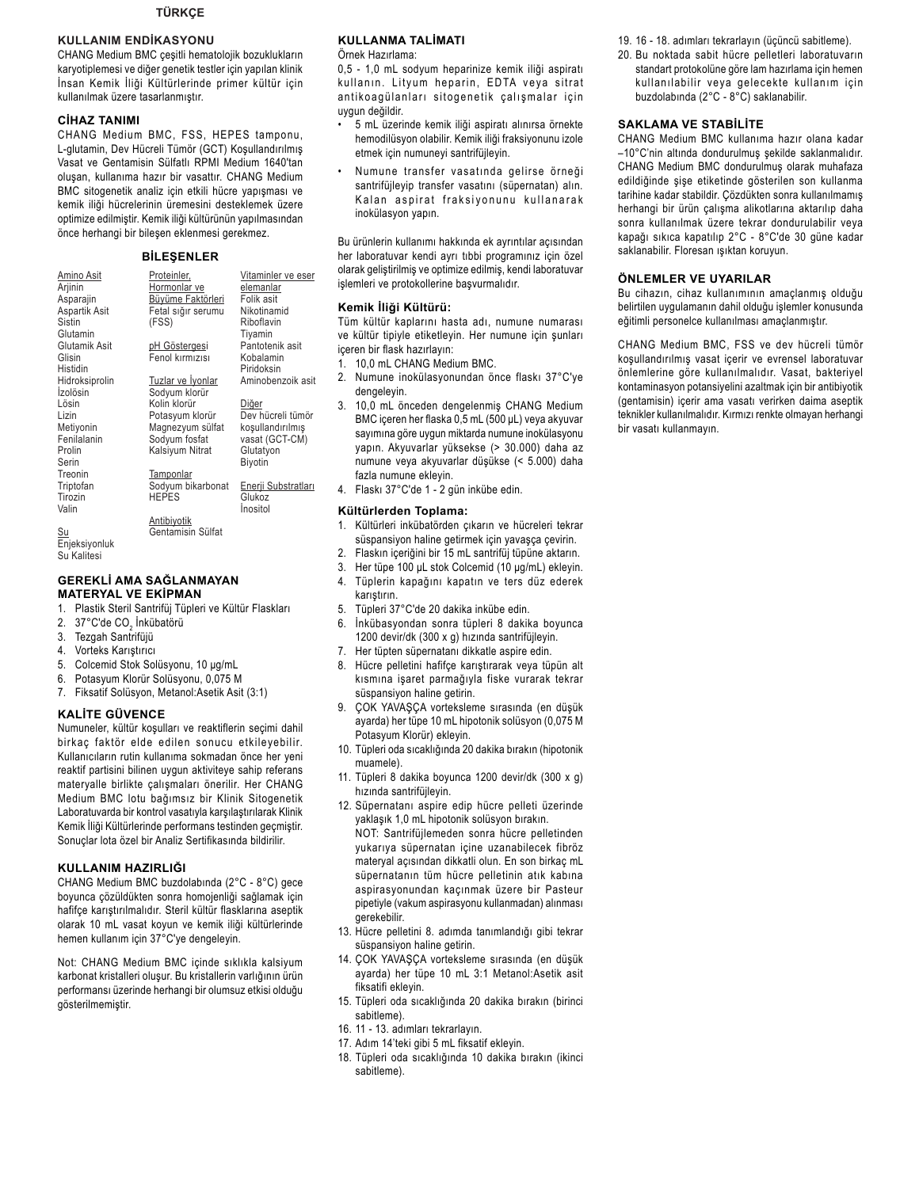## TÜRKÇE

### KULLANIM ENDİKASYONU

CHANG Medium BMC çeşitli hematolojik bozuklukların karyotiplemesi ve diğer genetik testler için yapılan klinik İnsan Kemik İliği Kültürlerinde primer kültür için kullanılmak üzere tasarlanmıştır.

### CİHAZ TANIMI

CHANG Medium BMC, FSS, HEPES tamponu, L-glutamin, Dev Hücreli Tümör (GCT) Koşullandırılmış Vasat ve Gentamisin Sülfatlı RPMI Medium 1640'tan oluşan, kullanıma hazır bir vasattır. CHANG Medium BMC sitogenetik analiz için etkili hücre yapışması ve kemik iliği hücrelerinin üremesini desteklemek üzere optimize edilmiştir. Kemik iliği kültürünün yapılmasından önce herhangi bir bileşen eklenmesi gerekmez.

### BİLEŞENLER

| Amino Asit | Proteinler, Hormonlar ve Büyüme Faktörleri | Vitaminler ve eser elemanlar |
|---|---|---|
| Arjinin | Fetal sığır serumu (FSS) | Folik asit |
| Asparajin | | Nikotinamid |
| Aspartik Asit | pH Göstergesi | Riboflavin |
| Sistin | Fenol kırmızısı | Tiyamin |
| Glutamin | | Pantotenik asit |
| Glutamik Asit | Tuzlar ve İyonlar | Kobalamin |
| Glisin | Sodyum klorür | Piridoksin |
| Histidin | Kolin klorür | Aminobenzoik asit |
| Hidroksiprolin | Potasyum klorür | |
| İzolösin | Magnezyum sülfat | Diğer |
| Lösin | Sodyum fosfat | Dev hücreli tümör koşullandırılmış vasat (GCT-CM) |
| Lizin | Kalsiyum Nitrat | Glutatyon |
| Metiyonin | | Biyotin |
| Fenilalanin | Tamponlar | |
| Prolin | Sodyum bikarbonat | Enerji Substratları |
| Serin | HEPES | Glukoz |
| Treonin | | İnositol |
| Triptofan | Antibiyotik | |
| Tirozin | Gentamisin Sülfat | |
| Valin | | |
| | | |
| Su | | |
| Enjeksiyonluk Su Kalitesi | | |

### GEREKLİ AMA SAĞLANMAYAN MATERYAL VE EKİPMAN

1. Plastik Steril Santrifüj Tüpleri ve Kültür Flaskları
2. 37°C'de $CO_2$ İnkübatörü
3. Tezgah Santrifüjü
4. Vorteks Karıştırıcı
5. Colcemid Stok Solüsyonu, 10 µg/mL
6. Potasyum Klorür Solüsyonu, 0,075 M
7. Fiksatif Solüsyon, Metanol:Asetik Asit (3:1)

### KALİTE GÜVENCE

Numuneler, kültür koşulları ve reaktiflerin seçimi dahil birkaç faktör elde edilen sonucu etkileyebilir. Kullanıcıların rutin kullanıma sokmadan önce her yeni reaktif partisini bilinen uygun aktiviteye sahip referans materyalle birlikte çalışmaları önerilir. Her CHANG Medium BMC lotu bağımsız bir Klinik Sitogenetik Laboratuvarda bir kontrol vasatıyla karşılaştırılarak Klinik Kemik İliği Kültürlerinde performans testinden geçmiştir. Sonuçlar lota özel bir Analiz Sertifikasında bildirilir.

### KULLANIM HAZIRLIĞI

CHANG Medium BMC buzdolabında (2°C - 8°C) gece boyunca çözüldükten sonra homojenliği sağlamak için hafifçe karıştırılmalıdır. Steril kültür flasklarına aseptik olarak 10 mL vasat koyun ve kemik iliği kültürlerinde hemen kullanım için 37°C'ye dengeleyin.

Not: CHANG Medium BMC içinde sıklıkla kalsiyum karbonat kristalleri oluşur. Bu kristallerin varlığının ürün performansı üzerinde herhangi bir olumsuz etkisi olduğu gösterilmemiştir.

### KULLANMA TALİMATI

Örnek Hazırlama:

0,5 - 1,0 mL sodyum heparinize kemik iliği aspiratı kullanın. Lityum heparin, EDTA veya sitrat antikoagülanları sitogenetik çalışmalar için uygun değildir.

- 5 mL üzerinde kemik iliği aspiratı alınırsa örnekte hemodilüsyon olabilir. Kemik iliği fraksiyonunu izole etmek için numuneyi santrifüjleyin.
- Numune transfer vasatında gelirse örneği santrifüjleyip transfer vasatını (süpernatan) alın. Kalan aspirat fraksiyonunu kullanarak inokülasyon yapın.

Bu ürünlerin kullanımı hakkında ek ayrıntılar açısından her laboratuvar kendi ayrı tıbbi programınız için özel olarak geliştirilmiş ve optimize edilmiş, kendi laboratuvar işlemleri ve protokollerine başvurmalıdır.

#### Kemik İliği Kültürü:

Tüm kültür kaplarını hasta adı, numune numarası ve kültür tipiyle etiketleyin. Her numune için şunları içeren bir flask hazırlayın:

1. 10,0 mL CHANG Medium BMC.
2. Numune inokülasyonundan önce flaskı 37°C'ye dengeleyin.
3. 10,0 mL önceden dengelenmiş CHANG Medium BMC içeren her flaska 0,5 mL (500 µL) veya akyuvar sayımına göre uygun miktarda numune inokülasyonu yapın. Akyuvarlar yüksekse (> 30.000) daha az numune veya akyuvarlar düşükse (< 5.000) daha fazla numune ekleyin.
4. Flaskı 37°C'de 1 - 2 gün inkübe edin.

#### Kültürlerden Toplama:

1. Kültürleri inkübatörden çıkarın ve hücreleri tekrar süspansiyon haline getirmek için yavaşça çevirin.
2. Flaskın içeriğini bir 15 mL santrifüj tüpüne aktarın.
3. Her tüpe 100 µL stok Colcemid (10 µg/mL) ekleyin.
4. Tüplerin kapağını kapatın ve ters düz ederek karıştırın.
5. Tüpleri 37°C'de 20 dakika inkübe edin.
6. İnkübasyondan sonra tüpleri 8 dakika boyunca 1200 devir/dk (300 x g) hızında santrifüjleyin.
7. Her tüpten süpernatanı dikkatle aspire edin.
8. Hücre pelletini hafifçe karıştırarak veya tüpün alt kısmına işaret parmağıyla fiske vurarak tekrar süspansiyon haline getirin.
9. ÇOK YAVAŞÇA vorteksleme sırasında (en düşük ayarda) her tüpe 10 mL hipotonik solüsyon (0,075 M Potasyum Klorür) ekleyin.
10. Tüpleri oda sıcaklığında 20 dakika bırakın (hipotonik muamele).
11. Tüpleri 8 dakika boyunca 1200 devir/dk (300 x g) hızında santrifüjleyin.
12. Süpernatanı aspire edip hücre pelleti üzerinde yaklaşık 1,0 mL hipotonik solüsyon bırakın.
    NOT: Santrifüjlemeden sonra hücre pelletinden yukarıya süpernatan içine uzanabilecek fibröz materyal açısından dikkatli olun. En son birkaç mL süpernatanın tüm hücre pelletinin atık kabına aspirasyonundan kaçınmak üzere bir Pasteur pipetiyle (vakum aspirasyonu kullanmadan) alınması gerekebilir.
13. Hücre pelletini 8. adımda tanımlandığı gibi tekrar süspansiyon haline getirin.
14. ÇOK YAVAŞÇA vorteksleme sırasında (en düşük ayarda) her tüpe 10 mL 3:1 Metanol:Asetik asit fiksatifi ekleyin.
15. Tüpleri oda sıcaklığında 20 dakika bırakın (birinci sabitleme).
16. 11 - 13. adımları tekrarlayın.
17. Adım 14'teki gibi 5 mL fiksatif ekleyin.
18. Tüpleri oda sıcaklığında 10 dakika bırakın (ikinci sabitleme).
19. 16 - 18. adımları tekrarlayın (üçüncü sabitleme).
20. Bu noktada sabit hücre pelletleri laboratuvarın standart protokolüne göre lam hazırlama için hemen kullanılabilir veya gelecekte kullanım için buzdolabında (2°C - 8°C) saklanabilir.

### SAKLAMA VE STABİLİTE

CHANG Medium BMC kullanıma hazır olana kadar –10°C'nin altında dondurulmuş şekilde saklanmalıdır. CHANG Medium BMC dondurulmuş olarak muhafaza edildiğinde şişe etiketinde gösterilen son kullanma tarihine kadar stabildir. Çözdükten sonra kullanılmamış herhangi bir ürün çalışma alikotlarına aktarılıp daha sonra kullanılmak üzere tekrar dondurulabilir veya kapağı sıkıca kapatılıp 2°C - 8°C'de 30 güne kadar saklanabilir. Floresan ışıktan koruyun.

### ÖNLEMLER VE UYARILAR

Bu cihazın, cihaz kullanımının amaçlanmış olduğu belirtilen uygulamanın dahil olduğu işlemler konusunda eğitimli personelce kullanılması amaçlanmıştır.

CHANG Medium BMC, FSS ve dev hücreli tümör koşullandırılmış vasat içerir ve evrensel laboratuvar önlemlerine göre kullanılmalıdır. Vasat, bakteriyel kontaminasyon potansiyelini azaltmak için bir antibiyotik (gentamisin) içerir ama vasatı verirken daima aseptik teknikler kullanılmalıdır. Kırmızı renkte olmayan herhangi bir vasatı kullanmayın.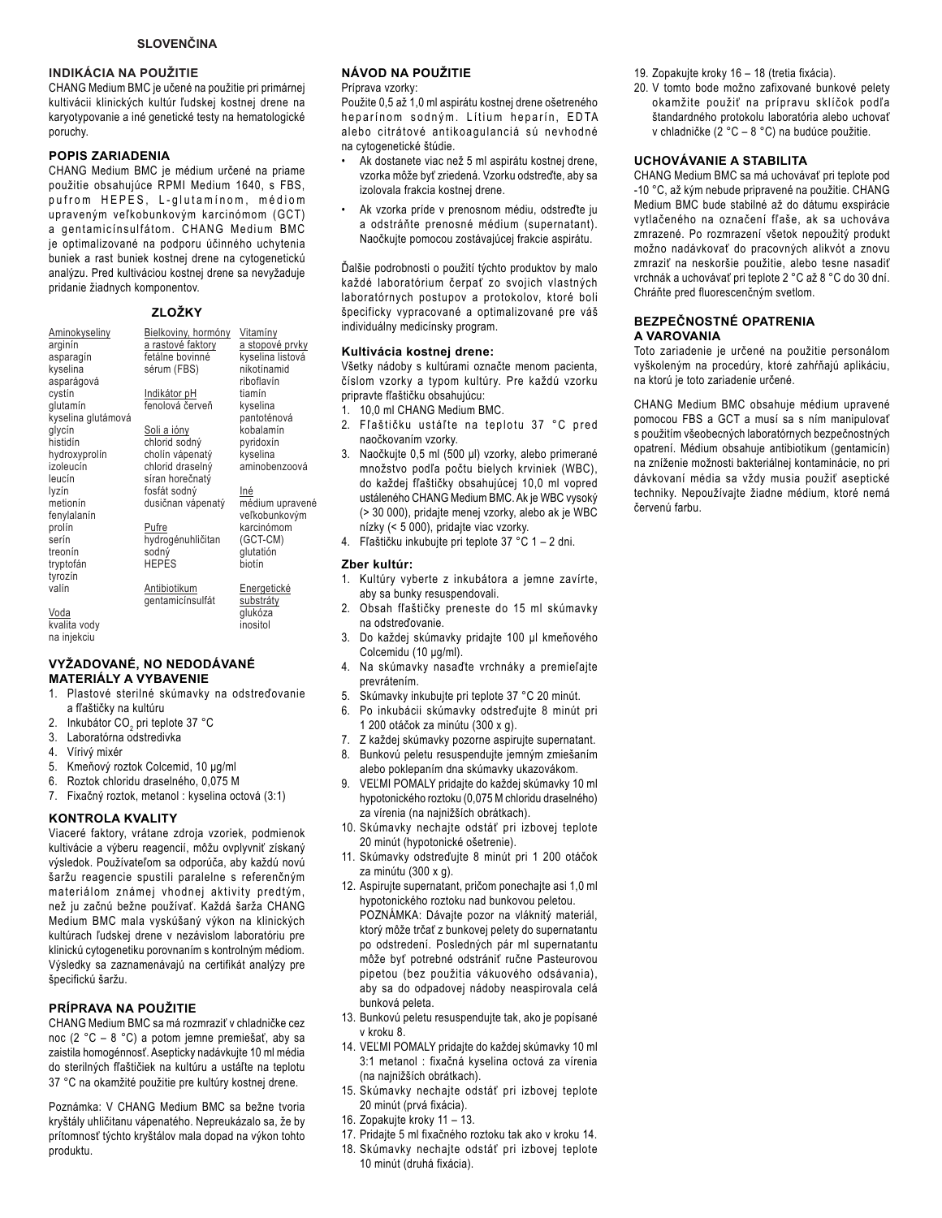## SLOVENČINA

### INDIKÁCIA NA POUŽITIE

CHANG Medium BMC je učené na použitie pri primárnej kultivácii klinických kultúr ľudskej kostnej drene na karyotypovanie a iné genetické testy na hematologické poruchy.

### POPIS ZARIADENIA

CHANG Medium BMC je médium určené na priame použitie obsahujúce RPMI Medium 1640, s FBS, pufrom HEPES, L-glutamínom, médiom upraveným veľkobunkovým karcinómom (GCT) a gentamicínsulfátom. CHANG Medium BMC je optimalizované na podporu účinného uchytenia buniek a rast buniek kostnej drene na cytogenetickú analýzu. Pred kultiváciou kostnej drene sa nevyžaduje pridanie žiadnych komponentov.

### ZLOŽKY

| Aminokyseliny | Bielkoviny, hormóny a rastové faktory | Vitamíny a stopové prvky |
|---|---|---|
| arginín | fetálne bovinné sérum (FBS) | kyselina listová |
| asparagín | | nikotínamid |
| kyselina asparágová | | riboflavín |
| cystín | Indikátor pH | tiamín |
| glutamín | fenolová červeň | kyselina pantoténová |
| kyselina glutámová | | kobalamín |
| glycín | Soli a ióny | pyridoxín |
| histidín | chlorid sodný | kyselina aminobenzoová |
| hydroxyprolín | cholín vápenatý | |
| izoleucín | chlorid draselný | |
| leucín | síran horečnatý | Iné |
| lyzín | fosfát sodný | médium upravené veľkobunkovým karcinómom (GCT-CM) |
| metionín | dusičnan vápenatý | glutatión |
| fenylalanín | | biotín |
| prolín | Pufre | |
| serín | hydrogénuhličitan sodný | Energetické substráty |
| treonín | HEPES | glukóza |
| tryptofán | | inositol |
| tyrozín | Antibiotikum | |
| valín | gentamicínsulfát | |
| Voda | | |
| kvalita vody na injekciu | | |

### VYŽADOVANÉ, NO NEDODÁVANÉ MATERIÁLY A VYBAVENIE

1. Plastové sterilné skúmavky na odstreďovanie a fľaštičky na kultúru
2. Inkubátor $CO_2$ pri teplote 37 °C
3. Laboratórna odstredivka
4. Vírivý mixér
5. Kmeňový roztok Colcemid, 10 µg/ml
6. Roztok chloridu draselného, 0,075 M
7. Fixačný roztok, metanol : kyselina octová (3:1)

### KONTROLA KVALITY

Viaceré faktory, vrátane zdroja vzoriek, podmienok kultivácie a výberu reagencií, môžu ovplyvniť získaný výsledok. Používateľom sa odporúča, aby každú novú šaržu reagencie spustili paralelne s referenčným materiálom známej vhodnej aktivity predtým, než ju začnú bežne používať. Každá šarža CHANG Medium BMC mala vyskúšaný výkon na klinických kultúrach ľudskej kostnej drene v nezávislom laboratóriu pre klinickú cytogenetiku porovnaním s kontrolným médiom. Výsledky sa zaznamenávajú na certifikát analýzy pre špecifickú šaržu.

### PRÍPRAVA NA POUŽITIE

CHANG Medium BMC sa má rozmraziť v chladničke cez noc (2 °C – 8 °C) a potom jemne premiešať, aby sa zaistila homogénnosť. Asepticky nadávkujte 10 ml média do sterilných fľaštičiek na kultúru a ustáľte na teplotu 37 °C na okamžité použitie pre kultúry kostnej drene.

Poznámka: V CHANG Medium BMC sa bežne tvoria kryštály uhličitanu vápenatého. Nepreukázalo sa, že by prítomnosť týchto kryštálov mala dopad na výkon tohto produktu.

### NÁVOD NA POUŽITIE

Príprava vzorky:

Použite 0,5 až 1,0 ml aspirátu kostnej drene ošetreného heparínom sodným. Lítium heparín, EDTA alebo citrátové antikoagulanciá sú nevhodné na cytogenetické štúdie.

- Ak dostanete viac než 5 ml aspirátu kostnej drene, vzorka môže byť zriedená. Vzorku odstreďte, aby sa izolovala frakcia kostnej drene.
- Ak vzorka príde v prenosnom médiu, odstreďte ju a odstráňte prenosné médium (supernatant). Naočkujte pomocou zostávajúcej frakcie aspirátu.

Ďalšie podrobnosti o použití týchto produktov by malo každé laboratórium čerpať zo svojich vlastných laboratórnych postupov a protokolov, ktoré boli špecificky vypracované a optimalizované pre váš individuálny medicínsky program.

#### Kultivácia kostnej drene:

Všetky nádoby s kultúrami označte menom pacienta, číslom vzorky a typom kultúry. Pre každú vzorku pripravte fľaštičky obsahujúcu:

1. 10,0 ml CHANG Medium BMC.
2. Fľaštičku ustáľte na teplotu 37 °C pred naočkovaním vzorky.
3. Naočkujte 0,5 ml (500 µl) vzorky, alebo primerané množstvo podľa počtu bielych krviniek (WBC), do každej fľaštičky obsahujúcej 10,0 ml vopred ustáleného CHANG Medium BMC. Ak je WBC vysoký (> 30 000), pridajte menej vzorky, alebo ak je WBC nízky (< 5 000), pridajte viac vzorky.
4. Fľaštičku inkubujte pri teplote 37 °C 1 – 2 dni.

#### Zber kultúr:

1. Kultúry vyberte z inkubátora a jemne zavírte, aby sa bunky resuspendovali.
2. Obsah fľaštičky preneste do 15 ml skúmavky na odstreďovanie.
3. Do každej skúmavky pridajte 100 µl kmeňového Colcemidu (10 µg/ml).
4. Na skúmavky nasaďte vrchnáky a premiešajte prevrátením.
5. Skúmavky inkubujte pri teplote 37 °C 20 minút.
6. Po inkubácii skúmavky odstreďujte 8 minút pri 1 200 otáčok za minútu (300 x g).
7. Z každej skúmavky pozorne aspirujte supernatant.
8. Bunkovú peletu resuspendujte jemným zmiešaním alebo poklepaním dna skúmavky ukazovákom.
9. VEĽMI POMALY pridajte do každej skúmavky 10 ml hypotonického roztoku (0,075 M chloridu draselného) za vírenia (na najnižších obrátkach).
10. Skúmavky nechajte odstáť pri izbovej teplote 20 minút (hypotonické ošetrenie).
11. Skúmavky odstreďujte 8 minút pri 1 200 otáčok za minútu (300 x g).
12. Aspirujte supernatant, pričom ponechajte asi 1,0 ml hypotonického roztoku nad bunkovou peletou. POZNÁMKA: Dávajte pozor na vláknitý materiál, ktorý môže trčať z bunkovej pelety do supernatantu po odstredení. Posledných pár ml supernatantu môže byť potrebné odstrániť ručne Pasteurovou pipetou (bez použitia vákuového odsávania), aby sa do odpadovej nádoby neaspirovala celá bunková peleta.
13. Bunkovú peletu resuspendujte tak, ako je popísané v kroku 8.
14. VEĽMI POMALY pridajte do každej skúmavky 10 ml 3:1 metanol : fixačná kyselina octová za vírenia (na najnižších obrátkach).
15. Skúmavky nechajte odstáť pri izbovej teplote 20 minút (prvá fixácia).
16. Zopakujte kroky 11 – 13.
17. Pridajte 5 ml fixačného roztoku tak ako v kroku 14.
18. Skúmavky nechajte odstáť pri izbovej teplote 10 minút (druhá fixácia).
19. Zopakujte kroky 16 – 18 (tretia fixácia).
20. V tomto bode možno zafixované bunkové pelety okamžite použiť na prípravu sklíčok podľa štandardného protokolu laboratória alebo uchovávať v chladničke (2 °C – 8 °C) na budúce použitie.

### UCHOVÁVANIE A STABILITA

CHANG Medium BMC sa má uchovávať pri teplote pod -10 °C, až kým nebude pripravené na použitie. CHANG Medium BMC bude stabilné až do dátumu exspirácie vytlačeného na označení fľaše, ak sa uchováva zmrazené. Po rozmrazení všetok nepoužitý produkt možno nadávkovať do pracovných alikvót a znovu zmraziť na neskoršie použitie, alebo tesne nasadiť vrchnák a uchovávať pri teplote 2 °C až 8 °C do 30 dní. Chráňte pred fluorescenčným svetlom.

### BEZPEČNOSTNÉ OPATRENIA A VAROVANIA

Toto zariadenie je určené na použitie personálom vyškoleným na procedúry, ktoré zahŕňajú aplikáciu, na ktorú je toto zariadenie určené.

CHANG Medium BMC obsahuje médium upravené pomocou FBS a GCT a musí sa s ním manipulovať s použitím všeobecných laboratórnych bezpečnostných opatrení. Médium obsahuje antibiotikum (gentamicín) na zníženie možnosti bakteriálnej kontaminácie, no pri dávkovaní média sa vždy musia použiť aseptické techniky. Nepoužívajte žiadne médium, ktoré nemá červenú farbu.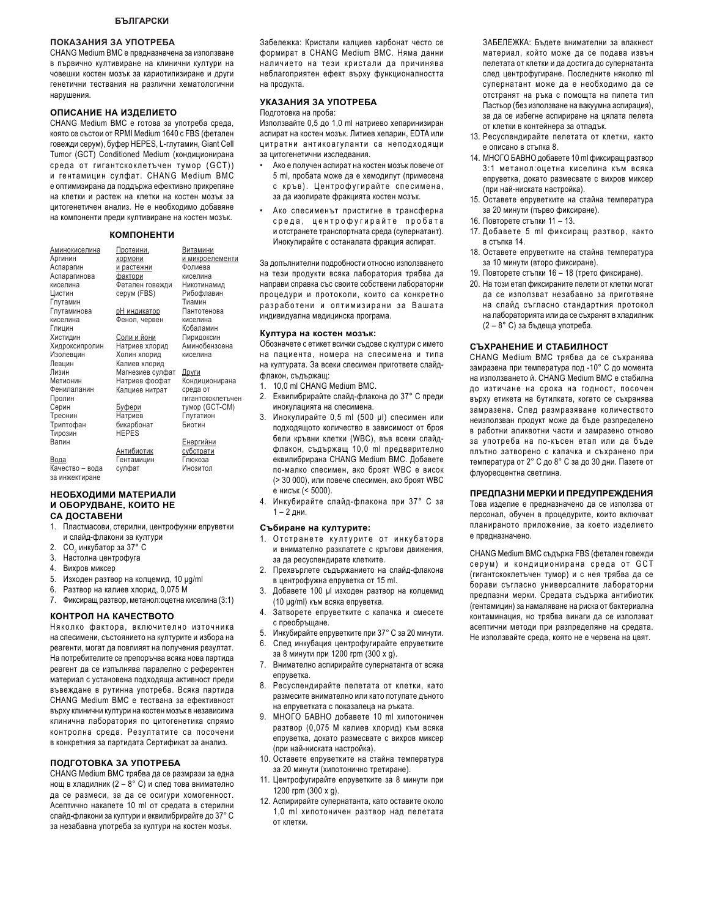## БЪЛГАРСКИ

### ПОКАЗАНИЯ ЗА УПОТРЕБА

CHANG Medium BMC е предназначена за използване в първично култивиране на клинични култури на човешки костен мозък за кариотипизиране и други генетични тествания на различни хематологични нарушения.

### ОПИСАНИЕ НА ИЗДЕЛИЕТО

CHANG Medium BMC е готова за употреба среда, която се състои от RPMI Medium 1640 с FBS (фетален говежди серум), буфер HEPES, L-глутамин, Giant Cell Tumor (GCT) Conditioned Medium (кондиционирана среда от гигантскоклетъчен тумор (GCT)) и гентамицин сулфат. CHANG Medium BMC е оптимизирана да поддържа ефективно прикрепяне на клетки и растеж на клетки на костен мозък за цитогенетичен анализ. Не е необходимо добавяне на компоненти преди култивиране на костен мозък.

### КОМПОНЕНТИ

| Аминокиселина | Протеини, хормони и растежни фактори | Витамини и микроелементи |
|---|---|---|
| Аргинин | Фетален говежди серум (FBS) | Фолиева киселина |
| Аспарагин | | Никотинамид |
| Аспарагинова киселина | **pH индикатор** | Рибофлавин |
| Цистин | Фенол, червен | Тиамин |
| Глутамин | | Пантотенова киселина |
| Глутаминова киселина | **Соли и йони** | Кобаламин |
| Глицин | Натриев хлорид | Пиридоксин |
| Хистидин | Холин хлорид | Аминобензоена киселина |
| Хидроксипролин | Калиев хлорид | |
| Изолевцин | Магнезиев сулфат | **Други** |
| Левцин | Натриев фосфат | Кондиционирана среда от гигантскоклетъчен тумор (GCT-CM) |
| Лизин | Калциев нитрат | Глутатион |
| Метионин | | Биотин |
| Фенилаланин | **Буфери** | |
| Пролин | Натриев бикарбонат | **Енергийни субстрати** |
| Серин | HEPES | Глюкоза |
| Треонин | | Инозитол |
| Триптофан | **Антибиотик** | |
| Тирозин | Гентамицин сулфат | |
| Валин | | |
| **Вода** | | |
| Качество – вода за инжектиране | | |

### НЕОБХОДИМИ МАТЕРИАЛИ И ОБОРУДВАНЕ, КОИТО НЕ СА ДОСТАВЕНИ

1. Пластмасови, стерилни, центрофужни епруветки и слайд-флакони за култури
2. $CO_2$ инкубатор за 37° C
3. Настолна центрофуга
4. Вихров миксер
5. Изходен разтвор на колцемид, 10 µg/ml
6. Разтвор на калиев хлорид, 0,075 M
7. Фиксиращ разтвор, метанол:оцетна киселина (3:1)

### КОНТРОЛ НА КАЧЕСТВОТО

Няколко фактора, включително източника на спесимени, състоянието на културите и избора на реагенти, могат да повлияят на получения резултат. На потребителите се препоръчва всяка нова партида реагент да се изпълнява паралелно с референтен материал с установена подходяща активност преди въвеждане в рутинна употреба. Всяка партида CHANG Medium BMC е тествана за ефективност върху клинични култури на костен мозък в независима клинична лаборатория по цитогенетика спрямо контролна среда. Резултатите са посочени в конкретния за партидата Сертификат за анализ.

### ПОДГОТОВКА ЗА УПОТРЕБА

CHANG Medium BMC трябва да се размрази за една нощ в хладилник (2 – 8° C) и след това внимателно да се размеси, за да се осигури хомогенност. Асептично накапете 10 ml от средата в стерилни слайд-флакони за култури и еквилибрирайте до 37° C за незабавна употреба за култури на костен мозък.

Забележка: Кристали калциев карбонат често се формират в CHANG Medium BMC. Няма данни наличието на тези кристали да причинява неблагоприятен ефект върху функционалността на продукта.

### УКАЗАНИЯ ЗА УПОТРЕБА

Подготовка на проба:

Използвайте 0,5 до 1,0 ml натриево хепаринизиран аспират на костен мозък. Литиев хепарин, EDTA или цитратни антикоагуланти са неподходящи за цитогенетични изследвания.

- Ако е получен аспират на костен мозък повече от 5 ml, пробата може да е хемодилут (примесена с кръв). Центрофугирайте спесимена, за да изолирате фракцията костен мозък.
- Ако спесименът пристигне в трансферна среда, центрофугирайте пробата и отстранете транспортната среда (супернатант). Инокулирайте с останалата фракция аспират.

За допълнителни подробности относно използването на тези продукти всяка лаборатория трябва да направи справка със своите собствени лабораторни процедури и протоколи, които са конкретно разработени и оптимизирани за Вашата индивидуална медицинска програма.

#### Култура на костен мозък:

Обозначете с етикет всички съдове с култури с името на пациента, номера на спесимена и типа на културата. За всеки спесимен пригответе слайд-флакон, съдържащ:

1. 10,0 ml CHANG Medium BMC.
2. Еквилибрирайте слайд-флакона до 37° C преди инокулацията на спесимена.
3. Инокулирайте 0,5 ml (500 µl) спесимен или подходящото количество в зависимост от броя бели кръвни клетки (WBC), във всеки слайд-флакон, съдържащ 10,0 ml предварително еквилибрирана CHANG Medium BMC. Добавете по-малко спесимен, ако броят WBC е висок (> 30 000), или повече спесимен, ако броят WBC е нисък (< 5000).
4. Инкубирайте слайд-флакона при 37° C за 1 – 2 дни.

#### Събиране на културите:

1. Отстранете културите от инкубатора и внимателно разклатете с кръгови движения, за да ресуспендирате клетките.
2. Прехвърлете съдържанието на слайд-флакона в центрофужна епруветка от 15 ml.
3. Добавете 100 µl изходен разтвор на колцемид (10 µg/ml) към всяка епруветка.
4. Затворете епруветките с капачка и смесете с преобръщане.
5. Инкубирайте епруветките при 37° C за 20 минути.
6. След инкубация центрофугирайте епруветките за 8 минути при 1200 rpm (300 x g).
7. Внимателно аспирирайте супернатанта от всяка епруветка.
8. Ресуспендирайте пелетата от клетки, като размесите внимателно или като потупате дъното на епруветката с показалеца на ръката.
9. МНОГО БАВНО добавете 10 ml хипотоничен разтвор (0,075 M калиев хлорид) към всяка епруветка, докато размесвате с вихров миксер (при най-ниската настройка).
10. Оставете епруветките на стайна температура за 20 минути (хипотонично третиране).
11. Центрофугирайте епруветките за 8 минути при 1200 rpm (300 x g).
12. Аспирирайте супернатанта, като оставите около 1,0 ml хипотоничен разтвор над пелетата от клетки.

    ЗАБЕЛЕЖКА: Бъдете внимателни за влакнест материал, който може да се подава извън пелетата от клетки и да достига до супернатанта след центрофугиране. Последните няколко ml супернатант може да е необходимо да се отстранят на ръка с помощта на пипета тип Пастьор (без използване на вакуумна аспирация), за да се избегне аспириране на цялата пелета от клетки в контейнера за отпадък.
13. Ресуспендирайте пелетата от клетки, както е описано в стъпка 8.
14. МНОГО БАВНО добавете 10 ml фиксиращ разтвор 3:1 метанол:оцетна киселина към всяка епруветка, докато размесвате с вихров миксер (при най-ниската настройка).
15. Оставете епруветките на стайна температура за 20 минути (първо фиксиране).
16. Повторете стъпки 11 – 13.
17. Добавете 5 ml фиксиращ разтвор, както в стъпка 14.
18. Оставете епруветките на стайна температура за 10 минути (второ фиксиране).
19. Повторете стъпки 16 – 18 (трето фиксиране).
20. На този етап фиксираните пелети от клетки могат да се използват незабавно за приготвяне на слайд съгласно стандартния протокол на лабораторията или да се съхранят в хладилник (2 – 8° C) за бъдеща употреба.

### СЪХРАНЕНИЕ И СТАБИЛНОСТ

CHANG Medium BMC трябва да се съхранява замразена при температура под -10° C до момента на използването й. CHANG Medium BMC е стабилна до изтичане на срока на годност, посочен върху етикета на бутилката, когато се съхранява замразена. След размразяване количеството неизползван продукт може да бъде разпределено в работни аликвотни части и замразено отново за употреба на по-късен етап или да бъде плътно затворено с капачка и съхранено при температура от 2° C до 8° C за до 30 дни. Пазете от флуоресцентна светлина.

### ПРЕДПАЗНИ МЕРКИ И ПРЕДУПРЕЖДЕНИЯ

Това изделие е предназначено да се използва от персонал, обучен в процедурите, които включват планираното приложение, за което изделието е предназначено.

CHANG Medium BMC съдържа FBS (фетален говежди серум) и кондиционирана среда от GCT (гигантскоклетъчен тумор) и с нея трябва да се борави съгласно универсалните лабораторни предпазни мерки. Средата съдържа антибиотик (гентамицин) за намаляване на риска от бактериална контаминация, но трябва винаги да се използват асептични методи при разпределяне на средата. Не използвайте среда, която не е червена на цвят.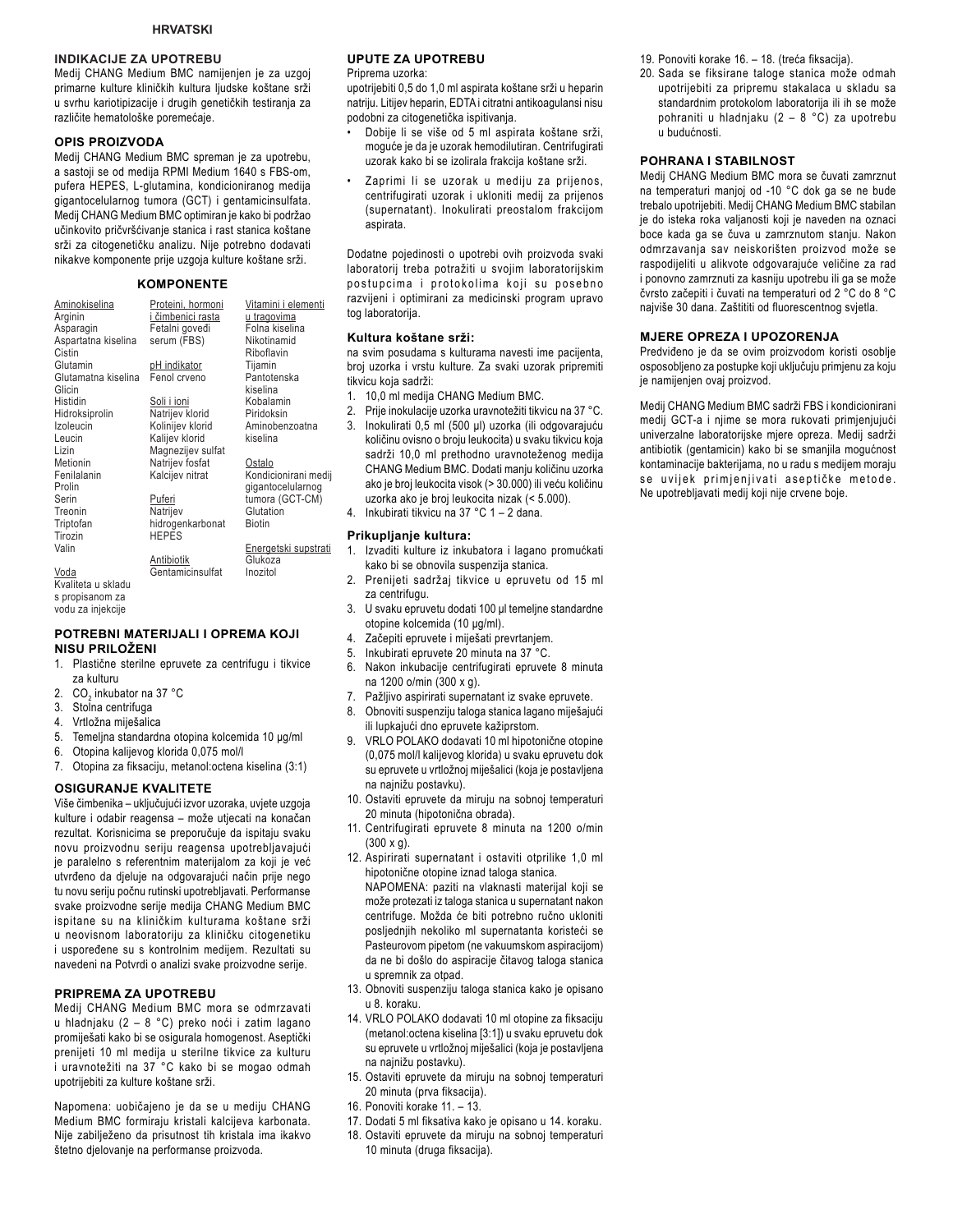**HRVATSKI**

## INDIKACIJE ZA UPOTREBU

Medij CHANG Medium BMC namijenjen je za uzgoj primarne kulture kliničkih kultura ljudske koštane srži u svrhu kariotipizacije i drugih genetičkih testiranja za različite hematološke poremećaje.

## OPIS PROIZVODA

Medij CHANG Medium BMC spreman je za upotrebu, a sastoji se od medija RPMI Medium 1640 s FBS-om, pufera HEPES, L-glutamina, kondicioniranog medija gigantocelularnog tumora (GCT) i gentamicinsulfata. Medij CHANG Medium BMC optimiran je kako bi podržao učinkovito pričvršćivanje stanica i rast stanica koštane srži za citogenetičku analizu. Nije potrebno dodavati nikakve komponente prije uzgoja kulture koštane srži.

### KOMPONENTE

| Aminokiselina | Proteini, hormoni i čimbenici rasta | Vitamini i elementi u tragovima |
|---|---|---|
| Arginin | Fetalni goveđi serum (FBS) | Folna kiselina |
| Asparagin | | Nikotinamid |
| Aspartatna kiselina | | Riboflavin |
| Cistin | **pH indikator** | Tijamin |
| Glutamin | Fenol crveno | Pantotenska kiselina |
| Glutamatna kiselina | | Kobalamin |
| Glicin | **Soli i ioni** | Piridoksin |
| Histidin | Natrijev klorid | Aminobenzoatna kiselina |
| Hidroksiprolin | Kolinijev klorid | |
| Izoleucin | Kalijev klorid | **Ostalo** |
| Leucin | Magnezijev sulfat | Kondicionirani medij gigantocelularnog tumora (GCT-CM) |
| Lizin | Natrijev fosfat | Glutation |
| Metionin | Kalcijev nitrat | Biotin |
| Fenilalanin | | |
| Prolin | **Puferi** | **Energetski supstrati** |
| Serin | Natrijev hidrogenkarbonat | Glukoza |
| Treonin | HEPES | Inozitol |
| Triptofan | | |
| Tirozin | **Antibiotik** | |
| Valin | Gentamicinsulfat | |
| **Voda** | | |
| Kvaliteta u skladu s propisanom za vodu za injekcije | | |

## POTREBNI MATERIJALI I OPREMA KOJI NISU PRILOŽENI

1. Plastične sterilne epruvete za centrifugu i tikvice za kulturu
2. $CO_2$ inkubator na 37 °C
3. Stolna centrifuga
4. Vrtložna miješalica
5. Temeljna standardna otopina kolcemida 10 µg/ml
6. Otopina kalijevog klorida 0,075 mol/l
7. Otopina za fiksaciju, metanol:octena kiselina (3:1)

## OSIGURANJE KVALITETE

Više čimbenika – uključujući izvor uzoraka, uvjete uzgoja kulture i odabir reagensa – može utjecati na konačan rezultat. Korisnicima se preporučuje da ispitaju svaku novu proizvodnu seriju reagensa upotrebljavajući je paralelno s referentnim materijalom za koji je već utvrđeno da djeluje na odgovarajući način prije nego tu novu seriju počnu rutinski upotrebljavati. Performanse svake proizvodne serije medija CHANG Medium BMC ispitane su na kliničkim kulturama koštane srži u neovisnom laboratoriju za kliničku citogenetiku i uspoređene su s kontrolnim medijem. Rezultati su navedeni na Potvrdi o analizi svake proizvodne serije.

## PRIPREMA ZA UPOTREBU

Medij CHANG Medium BMC mora se odmrzavati u hladnjaku (2 – 8 °C) preko noći i zatim lagano promiješati kako bi se osigurala homogenost. Aseptički prenijeti 10 ml medija u sterilne tikvice za kulturu i uravnotežiti na 37 °C kako bi se mogao odmah upotrijebiti za kulture koštane srži.

Napomena: uobičajeno je da se u mediju CHANG Medium BMC formiraju kristali kalcijeva karbonata. Nije zabilježeno da prisutnost tih kristala ima ikakvo štetno djelovanje na performanse proizvoda.

## UPUTE ZA UPOTREBU

Priprema uzorka:

upotrijebiti 0,5 do 1,0 ml aspirata koštane srži u heparin natriju. Litijev heparin, EDTA i citratni antikoagulansi nisu podobni za citogenetička ispitivanja.

- Dobije li se više od 5 ml aspirata koštane srži, moguće je da je uzorak hemodilutiran. Centrifugirati uzorak kako bi se izolirala frakcija koštane srži.
- Zaprimi li se uzorak u mediju za prijenos, centrifugirati uzorak i ukloniti medij za prijenos (supernatant). Inokulirati preostalom frakcijom aspirata.

Dodatne pojedinosti o upotrebi ovih proizvoda svaki laboratorij treba potražiti u svojim laboratorijskim postupcima i protokolima koji su posebno razvijeni i optimirani za medicinski program upravo tog laboratorija.

### Kultura koštane srži:

na svim posudama s kulturama navesti ime pacijenta, broj uzorka i vrstu kulture. Za svaki uzorak pripremiti tikvicu koja sadrži:

1. 10,0 ml medija CHANG Medium BMC.
2. Prije inokulacije uzorka uravnotežiti tikvicu na 37 °C.
3. Inokulirati 0,5 ml (500 µl) uzorka (ili odgovarajuću količinu ovisno o broju leukocita) u svaku tikvicu koja sadrži 10,0 ml prethodno uravnoteženog medija CHANG Medium BMC. Dodati manju količinu uzorka ako je broj leukocita visok (> 30.000) ili veću količinu uzorka ako je broj leukocita nizak (< 5.000).
4. Inkubirati tikvicu na 37 °C 1 – 2 dana.

### Prikupljanje kultura:

1. Izvaditi kulture iz inkubatora i lagano promućkati kako bi se obnovila suspenzija stanica.
2. Prenijeti sadržaj tikvice u epruvetu od 15 ml za centrifugu.
3. U svaku epruvetu dodati 100 µl temeljne standardne otopine kolcemida (10 µg/ml).
4. Začepiti epruvete i miješati prevrtanjem.
5. Inkubirati epruvete 20 minuta na 37 °C.
6. Nakon inkubacije centrifugirati epruvete 8 minuta na 1200 o/min (300 x g).
7. Pažljivo aspirirati supernatant iz svake epruvete.
8. Obnoviti suspenziju taloga stanica lagano miješajući ili lupkajući dno epruvete kažiprstom.
9. VRLO POLAKO dodavati 10 ml hipotonične otopine (0,075 mol/l kalijevog klorida) u svaku epruvetu dok su epruvete u vrtložnoj miješalici (koja je postavljena na najnižu postavku).
10. Ostaviti epruvete da miruju na sobnoj temperaturi 20 minuta (hipotonična obrada).
11. Centrifugirati epruvete 8 minuta na 1200 o/min (300 x g).
12. Aspirirati supernatant i ostaviti otprilike 1,0 ml hipotonične otopine iznad taloga stanica.
    NAPOMENA: paziti na vlaknasti materijal koji se može protezati iz taloga stanica u supernatant nakon centrifuge. Možda će biti potrebno ručno ukloniti posljednjih nekoliko ml supernatanta koristeći se Pasteurovom pipetom (ne vakuumskom aspiracijom) da ne bi došlo do aspiracije čitavog taloga stanica u spremnik za otpad.
13. Obnoviti suspenziju taloga stanica kako je opisano u 8. koraku.
14. VRLO POLAKO dodavati 10 ml otopine za fiksaciju (metanol:octena kiselina [3:1]) u svaku epruvetu dok su epruvete u vrtložnoj miješalici (koja je postavljena na najnižu postavku).
15. Ostaviti epruvete da miruju na sobnoj temperaturi 20 minuta (prva fiksacija).
16. Ponoviti korake 11. – 13.
17. Dodati 5 ml fiksativa kako je opisano u 14. koraku.
18. Ostaviti epruvete da miruju na sobnoj temperaturi 10 minuta (druga fiksacija).
19. Ponoviti korake 16. – 18. (treća fiksacija).
20. Sada se fiksirane taloge stanica može odmah upotrijebiti za pripremu stakalaca u skladu sa standardnim protokolom laboratorija ili ih se može pohraniti u hladnjaku (2 – 8 °C) za upotrebu u budućnosti.

## POHRANA I STABILNOST

Medij CHANG Medium BMC mora se čuvati zamrznut na temperaturi manjoj od -10 °C dok ga se ne bude trebalo upotrijebiti. Medij CHANG Medium BMC stabilan je do isteka roka valjanosti koji je naveden na oznaci boce kada ga se čuva u zamrznutom stanju. Nakon odmrzavanja sav neiskorišten proizvod može se raspodijeliti u alikvote odgovarajuće veličine za rad i ponovno zamrznuti za kasniju upotrebu ili ga se može čvrsto začepiti i čuvati na temperaturi od 2 °C do 8 °C najviše 30 dana. Zaštititi od fluorescentnog svjetla.

## MJERE OPREZA I UPOZORENJA

Predviđeno je da se ovim proizvodom koristi osoblje osposobljeno za postupke koji uključuju primjenu za koju je namijenjen ovaj proizvod.

Medij CHANG Medium BMC sadrži FBS i kondicionirani medij GCT-a i njime se mora rukovati primjenjujući univerzalne laboratorijske mjere opreza. Medij sadrži antibiotik (gentamicin) kako bi se smanjila mogućnost kontaminacije bakterijama, no u radu s medijem moraju se uvijek primjenjivati aseptičke metode. Ne upotrebljavati medij koji nije crvene boje.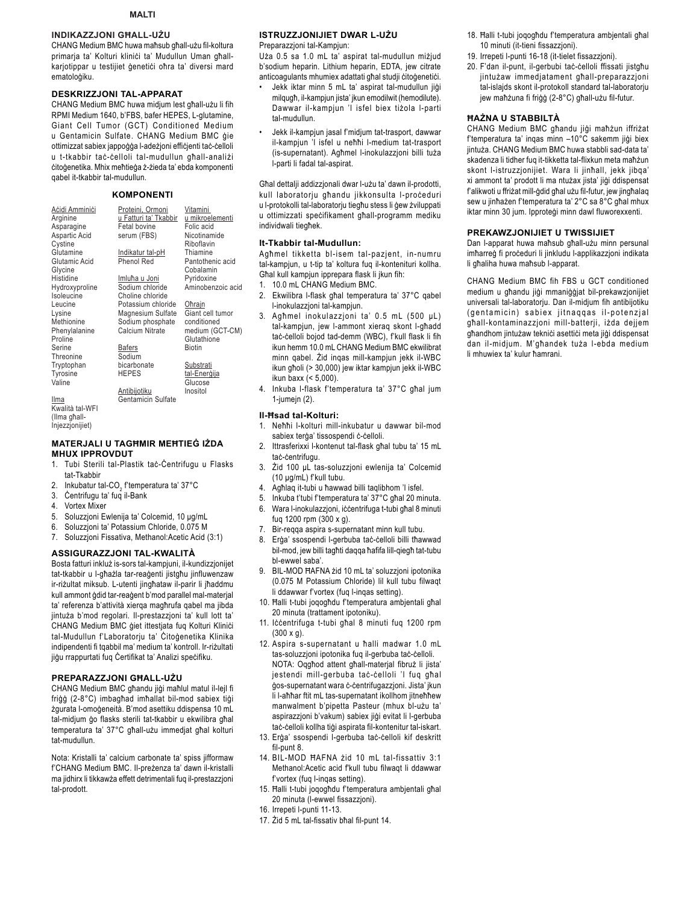# MALTI

## INDIKAZZJONI GĦALL-UŻU

CHANG Medium BMC huwa maħsub għall-użu fil-koltura primarja ta' Kolturi klinici ta' Mudullun Uman għall-karjotippar u testijiet ġenetiċi oħra ta' diversi mard ematoloġiku.

## DESKRIZZJONI TAL-APPARAT

CHANG Medium BMC huwa midjum lest għall-użu li fih RPMI Medium 1640, b'FBS, bafer HEPES, L-glutamine, Giant Cell Tumor (GCT) Conditioned Medium u Gentamicin Sulfate. CHANG Medium BMC ġie ottimizzat sabiex jappoġġa l-adeżjoni effiċjenti taċ-ċelloli u t-tkabbir taċ-ċelloli tal-mudullun għall-analiżi ċitoġenetika. Mhix meħtieġa ż-żieda ta' ebda komponenti qabel it-tkabbir tal-mudullun.

## KOMPONENTI

| Aċidi Amminiċi | Proteini, Ormoni u Fatturi ta' Tkabbir | Vitamini u mikroelementi |
|---|---|---|
| Arginine | Fetal bovine serum (FBS) | Folic acid |
| Asparagine | | Nicotinamide |
| Aspartic Acid | | Riboflavin |
| Cystine | | |
| Glutamine | Indikatur tal-pH | Thiamine |
| Glutamic Acid | Phenol Red | Pantothenic acid |
| Glycine | | Cobalamin |
| Histidine | Imluħa u Joni | Pyridoxine |
| Hydroxyproline | Sodium chloride | Aminobenzoic acid |
| Isoleucine | Choline chloride | |
| Leucine | Potassium chloride | Oħrajn |
| Lysine | Magnesium Sulfate | Giant cell tumor conditioned medium (GCT-CM) |
| Methionine | Sodium phosphate | |
| Phenylalanine | Calcium Nitrate | |
| Proline | | Glutathione |
| Serine | Bafers | Biotin |
| Threonine | Sodium bicarbonate | |
| Tryptophan | HEPES | Substrati tal-Enerġija |
| Tyrosine | | Glucose |
| Valine | Antibijotiku | Inositol |
| | Gentamicin Sulfate | |
| Ilma | | |
| Kwalità tal-WFI (Ilma għall-Injezzjonijiet) | | |

## MATERJALI U TAGĦMIR MEĦTIEĠ IŻDA MHUX IPPROVDUT

1. Tubi Sterili tal-Plastik taċ-Ċentrifugu u Flasks tat-Tkabbir
2. Inkubatur tal-$CO_2$ f'temperatura ta' 37°C
3. Ċentrifugu ta' fuq il-Bank
4. Vortex Mixer
5. Soluzzjoni Ewlenija ta' Colcemid, 10 µg/mL
6. Soluzzjoni ta' Potassium Chloride, 0.075 M
7. Soluzzjoni Fissativa, Methanol:Acetic Acid (3:1)

## ASSIGURAZZJONI TAL-KWALITÀ

Bosta fatturi inkluż is-sors tal-kampjuni, il-kundizzjonijet tat-tkabbir u l-għażla tar-reaġenti jistgħu jinfluwenzaw ir-riżultat miksub. L-utenti jingħataw il-parir li jħaddmu kull ammont ġdid tar-reaġent b'mod parallel mal-materjal ta' referenza b'attività xierqa magħrufa qabel ma jibda jintuża b'mod regolari. Il-prestazzjoni ta' kull lott ta' CHANG Medium BMC ġiet ittestjata fuq Kolturi Kliniċi tal-Mudullun f'Laboratorju ta' Ċitoġenetika Klinika indipendenti fi tqabbil ma' medium ta' kontroll. Ir-riżultati jiġu rrappurtati fuq Ċertifikat ta' Analizi speċifiku.

## PREPARAZZJONI GĦALL-UŻU

CHANG Medium BMC għandu jiġi maħlul matul il-lejl fi friġġ (2-8°C) imbagħad imħallat bil-mod sabiex tiġi żgurata l-omoġeneità. B'mod asettiku ddispensa 10 mL tal-midjum ġo flasks sterili tat-tkabbir u ekwilibra għal temperatura ta' 37°C għall-użu immedjat għal kolturi tat-mudullun.

Nota: Kristalli ta' calcium carbonate ta' spiss jifformaw f'CHANG Medium BMC. Il-preżenza ta' dawn il-kristalli ma jidhirx li tikkawża effett detrimentali fuq il-prestazzjoni tal-prodott.

## ISTRUZZJONIJIET DWAR L-UŻU

Preparazzjoni tal-Kampjun:

Uża 0.5 sa 1.0 mL ta' aspirat tal-mudullun miżjud b'sodium heparin. Lithium heparin, EDTA, jew citrate anticoagulants mhumiex adattati għal studji ċitoġenetiċi.

- Jekk iktar minn 5 mL ta' aspirat tal-mudullun jiġi milqugħ, il-kampjun jista' jkun emodilwit (hemodilute). Dawwar il-kampjun 'l isfel biex tiżola l-parti tal-mudullun.
- Jekk il-kampjun jasal f'midjum tat-trasport, dawwar il-kampjun 'l isfel u neħħi l-medium tat-trasport (is-supernatant). Agħmel l-inokulazzjoni billi tuża l-parti li fadal tal-aspirat.

Għal dettalji addizzjonali dwar l-użu ta' dawn il-prodotti, kull laboratorju għandu jikkonsulta l-proċeduri u l-protokolli tal-laboratorju tiegħu stess li ġew żviluppati u ottimizzati speċifikament għall-programm mediku individwali tiegħek.

### It-Tkabbir tal-Mudullun:

Agħmel tikketta bl-isem tal-pazjent, in-numru tal-kampjun, u t-tip ta' koltura fuq il-kontenituri kollha. Għal kull kampjun ipprepara flask li jkun fih:

1. 10.0 mL CHANG Medium BMC.
2. Ekwilibra l-flask għal temperatura ta' 37°C qabel l-inokulazzjoni tal-kampjun.
3. Agħmel inokulazzjoni ta' 0.5 mL (500 µL) tal-kampjun, jew l-ammont xieraq skont l-għadd taċ-ċelloli bojod tad-demm (WBC), f'kull flask li fih ikun hemm 10.0 mL CHANG Medium BMC ekwilibrat minn qabel. Żid inqas mill-kampjun jekk il-WBC ikun għoli (> 30,000) jew iktar kampjun jekk il-WBC ikun baxx (< 5,000).
4. Inkuba l-flask f'temperatura ta' 37°C għal jum 1-jumejn (2).

### Il-Ħsad tal-Kolturi:

1. Neħħi l-kolturi mill-inkubatur u dawwar bil-mod sabiex terġa' tissospendi ċ-ċelloli.
2. Ittrasferixxi l-kontenut tal-flask għal tubu ta' 15 mL taċ-ċentrifugu.
3. Żid 100 µL tas-soluzzjoni ewlenija ta' Colcemid (10 µg/mL) f'kull tubu.
4. Agħlaq it-tubi u ħawwad billi taqlibhom 'l isfel.
5. Inkuba t'tubi f'temperatura ta' 37°C għal 20 minuta.
6. Wara l-inokulazzjoni, iċċentrifuga t-tubi għal 8 minuti fuq 1200 rpm (300 x g).
7. Bir-reqqa aspira s-supernatant minn kull tubu.
8. Erġa' ssospendi l-gerbuba taċ-ċelloli billi tħawwad bil-mod, jew billi taghti daqqa ħafifa lill-qiegħ tat-tubu bl-ewwel saba'.
9. BIL-MOD ĦAFNA żid 10 mL ta' soluzzjoni ipotonika (0.075 M Potassium Chloride) lil kull tubu filwaqt li ddawwar f'vortex (fuq l-inqas setting).
10. Ħalli t-tubi joqogħdu f'temperatura ambjentali għal 20 minuta (trattament ipotoniku).
11. Iċċentrifuga t-tubi għal 8 minuti fuq 1200 rpm (300 x g).
12. Aspira s-supernatant u ħalli madwar 1.0 mL tas-soluzzjoni ipotonika fuq il-gerbuba taċ-ċelloli. NOTA: Oqgħod attent għall-materjal fibruż li jista' jestendi mill-gerbuba taċ-ċelloli 'l fuq għal ġos-supernatant wara ċ-ċentrifugazzjoni. Jista' jkun li l-aħħar ftit mL tas-supernatant ikollhom jitneħħew manwalment b'pipetta Pasteur (mhux bl-użu ta' aspirazzjoni b'vakum) sabiex jiġi evitat li l-gerbuba taċ-ċelloli kollha tiġi aspirata fil-kontenitur tal-iskart.
13. Erġa' ssospendi l-gerbuba taċ-ċelloli kif deskritt fil-punt 8.
14. BIL-MOD ĦAFNA żid 10 mL tal-fissattiv 3:1 Methanol:Acetic acid f'kull tubu filwaqt li ddawwar f'vortex (fuq l-inqas setting).
15. Ħalli t-tubi joqogħdu f'temperatura ambjentali għal 20 minuta (l-ewwel fissazzjoni).
16. Irrepeti l-punti 11-13.
17. Żid 5 mL tal-fissativ bħal fil-punt 14.
18. Ħalli t-tubi joqogħdu f'temperatura ambjentali għal 10 minuti (it-tieni fissazzjoni).
19. Irrepeti l-punti 16-18 (it-tielet fissazzjoni).
20. F'dan il-punt, il-gerbubi taċ-ċelloli ffissati jistgħu jintużaw immedjatament għall-preparazzjoni tal-islajds skont il-protokoll standard tal-laboratorju jew maħżuna fi friġġ (2-8°C) għall-użu fil-futur.

## ĦAŻNA U STABBILTÀ

CHANG Medium BMC għandu jiġi maħżun iffriżat f'temperatura ta' inqas minn –10°C sakemm jiġi biex jintuża. CHANG Medium BMC huwa stabbli sad-data ta' skadenza li tidher fuq it-tikketta tal-flixkun meta maħżun skont l-istruzzjonijiet. Wara li jinħall, jekk jibqa' xi ammont ta' prodott li ma ntużax jista' jiġi ddispensat f'alikwoti u ffriżat mill-ġdid għal użu fil-futur, jew jingħalaq sew u jinħażen f'temperatura ta' 2°C sa 8°C għal mhux iktar minn 30 jum. Ipproteġi minn dawl fluworexxenti.

## PREKAWZJONIJIET U TWISSIJIET

Dan l-apparat huwa maħsub għall-użu minn persunal imħarreġ fi proċeduri li jinkludu l-applikazzjoni indikata li għaliha huwa maħsub l-apparat.

CHANG Medium BMC fih FBS u GCT conditioned medium u għandu jiġi mmaniġġjat bil-prekawzjonijiet universali tal-laboratorju. Dan il-midjum fih antibijotiku (gentamicin) sabiex jitnaqqas il-potenzjal għall-kontaminazzjoni mill-batterji, iżda dejjem għandhom jintużaw teknici asettiċi meta jiġi ddispensat dan il-midjum. M'għandek tuża l-ebda medium li mhuwiex ta' kulur ħamrani.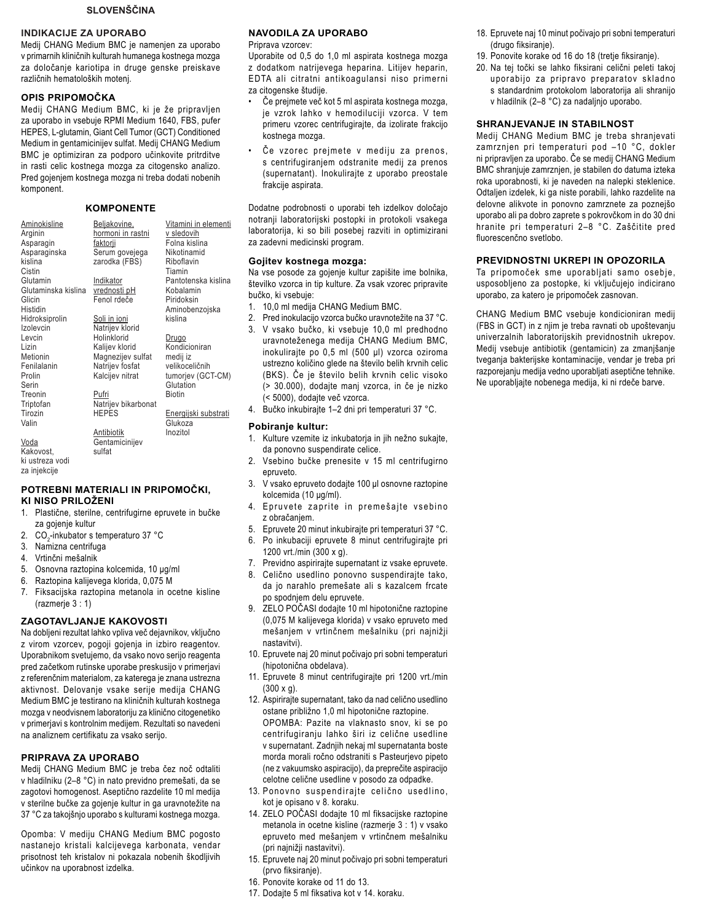**SLOVENŠČINA**

## INDIKACIJE ZA UPORABO

Medij CHANG Medium BMC je namenjen za uporabo v primarnih kliničnih kulturah humanega kostnega mozga za določanje kariotipa in druge genske preiskave različnih hematoloških motenj.

## OPIS PRIPOMOČKA

Medij CHANG Medium BMC, ki je že pripravljen za uporabo in vsebuje RPMI Medium 1640, FBS, pufer HEPES, L-glutamin, Giant Cell Tumor (GCT) Conditioned Medium in gentamicinijev sulfat. Medij CHANG Medium BMC je optimiziran za podporo učinkovite pritrditve in rasti celic kostnega mozga za citogensko analizo. Pred gojenjem kostnega mozga ni treba dodati nobenih komponent.

## KOMPONENTE

| | | |
|---|---|---|
| Aminokisline<br>Arginin<br>Asparagin<br>Asparaginska kislina<br>Cistin<br>Glutamin<br>Glutaminska kislina<br>Glicin<br>Histidin<br>Hidroksiprolin<br>Izolevcin<br>Levcin<br>Lizin<br>Metionin<br>Fenilalanin<br>Prolin<br>Serin<br>Treonin<br>Triptofan<br>Tirozin<br>Valin | Beljakovine, hormoni in rastni faktorji<br>Serum govejega zarodka (FBS)<br><br>Indikator vrednosti pH<br>Fenol rdeče<br><br>Soli in ioni<br>Natrijev klorid<br>Holinklorid<br>Kalijev klorid<br>Magnezijev sulfat<br>Natrijev fosfat<br>Kalcijev nitrat<br><br>Pufri<br>Natrijev bikarbonat<br>HEPES | Vitamini in elementi v sledovih<br>Folna kislina<br>Nikotinamid<br>Riboflavin<br>Tiamin<br>Pantotenska kislina<br>Kobalamin<br>Piridoksin<br>Aminobenzojska kislina<br><br>Drugo<br>Kondicioniran medij iz velikoceličnih tumorjev (GCT-CM)<br>Glutation<br>Biotin |
| Voda<br>Kakovost, ki ustreza vodi za injekcije | Antibiotik<br>Gentamicinijev sulfat | Energijski substrati<br>Glukoza<br>Inozitol |

## POTREBNI MATERIALI IN PRIPOMOČKI, KI NISO PRILOŽENI

1. Plastične, sterilne, centrifugirne epruvete in bučke za gojenje kultur
2. $CO_2$-inkubator s temperaturo 37 °C
3. Namizna centrifuga
4. Vrtinčni mešalnik
5. Osnovna raztopina kolcemida, 10 µg/ml
6. Raztopina kalijevega klorida, 0,075 M
7. Fiksacijska raztopina metanola in ocetne kisline (razmerje 3 : 1)

## ZAGOTAVLJANJE KAKOVOSTI

Na dobljeni rezultat lahko vpliva več dejavnikov, vključno z virom vzorcev, pogoji gojenja in izbiro reagentov. Uporabnikom svetujemo, da vsako novo serijo reagenta pred začetkom rutinske uporabe preskusijo v primerjavi z referenčnim materialom, za katerega je znana ustrezna aktivnost. Delovanje vsake serije medija CHANG Medium BMC je testirano na kliničnih kulturah kostnega mozga v neodvisnem laboratoriju za klinično citogenetiko v primerjavi s kontrolnim medijem. Rezultati so navedeni na analiznem certifikatu za vsako serijo.

## PRIPRAVA ZA UPORABO

Medij CHANG Medium BMC je treba čez noč odtaliti v hladilniku (2–8 °C) in nato previdno premešati, da se zagotovi homogenost. Aseptično razdelite 10 ml medija v sterilne bučke za gojenje kultur in ga uravnovežite na 37 °C za takojšnjo uporabo s kulturami kostnega mozga.

Opomba: V mediju CHANG Medium BMC pogosto nastanejo kristali kalcijevega karbonata, vendar prisotnost teh kristalov ni pokazala nobenih škodljivih učinkov na uporabnost izdelka.

## NAVODILA ZA UPORABO

Priprava vzorcev:

Uporabite od 0,5 do 1,0 ml aspirata kostnega mozga z dodatkom natrijevega heparina. Litijev heparin, EDTA ali citratni antikoagulansi niso primerni za citogenske študije.

- Če prejmete več kot 5 ml aspirata kostnega mozga, je vzrok lahko v hemodiluciji vzorca. V tem primeru vzorec centrifugirajte, da izolirate frakcijo kostnega mozga.
- Če vzorec prejmete v mediju za prenos, s centrifugiranjem odstranite medij za prenos (supernatant). Inokulirajte z uporabo preostale frakcije aspirata.

Dodatne podrobnosti o uporabi teh izdelkov določajo notranji laboratorijski postopki in protokoli vsakega laboratorija, ki so bili posebej razviti in optimizirani za zadevni medicinski program.

### Gojitev kostnega mozga:

Na vse posode za gojenje kultur zapišite ime bolnika, številko vzorca in tip kulture. Za vsak vzorec pripravite bučko, ki vsebuje:

1. 10,0 ml medija CHANG Medium BMC.
2. Pred inokulacijo vzorca bučko uravnovežite na 37 °C.
3. V vsako bučko, ki vsebuje 10,0 ml predhodno uravnoteženega medija CHANG Medium BMC, inokulirajte po 0,5 ml (500 µl) vzorca oziroma ustrezno količino glede na število belih krvnih celic (BKS). Če je število belih krvnih celic visoko (> 30.000), dodajte manj vzorca, in če je nizko (< 5000), dodajte več vzorca.
4. Bučko inkubirajte 1–2 dni pri temperaturi 37 °C.

### Pobiranje kultur:

1. Kulture vzemite iz inkubatorja in jih nežno sukajte, da ponovno suspendirate celice.
2. Vsebino bučke prenesite v 15 ml centrifugirno epruveto.
3. V vsako epruveto dodajte 100 µl osnovne raztopine kolcemida (10 µg/ml).
4. Epruvete zaprite in premešajte vsebino z obračanjem.
5. Epruvete 20 minut inkubirajte pri temperaturi 37 °C.
6. Po inkubaciji epruvete 8 minut centrifugirajte pri 1200 vrt./min (300 x g).
7. Previdno aspirirajte supernatant iz vsake epruvete.
8. Celično usedlino ponovno suspendirajte tako, da jo narahlo premešate ali s kazalcem frcate po spodnjem delu epruvete.
9. ZELO POČASI dodajte 10 ml hipotonične raztopine (0,075 M kalijevega klorida) v vsako epruveto med mešanjem v vrtinčnem mešalniku (pri najnižji nastavitvi).
10. Epruvete naj 20 minut počivajo pri sobni temperaturi (hipotonična obdelava).
11. Epruvete 8 minut centrifugirajte pri 1200 vrt./min (300 x g).
12. Aspirirajte supernatant, tako da nad celično usedlino ostane približno 1,0 ml hipotonične raztopine.
    OPOMBA: Pazite na vlaknasto snov, ki se po centrifugiranju lahko širi iz celične usedline v supernatant. Zadnjih nekaj ml supernatanta boste morda morali ročno odstraniti s Pasteurjevo pipeto (ne z vakuumsko aspiracijo), da preprečite aspiracijo celotne celične usedline v posodo za odpadke.
13. Ponovno suspendirajte celično usedlino, kot je opisano v 8. koraku.
14. ZELO POČASI dodajte 10 ml fiksacijske raztopine metanola in ocetne kisline (razmerje 3 : 1) v vsako epruveto med mešanjem v vrtinčnem mešalniku (pri najnižji nastavitvi).
15. Epruvete naj 20 minut počivajo pri sobni temperaturi (prvo fiksiranje).
16. Ponovite korake od 11 do 13.
17. Dodajte 5 ml fiksativa kot v 14. koraku.
18. Epruvete naj 10 minut počivajo pri sobni temperaturi (drugo fiksiranje).
19. Ponovite korake od 16 do 18 (tretje fiksiranje).
20. Na tej točki se lahko fiksirani celični peleti takoj uporabijo za pripravo preparatov skladno s standardnim protokolom laboratorija ali shranijo v hladilnik (2–8 °C) za nadaljnjo uporabo.

## SHRANJEVANJE IN STABILNOST

Medij CHANG Medium BMC je treba shranjevati zamrznjen pri temperaturi pod –10 °C, dokler ni pripravljen za uporabo. Če se medij CHANG Medium BMC shranjuje zamrznjen, je stabilen do datuma izteka roka uporabnosti, ki je naveden na nalepki steklenice. Odtaljen izdelek, ki ga niste porabili, lahko razdelite na delovne alikvote in ponovno zamrznete za poznejšo uporabo ali pa dobro zaprete s pokrovčkom in do 30 dni hranite pri temperaturi 2–8 °C. Zaščitite pred fluorescenčno svetlobo.

## PREVIDNOSTNI UKREPI IN OPOZORILA

Ta pripomoček sme uporabljati samo osebje, usposobljeno za postopke, ki vključujejo indicirano uporabo, za katero je pripomoček zasnovan.

CHANG Medium BMC vsebuje kondicioniran medij (FBS in GCT) in z njim je treba ravnati ob upoštevanju univerzalnih laboratorijskih previdnostnih ukrepov. Medij vsebuje antibiotik (gentamicin) za zmanjšanje tveganja bakterijske kontaminacije, vendar je treba pri razporejanju medija vedno uporabljati aseptične tehnike. Ne uporabljajte nobenega medija, ki ni rdeče barve.